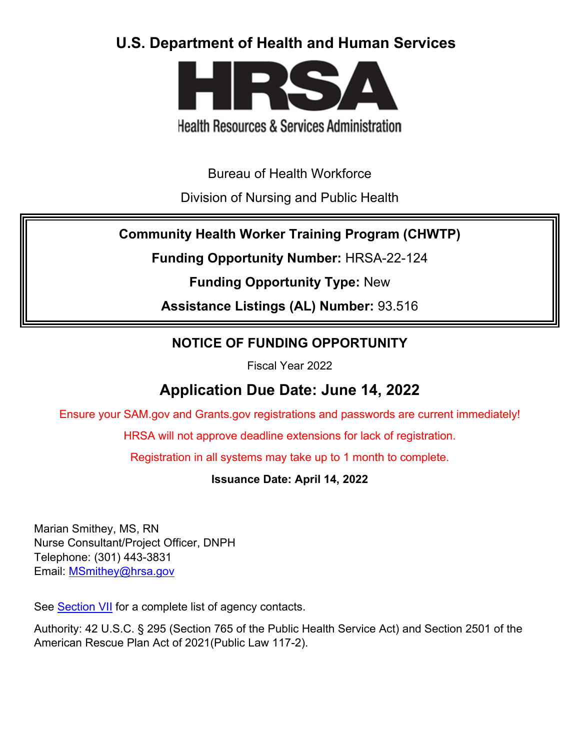# U.S. Department of Health and Human Services

**HRSA**

Health Resources & Services Administration

Bureau of Health Workforce

Division of Nursing and Public Health

**Community Health Worker Training Program (CHWTP)**

**Funding Opportunity Number:** HRSA-22-124

**Funding Opportunity Type:** New

**Assistance Listings (AL) Number:** 93.516

## NOTICE OF FUNDING OPPORTUNITY

Fiscal Year 2022

## Application Due Date: June 14, 2022

Ensure your SAM.gov and Grants.gov registrations and passwords are current immediately!

HRSA will not approve deadline extensions for lack of registration.

Registration in all systems may take up to 1 month to complete.

**Issuance Date: April 14, 2022**

Marian Smithey, MS, RN
Nurse Consultant/Project Officer, DNPH
Telephone: (301) 443-3831
Email: MSmithey@hrsa.gov

See Section VII for a complete list of agency contacts.

Authority: 42 U.S.C. § 295 (Section 765 of the Public Health Service Act) and Section 2501 of the American Rescue Plan Act of 2021(Public Law 117-2).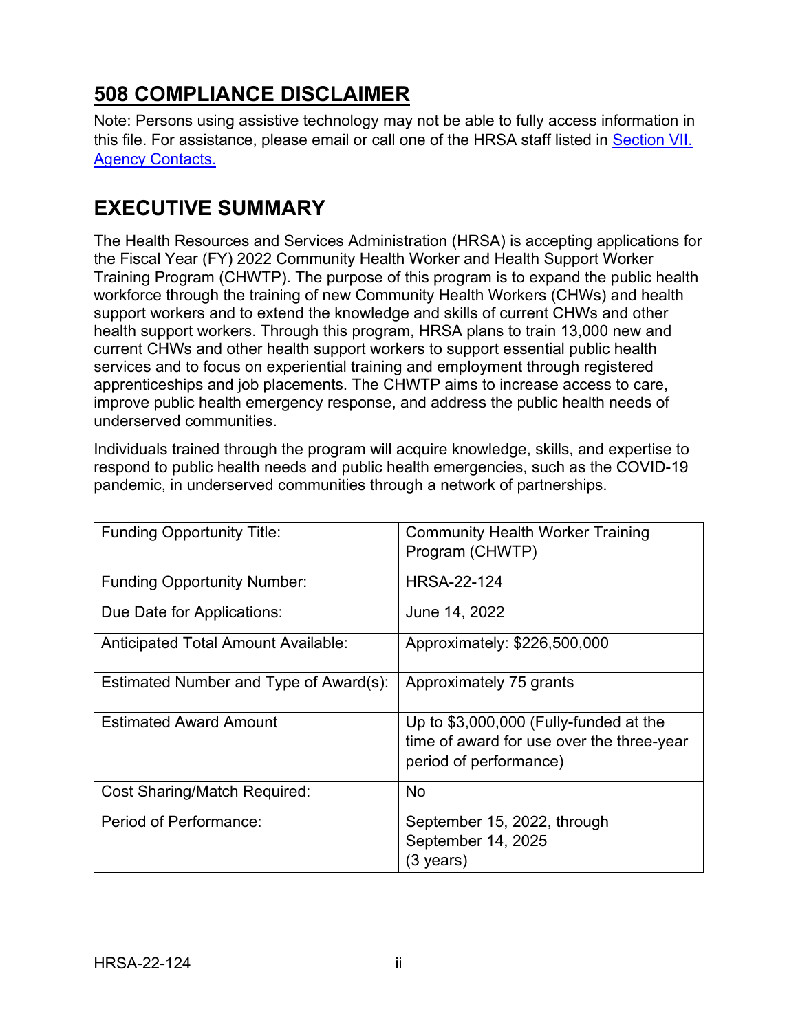## 508 COMPLIANCE DISCLAIMER

Note: Persons using assistive technology may not be able to fully access information in this file. For assistance, please email or call one of the HRSA staff listed in [Section VII. Agency Contacts.](#)

## EXECUTIVE SUMMARY

The Health Resources and Services Administration (HRSA) is accepting applications for the Fiscal Year (FY) 2022 Community Health Worker and Health Support Worker Training Program (CHWTP). The purpose of this program is to expand the public health workforce through the training of new Community Health Workers (CHWs) and health support workers and to extend the knowledge and skills of current CHWs and other health support workers. Through this program, HRSA plans to train 13,000 new and current CHWs and other health support workers to support essential public health services and to focus on experiential training and employment through registered apprenticeships and job placements. The CHWTP aims to increase access to care, improve public health emergency response, and address the public health needs of underserved communities.

Individuals trained through the program will acquire knowledge, skills, and expertise to respond to public health needs and public health emergencies, such as the COVID-19 pandemic, in underserved communities through a network of partnerships.

| | |
|---|---|
| Funding Opportunity Title: | Community Health Worker Training Program (CHWTP) |
| Funding Opportunity Number: | HRSA-22-124 |
| Due Date for Applications: | June 14, 2022 |
| Anticipated Total Amount Available: | Approximately: $226,500,000 |
| Estimated Number and Type of Award(s): | Approximately 75 grants |
| Estimated Award Amount | Up to $3,000,000 (Fully-funded at the time of award for use over the three-year period of performance) |
| Cost Sharing/Match Required: | No |
| Period of Performance: | September 15, 2022, through September 14, 2025 (3 years) |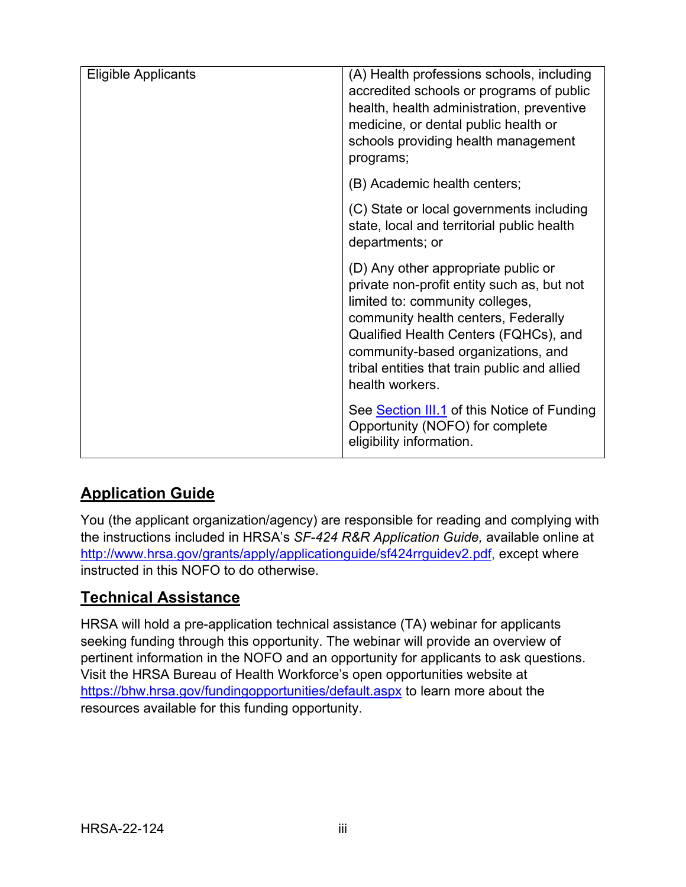| Eligible Applicants | (A) Health professions schools, including accredited schools or programs of public health, health administration, preventive medicine, or dental public health or schools providing health management programs;<br><br>(B) Academic health centers;<br><br>(C) State or local governments including state, local and territorial public health departments; or<br><br>(D) Any other appropriate public or private non-profit entity such as, but not limited to: community colleges, community health centers, Federally Qualified Health Centers (FQHCs), and community-based organizations, and tribal entities that train public and allied health workers.<br><br>See [Section III.1](#) of this Notice of Funding Opportunity (NOFO) for complete eligibility information. |
|---|---|

## Application Guide

You (the applicant organization/agency) are responsible for reading and complying with the instructions included in HRSA's *SF-424 R&R Application Guide,* available online at http://www.hrsa.gov/grants/apply/applicationguide/sf424rrguidev2.pdf, except where instructed in this NOFO to do otherwise.

## Technical Assistance

HRSA will hold a pre-application technical assistance (TA) webinar for applicants seeking funding through this opportunity. The webinar will provide an overview of pertinent information in the NOFO and an opportunity for applicants to ask questions. Visit the HRSA Bureau of Health Workforce's open opportunities website at https://bhw.hrsa.gov/fundingopportunities/default.aspx to learn more about the resources available for this funding opportunity.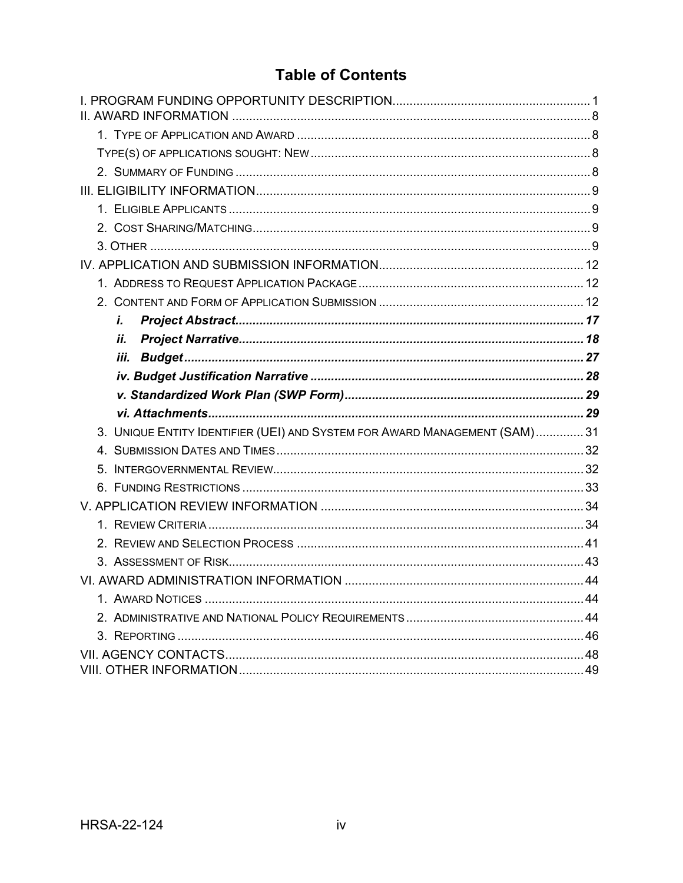# Table of Contents

I. PROGRAM FUNDING OPPORTUNITY DESCRIPTION .......... 1

II. AWARD INFORMATION .......... 8

- 1. TYPE OF APPLICATION AND AWARD .......... 8
- TYPE(S) OF APPLICATIONS SOUGHT: NEW .......... 8
- 2. SUMMARY OF FUNDING .......... 8

III. ELIGIBILITY INFORMATION .......... 9

- 1. ELIGIBLE APPLICANTS .......... 9
- 2. COST SHARING/MATCHING .......... 9
- 3. OTHER .......... 9

IV. APPLICATION AND SUBMISSION INFORMATION .......... 12

- 1. ADDRESS TO REQUEST APPLICATION PACKAGE .......... 12
- 2. CONTENT AND FORM OF APPLICATION SUBMISSION .......... 12
  - ***i. Project Abstract*** .......... 17
  - ***ii. Project Narrative*** .......... 18
  - ***iii. Budget*** .......... 27
  - ***iv. Budget Justification Narrative*** .......... 28
  - ***v. Standardized Work Plan (SWP Form)*** .......... 29
  - ***vi. Attachments*** .......... 29
- 3. UNIQUE ENTITY IDENTIFIER (UEI) AND SYSTEM FOR AWARD MANAGEMENT (SAM) .......... 31
- 4. SUBMISSION DATES AND TIMES .......... 32
- 5. INTERGOVERNMENTAL REVIEW .......... 32
- 6. FUNDING RESTRICTIONS .......... 33

V. APPLICATION REVIEW INFORMATION .......... 34

- 1. REVIEW CRITERIA .......... 34
- 2. REVIEW AND SELECTION PROCESS .......... 41
- 3. ASSESSMENT OF RISK .......... 43

VI. AWARD ADMINISTRATION INFORMATION .......... 44

- 1. AWARD NOTICES .......... 44
- 2. ADMINISTRATIVE AND NATIONAL POLICY REQUIREMENTS .......... 44
- 3. REPORTING .......... 46

VII. AGENCY CONTACTS .......... 48

VIII. OTHER INFORMATION .......... 49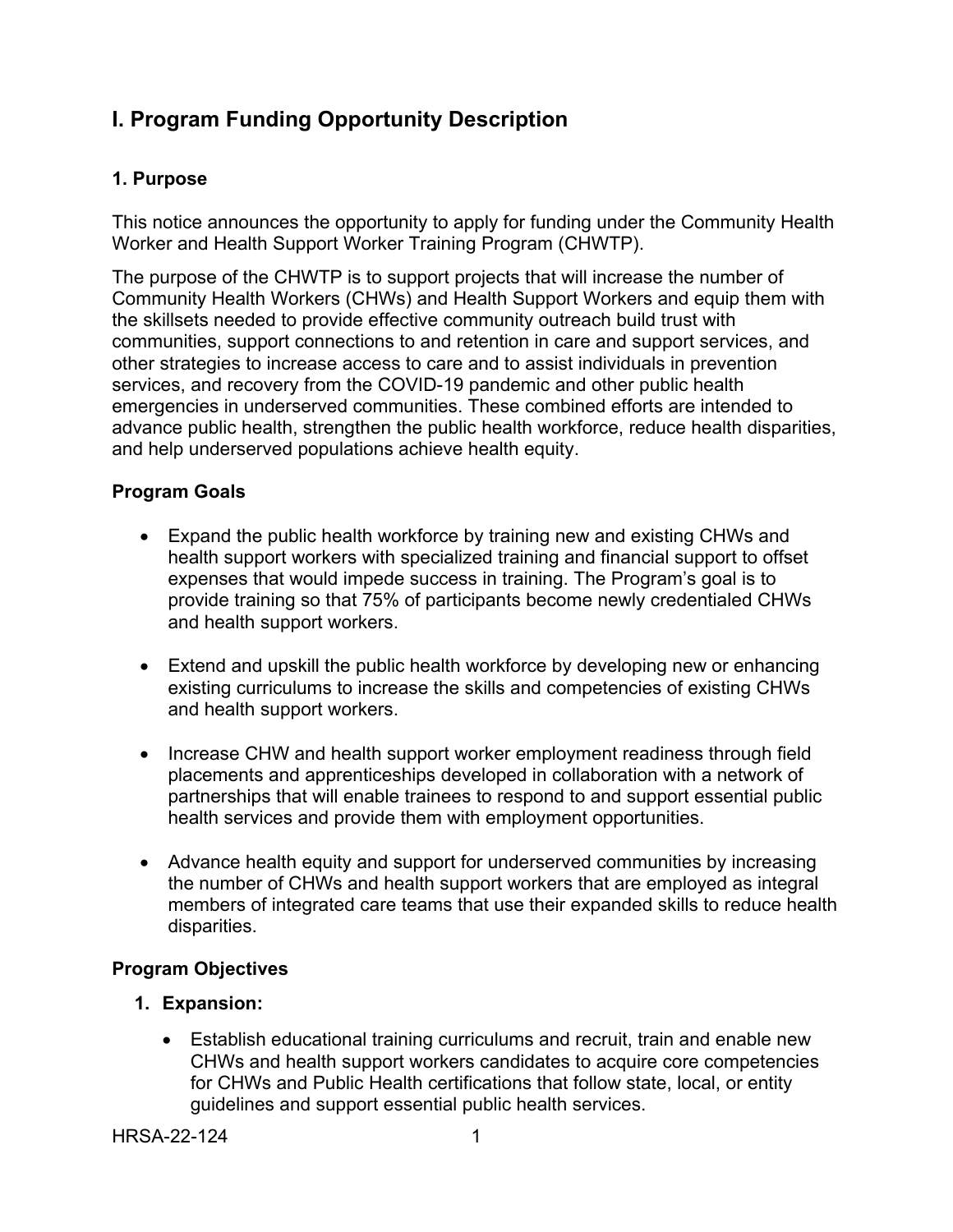# I. Program Funding Opportunity Description

## 1. Purpose

This notice announces the opportunity to apply for funding under the Community Health Worker and Health Support Worker Training Program (CHWTP).

The purpose of the CHWTP is to support projects that will increase the number of Community Health Workers (CHWs) and Health Support Workers and equip them with the skillsets needed to provide effective community outreach build trust with communities, support connections to and retention in care and support services, and other strategies to increase access to care and to assist individuals in prevention services, and recovery from the COVID-19 pandemic and other public health emergencies in underserved communities. These combined efforts are intended to advance public health, strengthen the public health workforce, reduce health disparities, and help underserved populations achieve health equity.

### Program Goals

- Expand the public health workforce by training new and existing CHWs and health support workers with specialized training and financial support to offset expenses that would impede success in training. The Program's goal is to provide training so that 75% of participants become newly credentialed CHWs and health support workers.
- Extend and upskill the public health workforce by developing new or enhancing existing curriculums to increase the skills and competencies of existing CHWs and health support workers.
- Increase CHW and health support worker employment readiness through field placements and apprenticeships developed in collaboration with a network of partnerships that will enable trainees to respond to and support essential public health services and provide them with employment opportunities.
- Advance health equity and support for underserved communities by increasing the number of CHWs and health support workers that are employed as integral members of integrated care teams that use their expanded skills to reduce health disparities.

### Program Objectives

1. **Expansion:**
   - Establish educational training curriculums and recruit, train and enable new CHWs and health support workers candidates to acquire core competencies for CHWs and Public Health certifications that follow state, local, or entity guidelines and support essential public health services.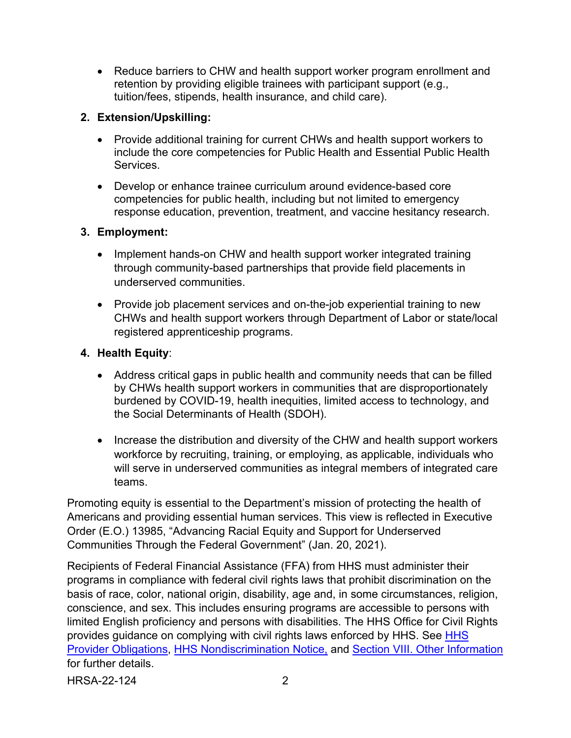- Reduce barriers to CHW and health support worker program enrollment and retention by providing eligible trainees with participant support (e.g., tuition/fees, stipends, health insurance, and child care).

2. **Extension/Upskilling:**

   - Provide additional training for current CHWs and health support workers to include the core competencies for Public Health and Essential Public Health Services.

   - Develop or enhance trainee curriculum around evidence-based core competencies for public health, including but not limited to emergency response education, prevention, treatment, and vaccine hesitancy research.

3. **Employment:**

   - Implement hands-on CHW and health support worker integrated training through community-based partnerships that provide field placements in underserved communities.

   - Provide job placement services and on-the-job experiential training to new CHWs and health support workers through Department of Labor or state/local registered apprenticeship programs.

4. **Health Equity**:

   - Address critical gaps in public health and community needs that can be filled by CHWs health support workers in communities that are disproportionately burdened by COVID-19, health inequities, limited access to technology, and the Social Determinants of Health (SDOH).

   - Increase the distribution and diversity of the CHW and health support workers workforce by recruiting, training, or employing, as applicable, individuals who will serve in underserved communities as integral members of integrated care teams.

Promoting equity is essential to the Department's mission of protecting the health of Americans and providing essential human services. This view is reflected in Executive Order (E.O.) 13985, "Advancing Racial Equity and Support for Underserved Communities Through the Federal Government" (Jan. 20, 2021).

Recipients of Federal Financial Assistance (FFA) from HHS must administer their programs in compliance with federal civil rights laws that prohibit discrimination on the basis of race, color, national origin, disability, age and, in some circumstances, religion, conscience, and sex. This includes ensuring programs are accessible to persons with limited English proficiency and persons with disabilities. The HHS Office for Civil Rights provides guidance on complying with civil rights laws enforced by HHS. See HHS Provider Obligations, HHS Nondiscrimination Notice, and Section VIII. Other Information for further details.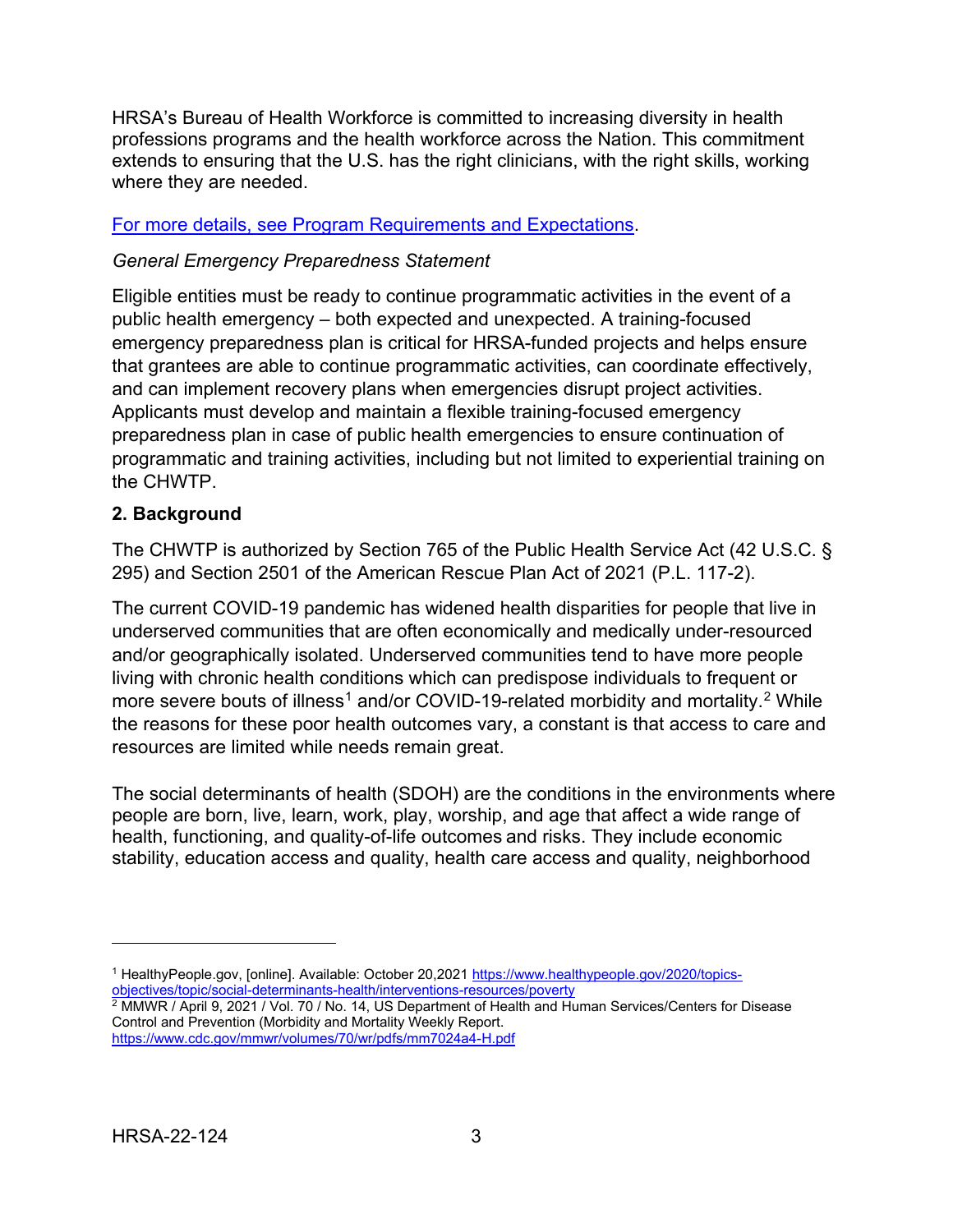HRSA's Bureau of Health Workforce is committed to increasing diversity in health professions programs and the health workforce across the Nation. This commitment extends to ensuring that the U.S. has the right clinicians, with the right skills, working where they are needed.

[For more details, see Program Requirements and Expectations](#).

*General Emergency Preparedness Statement*

Eligible entities must be ready to continue programmatic activities in the event of a public health emergency – both expected and unexpected. A training-focused emergency preparedness plan is critical for HRSA-funded projects and helps ensure that grantees are able to continue programmatic activities, can coordinate effectively, and can implement recovery plans when emergencies disrupt project activities. Applicants must develop and maintain a flexible training-focused emergency preparedness plan in case of public health emergencies to ensure continuation of programmatic and training activities, including but not limited to experiential training on the CHWTP.

## 2. Background

The CHWTP is authorized by Section 765 of the Public Health Service Act (42 U.S.C. § 295) and Section 2501 of the American Rescue Plan Act of 2021 (P.L. 117-2).

The current COVID-19 pandemic has widened health disparities for people that live in underserved communities that are often economically and medically under-resourced and/or geographically isolated. Underserved communities tend to have more people living with chronic health conditions which can predispose individuals to frequent or more severe bouts of illness[1] and/or COVID-19-related morbidity and mortality.[2] While the reasons for these poor health outcomes vary, a constant is that access to care and resources are limited while needs remain great.

The social determinants of health (SDOH) are the conditions in the environments where people are born, live, learn, work, play, worship, and age that affect a wide range of health, functioning, and quality-of-life outcomes and risks. They include economic stability, education access and quality, health care access and quality, neighborhood

---

[1] HealthyPeople.gov, [online]. Available: October 20,2021 https://www.healthypeople.gov/2020/topics-objectives/topic/social-determinants-health/interventions-resources/poverty

[2] MMWR / April 9, 2021 / Vol. 70 / No. 14, US Department of Health and Human Services/Centers for Disease Control and Prevention (Morbidity and Mortality Weekly Report. https://www.cdc.gov/mmwr/volumes/70/wr/pdfs/mm7024a4-H.pdf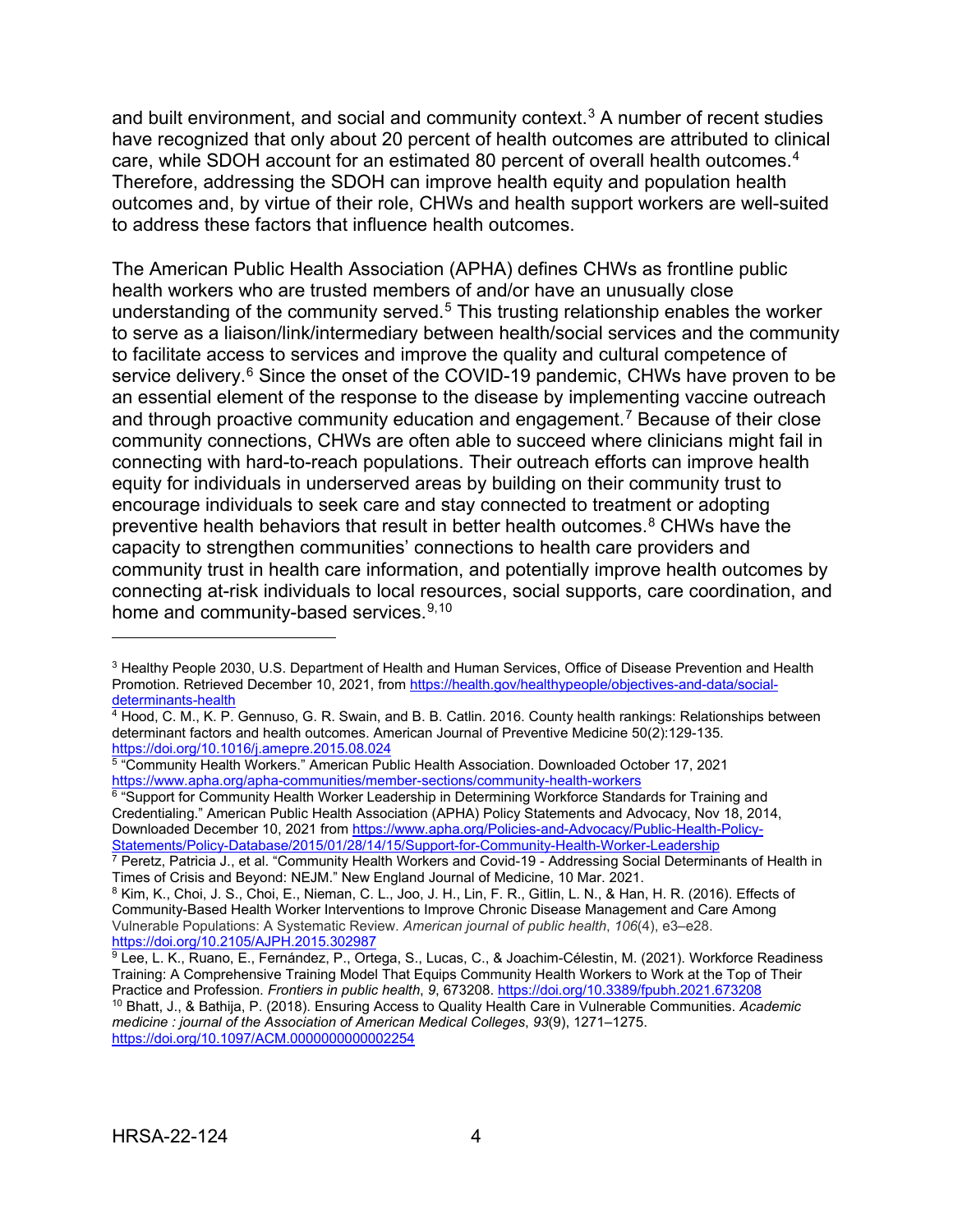and built environment, and social and community context.[3] A number of recent studies have recognized that only about 20 percent of health outcomes are attributed to clinical care, while SDOH account for an estimated 80 percent of overall health outcomes.[4] Therefore, addressing the SDOH can improve health equity and population health outcomes and, by virtue of their role, CHWs and health support workers are well-suited to address these factors that influence health outcomes.

The American Public Health Association (APHA) defines CHWs as frontline public health workers who are trusted members of and/or have an unusually close understanding of the community served.[5] This trusting relationship enables the worker to serve as a liaison/link/intermediary between health/social services and the community to facilitate access to services and improve the quality and cultural competence of service delivery.[6] Since the onset of the COVID-19 pandemic, CHWs have proven to be an essential element of the response to the disease by implementing vaccine outreach and through proactive community education and engagement.[7] Because of their close community connections, CHWs are often able to succeed where clinicians might fail in connecting with hard-to-reach populations. Their outreach efforts can improve health equity for individuals in underserved areas by building on their community trust to encourage individuals to seek care and stay connected to treatment or adopting preventive health behaviors that result in better health outcomes.[8] CHWs have the capacity to strengthen communities' connections to health care providers and community trust in health care information, and potentially improve health outcomes by connecting at-risk individuals to local resources, social supports, care coordination, and home and community-based services.[9,10]

---

[3] Healthy People 2030, U.S. Department of Health and Human Services, Office of Disease Prevention and Health Promotion. Retrieved December 10, 2021, from https://health.gov/healthypeople/objectives-and-data/social-determinants-health

[4] Hood, C. M., K. P. Gennuso, G. R. Swain, and B. B. Catlin. 2016. County health rankings: Relationships between determinant factors and health outcomes. American Journal of Preventive Medicine 50(2):129-135. https://doi.org/10.1016/j.amepre.2015.08.024

[5] "Community Health Workers." American Public Health Association. Downloaded October 17, 2021 https://www.apha.org/apha-communities/member-sections/community-health-workers

[6] "Support for Community Health Worker Leadership in Determining Workforce Standards for Training and Credentialing." American Public Health Association (APHA) Policy Statements and Advocacy, Nov 18, 2014, Downloaded December 10, 2021 from https://www.apha.org/Policies-and-Advocacy/Public-Health-Policy-Statements/Policy-Database/2015/01/28/14/15/Support-for-Community-Health-Worker-Leadership

[7] Peretz, Patricia J., et al. "Community Health Workers and Covid-19 - Addressing Social Determinants of Health in Times of Crisis and Beyond: NEJM." New England Journal of Medicine, 10 Mar. 2021.

[8] Kim, K., Choi, J. S., Choi, E., Nieman, C. L., Joo, J. H., Lin, F. R., Gitlin, L. N., & Han, H. R. (2016). Effects of Community-Based Health Worker Interventions to Improve Chronic Disease Management and Care Among Vulnerable Populations: A Systematic Review. *American journal of public health*, *106*(4), e3–e28. https://doi.org/10.2105/AJPH.2015.302987

[9] Lee, L. K., Ruano, E., Fernández, P., Ortega, S., Lucas, C., & Joachim-Célestin, M. (2021). Workforce Readiness Training: A Comprehensive Training Model That Equips Community Health Workers to Work at the Top of Their Practice and Profession. *Frontiers in public health*, *9*, 673208. https://doi.org/10.3389/fpubh.2021.673208

[10] Bhatt, J., & Bathija, P. (2018). Ensuring Access to Quality Health Care in Vulnerable Communities. *Academic medicine : journal of the Association of American Medical Colleges*, *93*(9), 1271–1275. https://doi.org/10.1097/ACM.0000000000002254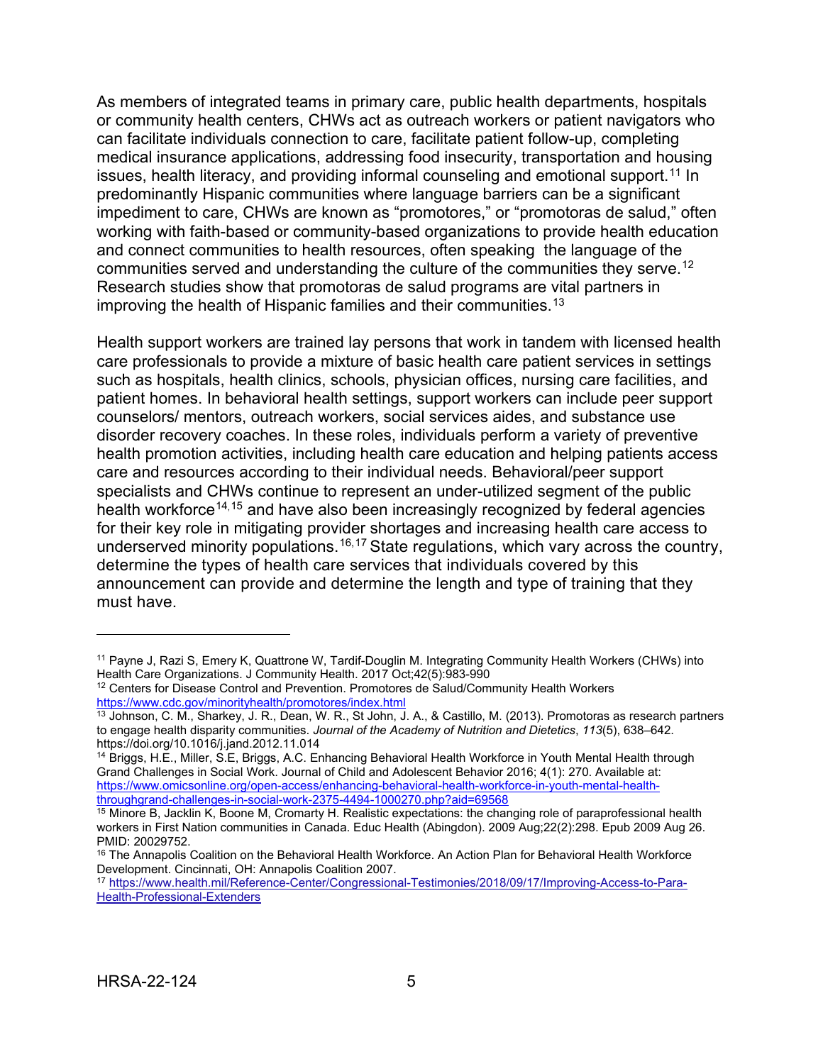As members of integrated teams in primary care, public health departments, hospitals or community health centers, CHWs act as outreach workers or patient navigators who can facilitate individuals connection to care, facilitate patient follow-up, completing medical insurance applications, addressing food insecurity, transportation and housing issues, health literacy, and providing informal counseling and emotional support.[11] In predominantly Hispanic communities where language barriers can be a significant impediment to care, CHWs are known as "promotores," or "promotoras de salud," often working with faith-based or community-based organizations to provide health education and connect communities to health resources, often speaking the language of the communities served and understanding the culture of the communities they serve.[12] Research studies show that promotoras de salud programs are vital partners in improving the health of Hispanic families and their communities.[13]

Health support workers are trained lay persons that work in tandem with licensed health care professionals to provide a mixture of basic health care patient services in settings such as hospitals, health clinics, schools, physician offices, nursing care facilities, and patient homes. In behavioral health settings, support workers can include peer support counselors/ mentors, outreach workers, social services aides, and substance use disorder recovery coaches. In these roles, individuals perform a variety of preventive health promotion activities, including health care education and helping patients access care and resources according to their individual needs. Behavioral/peer support specialists and CHWs continue to represent an under-utilized segment of the public health workforce[14,15] and have also been increasingly recognized by federal agencies for their key role in mitigating provider shortages and increasing health care access to underserved minority populations.[16,17] State regulations, which vary across the country, determine the types of health care services that individuals covered by this announcement can provide and determine the length and type of training that they must have.

---

[11] Payne J, Razi S, Emery K, Quattrone W, Tardif-Douglin M. Integrating Community Health Workers (CHWs) into Health Care Organizations. J Community Health. 2017 Oct;42(5):983-990

[12] Centers for Disease Control and Prevention. Promotores de Salud/Community Health Workers https://www.cdc.gov/minorityhealth/promotores/index.html

[13] Johnson, C. M., Sharkey, J. R., Dean, W. R., St John, J. A., & Castillo, M. (2013). Promotoras as research partners to engage health disparity communities. *Journal of the Academy of Nutrition and Dietetics*, *113*(5), 638–642. https://doi.org/10.1016/j.jand.2012.11.014

[14] Briggs, H.E., Miller, S.E, Briggs, A.C. Enhancing Behavioral Health Workforce in Youth Mental Health through Grand Challenges in Social Work. Journal of Child and Adolescent Behavior 2016; 4(1): 270. Available at: https://www.omicsonline.org/open-access/enhancing-behavioral-health-workforce-in-youth-mental-health-throughgrand-challenges-in-social-work-2375-4494-1000270.php?aid=69568

[15] Minore B, Jacklin K, Boone M, Cromarty H. Realistic expectations: the changing role of paraprofessional health workers in First Nation communities in Canada. Educ Health (Abingdon). 2009 Aug;22(2):298. Epub 2009 Aug 26. PMID: 20029752.

[16] The Annapolis Coalition on the Behavioral Health Workforce. An Action Plan for Behavioral Health Workforce Development. Cincinnati, OH: Annapolis Coalition 2007.

[17] https://www.health.mil/Reference-Center/Congressional-Testimonies/2018/09/17/Improving-Access-to-Para-Health-Professional-Extenders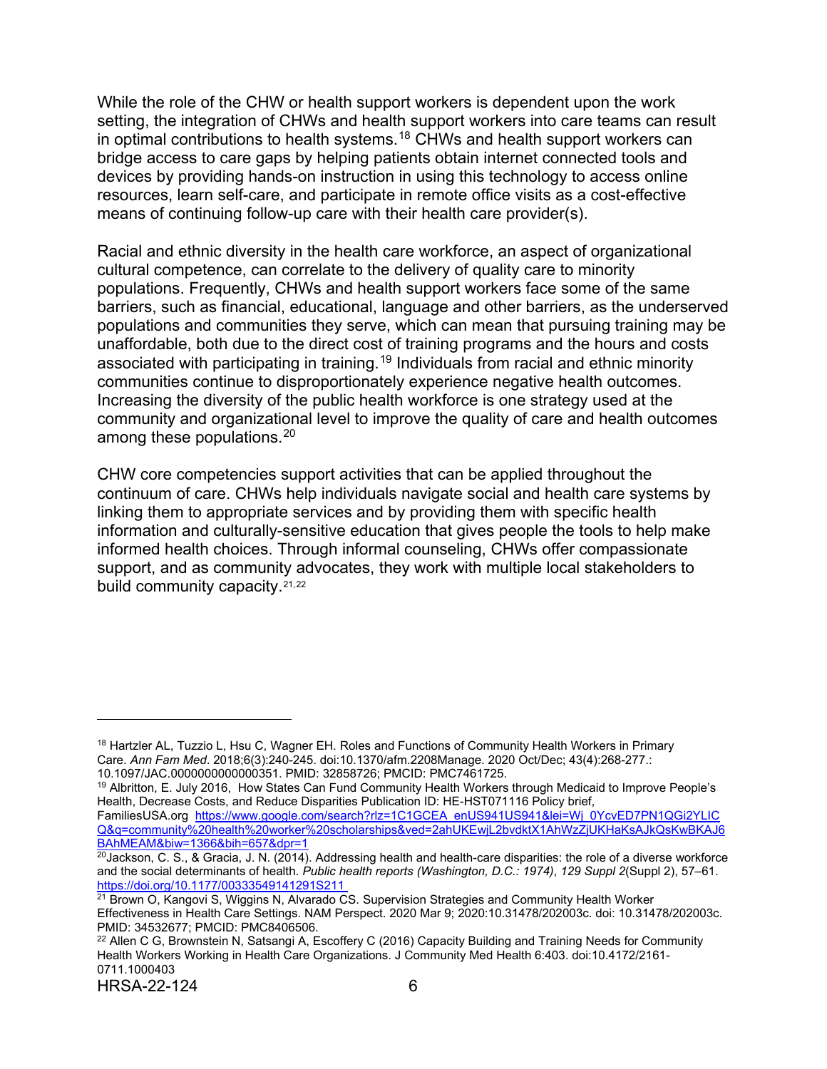While the role of the CHW or health support workers is dependent upon the work setting, the integration of CHWs and health support workers into care teams can result in optimal contributions to health systems.[18] CHWs and health support workers can bridge access to care gaps by helping patients obtain internet connected tools and devices by providing hands-on instruction in using this technology to access online resources, learn self-care, and participate in remote office visits as a cost-effective means of continuing follow-up care with their health care provider(s).

Racial and ethnic diversity in the health care workforce, an aspect of organizational cultural competence, can correlate to the delivery of quality care to minority populations. Frequently, CHWs and health support workers face some of the same barriers, such as financial, educational, language and other barriers, as the underserved populations and communities they serve, which can mean that pursuing training may be unaffordable, both due to the direct cost of training programs and the hours and costs associated with participating in training.[19] Individuals from racial and ethnic minority communities continue to disproportionately experience negative health outcomes. Increasing the diversity of the public health workforce is one strategy used at the community and organizational level to improve the quality of care and health outcomes among these populations.[20]

CHW core competencies support activities that can be applied throughout the continuum of care. CHWs help individuals navigate social and health care systems by linking them to appropriate services and by providing them with specific health information and culturally-sensitive education that gives people the tools to help make informed health choices. Through informal counseling, CHWs offer compassionate support, and as community advocates, they work with multiple local stakeholders to build community capacity.[21,22]

---

[18] Hartzler AL, Tuzzio L, Hsu C, Wagner EH. Roles and Functions of Community Health Workers in Primary Care. *Ann Fam Med*. 2018;6(3):240-245. doi:10.1370/afm.2208Manage. 2020 Oct/Dec; 43(4):268-277.: 10.1097/JAC.0000000000000351. PMID: 32858726; PMCID: PMC7461725.

[19] Albritton, E. July 2016, How States Can Fund Community Health Workers through Medicaid to Improve People's Health, Decrease Costs, and Reduce Disparities Publication ID: HE-HST071116 Policy brief, FamiliesUSA.org https://www.google.com/search?rlz=1C1GCEA_enUS941US941&lei=Wj_0YcvED7PN1QGi2YLICQ&q=community%20health%20worker%20scholarships&ved=2ahUKEwjL2bvdktX1AhWzZjUKHaKsAJkQsKwBKAJ6BAhMEAM&biw=1366&bih=657&dpr=1

[20] Jackson, C. S., & Gracia, J. N. (2014). Addressing health and health-care disparities: the role of a diverse workforce and the social determinants of health. *Public health reports (Washington, D.C.: 1974)*, *129 Suppl 2*(Suppl 2), 57–61. https://doi.org/10.1177/00333549141291S211

[21] Brown O, Kangovi S, Wiggins N, Alvarado CS. Supervision Strategies and Community Health Worker Effectiveness in Health Care Settings. NAM Perspect. 2020 Mar 9; 2020:10.31478/202003c. doi: 10.31478/202003c. PMID: 34532677; PMCID: PMC8406506.

[22] Allen C G, Brownstein N, Satsangi A, Escoffery C (2016) Capacity Building and Training Needs for Community Health Workers Working in Health Care Organizations. J Community Med Health 6:403. doi:10.4172/2161-0711.1000403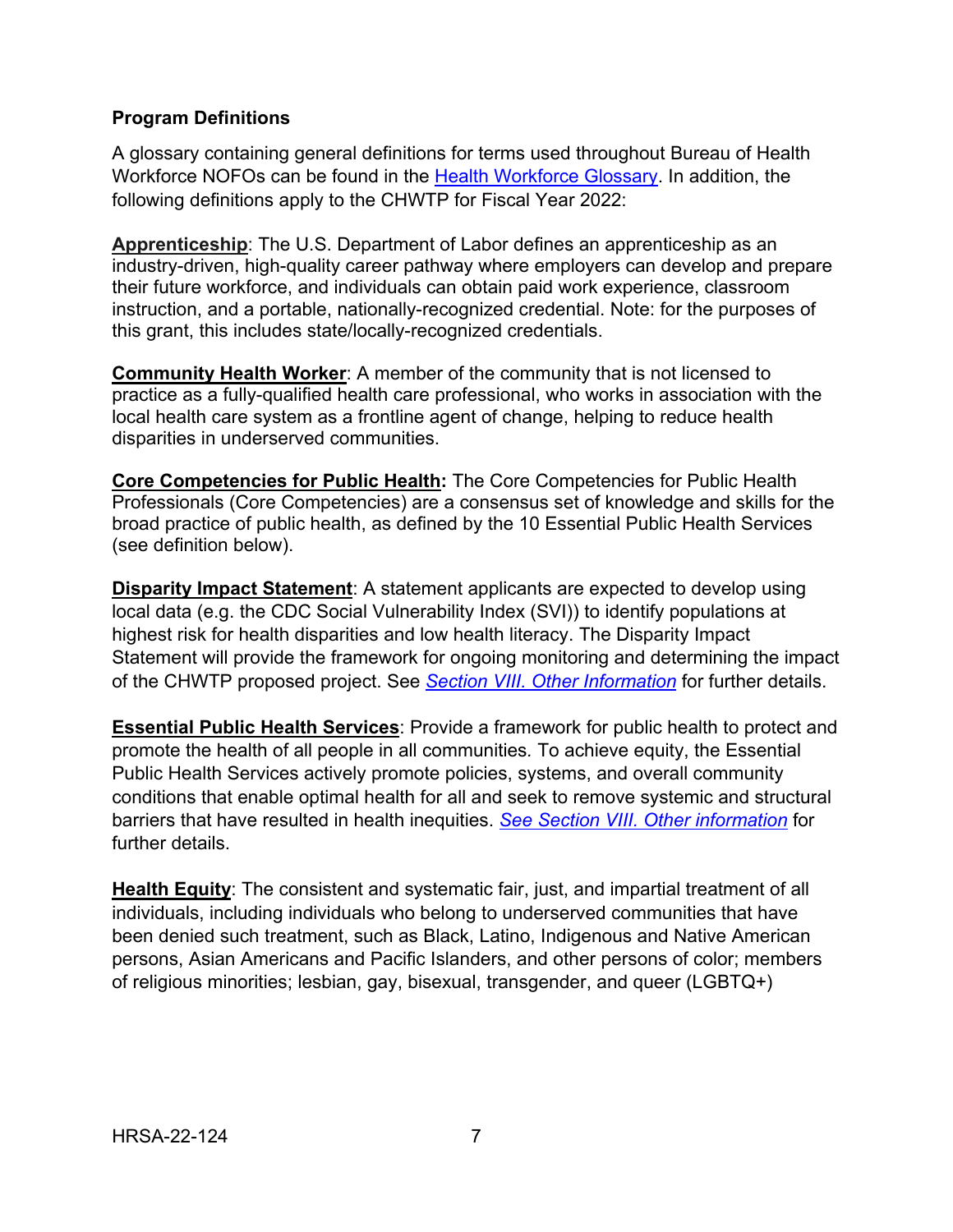**Program Definitions**

A glossary containing general definitions for terms used throughout Bureau of Health Workforce NOFOs can be found in the [Health Workforce Glossary](). In addition, the following definitions apply to the CHWTP for Fiscal Year 2022:

**Apprenticeship**: The U.S. Department of Labor defines an apprenticeship as an industry-driven, high-quality career pathway where employers can develop and prepare their future workforce, and individuals can obtain paid work experience, classroom instruction, and a portable, nationally-recognized credential. Note: for the purposes of this grant, this includes state/locally-recognized credentials.

**Community Health Worker**: A member of the community that is not licensed to practice as a fully-qualified health care professional, who works in association with the local health care system as a frontline agent of change, helping to reduce health disparities in underserved communities.

**Core Competencies for Public Health:** The Core Competencies for Public Health Professionals (Core Competencies) are a consensus set of knowledge and skills for the broad practice of public health, as defined by the 10 Essential Public Health Services (see definition below).

**Disparity Impact Statement**: A statement applicants are expected to develop using local data (e.g. the CDC Social Vulnerability Index (SVI)) to identify populations at highest risk for health disparities and low health literacy. The Disparity Impact Statement will provide the framework for ongoing monitoring and determining the impact of the CHWTP proposed project. See *Section VIII. Other Information* for further details.

**Essential Public Health Services**: Provide a framework for public health to protect and promote the health of all people in all communities. To achieve equity, the Essential Public Health Services actively promote policies, systems, and overall community conditions that enable optimal health for all and seek to remove systemic and structural barriers that have resulted in health inequities. *See Section VIII. Other information* for further details.

**Health Equity**: The consistent and systematic fair, just, and impartial treatment of all individuals, including individuals who belong to underserved communities that have been denied such treatment, such as Black, Latino, Indigenous and Native American persons, Asian Americans and Pacific Islanders, and other persons of color; members of religious minorities; lesbian, gay, bisexual, transgender, and queer (LGBTQ+)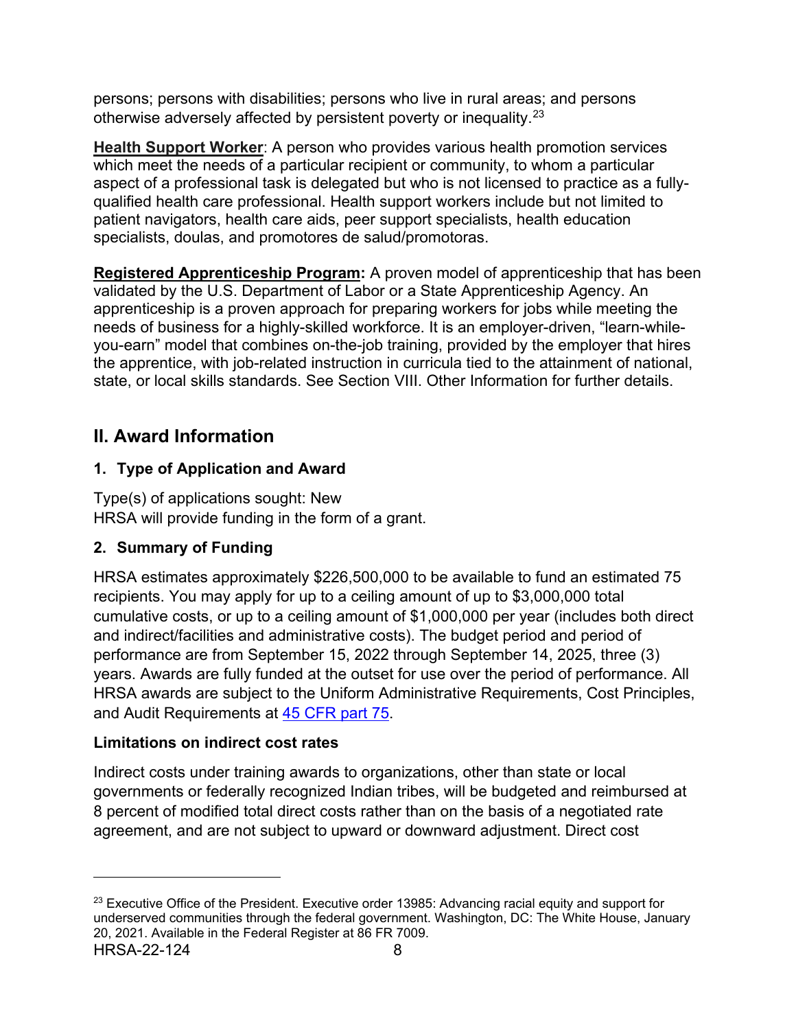persons; persons with disabilities; persons who live in rural areas; and persons otherwise adversely affected by persistent poverty or inequality.[23]

**Health Support Worker**: A person who provides various health promotion services which meet the needs of a particular recipient or community, to whom a particular aspect of a professional task is delegated but who is not licensed to practice as a fully-qualified health care professional. Health support workers include but not limited to patient navigators, health care aids, peer support specialists, health education specialists, doulas, and promotores de salud/promotoras.

**Registered Apprenticeship Program:** A proven model of apprenticeship that has been validated by the U.S. Department of Labor or a State Apprenticeship Agency. An apprenticeship is a proven approach for preparing workers for jobs while meeting the needs of business for a highly-skilled workforce. It is an employer-driven, "learn-while-you-earn" model that combines on-the-job training, provided by the employer that hires the apprentice, with job-related instruction in curricula tied to the attainment of national, state, or local skills standards. See Section VIII. Other Information for further details.

## II. Award Information

### 1. Type of Application and Award

Type(s) of applications sought: New
HRSA will provide funding in the form of a grant.

### 2. Summary of Funding

HRSA estimates approximately $226,500,000 to be available to fund an estimated 75 recipients. You may apply for up to a ceiling amount of up to $3,000,000 total cumulative costs, or up to a ceiling amount of $1,000,000 per year (includes both direct and indirect/facilities and administrative costs). The budget period and period of performance are from September 15, 2022 through September 14, 2025, three (3) years. Awards are fully funded at the outset for use over the period of performance. All HRSA awards are subject to the Uniform Administrative Requirements, Cost Principles, and Audit Requirements at 45 CFR part 75.

**Limitations on indirect cost rates**

Indirect costs under training awards to organizations, other than state or local governments or federally recognized Indian tribes, will be budgeted and reimbursed at 8 percent of modified total direct costs rather than on the basis of a negotiated rate agreement, and are not subject to upward or downward adjustment. Direct cost

---

[23] Executive Office of the President. Executive order 13985: Advancing racial equity and support for underserved communities through the federal government. Washington, DC: The White House, January 20, 2021. Available in the Federal Register at 86 FR 7009.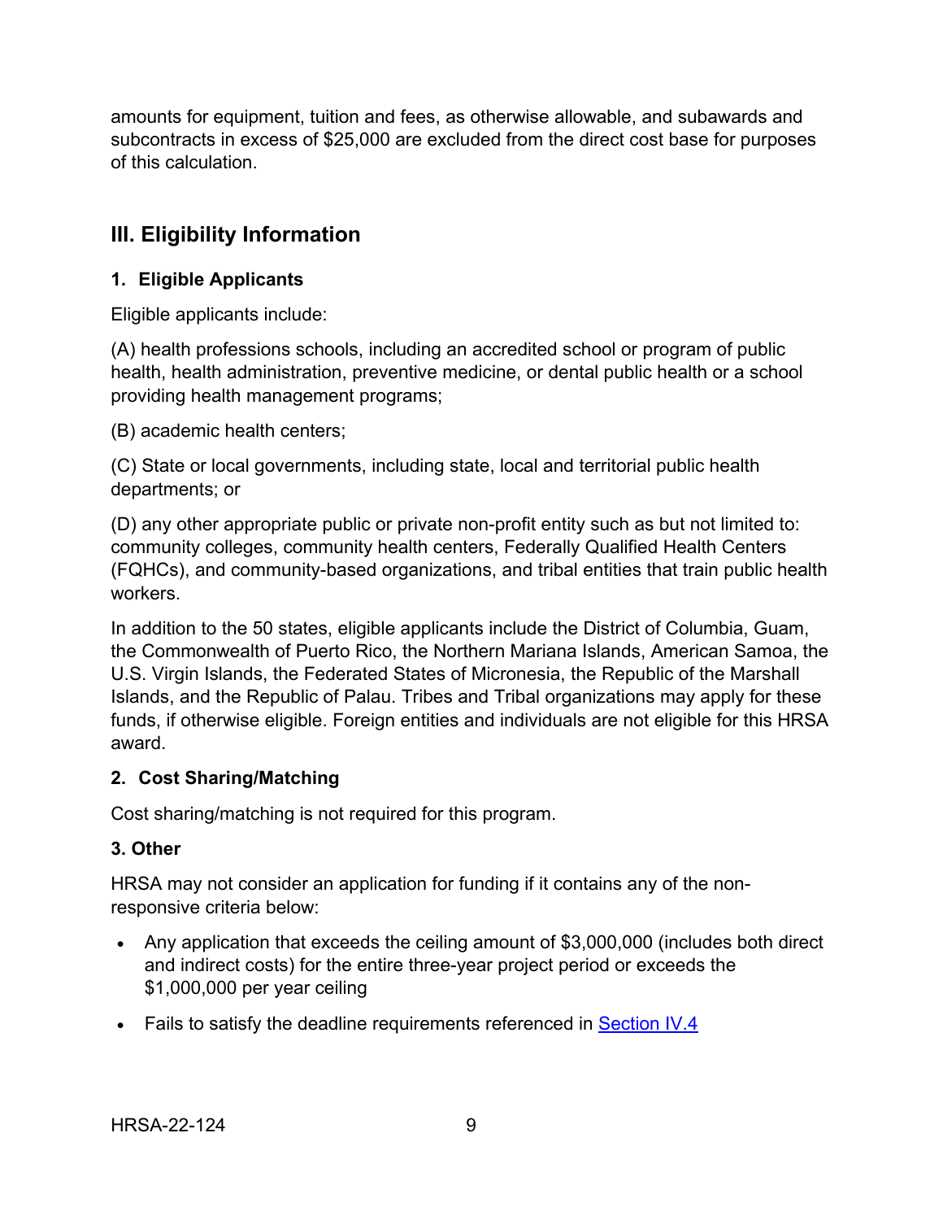amounts for equipment, tuition and fees, as otherwise allowable, and subawards and subcontracts in excess of $25,000 are excluded from the direct cost base for purposes of this calculation.

## III. Eligibility Information

### 1. Eligible Applicants

Eligible applicants include:

(A) health professions schools, including an accredited school or program of public health, health administration, preventive medicine, or dental public health or a school providing health management programs;

(B) academic health centers;

(C) State or local governments, including state, local and territorial public health departments; or

(D) any other appropriate public or private non-profit entity such as but not limited to: community colleges, community health centers, Federally Qualified Health Centers (FQHCs), and community-based organizations, and tribal entities that train public health workers.

In addition to the 50 states, eligible applicants include the District of Columbia, Guam, the Commonwealth of Puerto Rico, the Northern Mariana Islands, American Samoa, the U.S. Virgin Islands, the Federated States of Micronesia, the Republic of the Marshall Islands, and the Republic of Palau. Tribes and Tribal organizations may apply for these funds, if otherwise eligible. Foreign entities and individuals are not eligible for this HRSA award.

### 2. Cost Sharing/Matching

Cost sharing/matching is not required for this program.

### 3. Other

HRSA may not consider an application for funding if it contains any of the non-responsive criteria below:

- Any application that exceeds the ceiling amount of $3,000,000 (includes both direct and indirect costs) for the entire three-year project period or exceeds the $1,000,000 per year ceiling
- Fails to satisfy the deadline requirements referenced in Section IV.4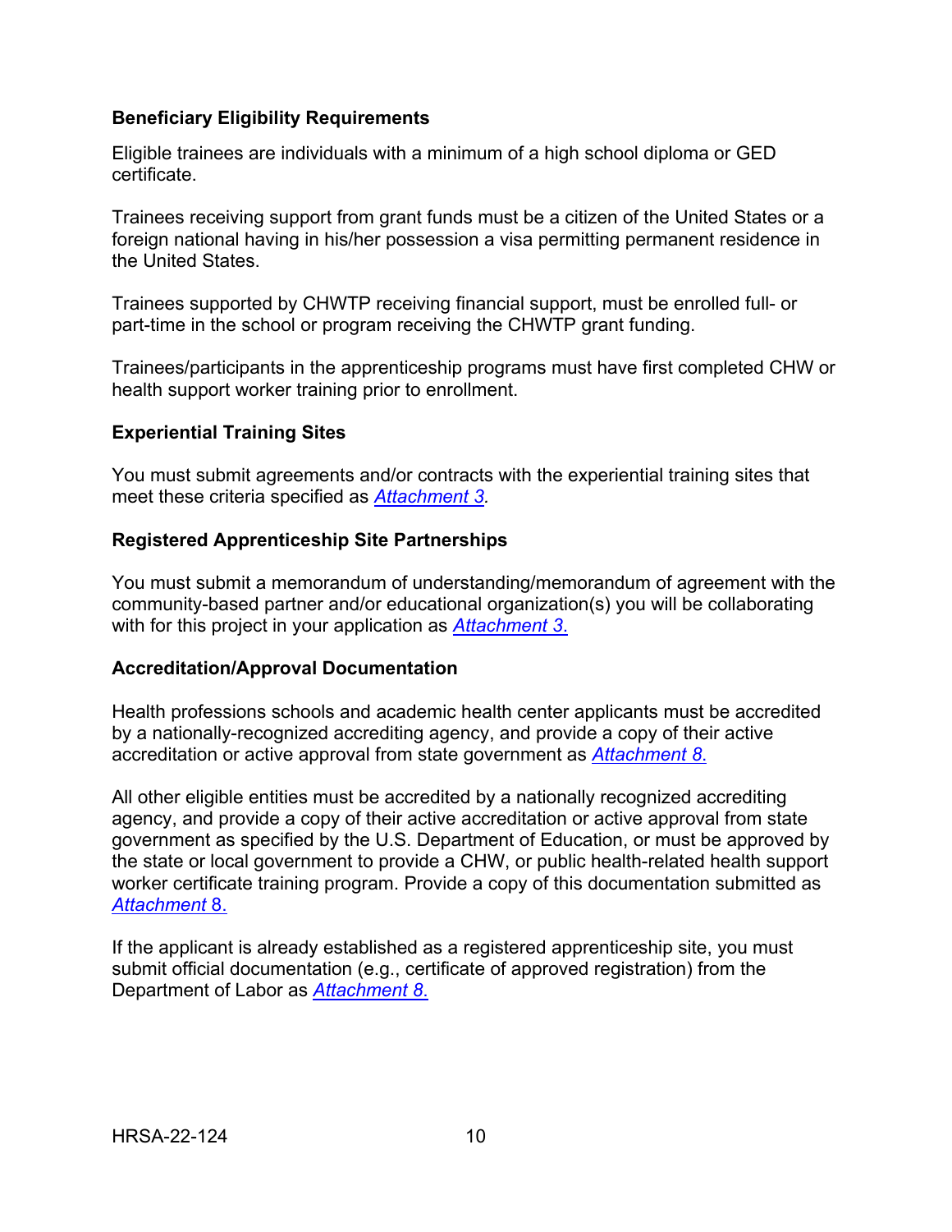**Beneficiary Eligibility Requirements**

Eligible trainees are individuals with a minimum of a high school diploma or GED certificate.

Trainees receiving support from grant funds must be a citizen of the United States or a foreign national having in his/her possession a visa permitting permanent residence in the United States.

Trainees supported by CHWTP receiving financial support, must be enrolled full- or part-time in the school or program receiving the CHWTP grant funding.

Trainees/participants in the apprenticeship programs must have first completed CHW or health support worker training prior to enrollment.

**Experiential Training Sites**

You must submit agreements and/or contracts with the experiential training sites that meet these criteria specified as *Attachment 3.*

**Registered Apprenticeship Site Partnerships**

You must submit a memorandum of understanding/memorandum of agreement with the community-based partner and/or educational organization(s) you will be collaborating with for this project in your application as *Attachment 3.*

**Accreditation/Approval Documentation**

Health professions schools and academic health center applicants must be accredited by a nationally-recognized accrediting agency, and provide a copy of their active accreditation or active approval from state government as *Attachment 8.*

All other eligible entities must be accredited by a nationally recognized accrediting agency, and provide a copy of their active accreditation or active approval from state government as specified by the U.S. Department of Education, or must be approved by the state or local government to provide a CHW, or public health-related health support worker certificate training program. Provide a copy of this documentation submitted as *Attachment* 8.

If the applicant is already established as a registered apprenticeship site, you must submit official documentation (e.g., certificate of approved registration) from the Department of Labor as *Attachment 8.*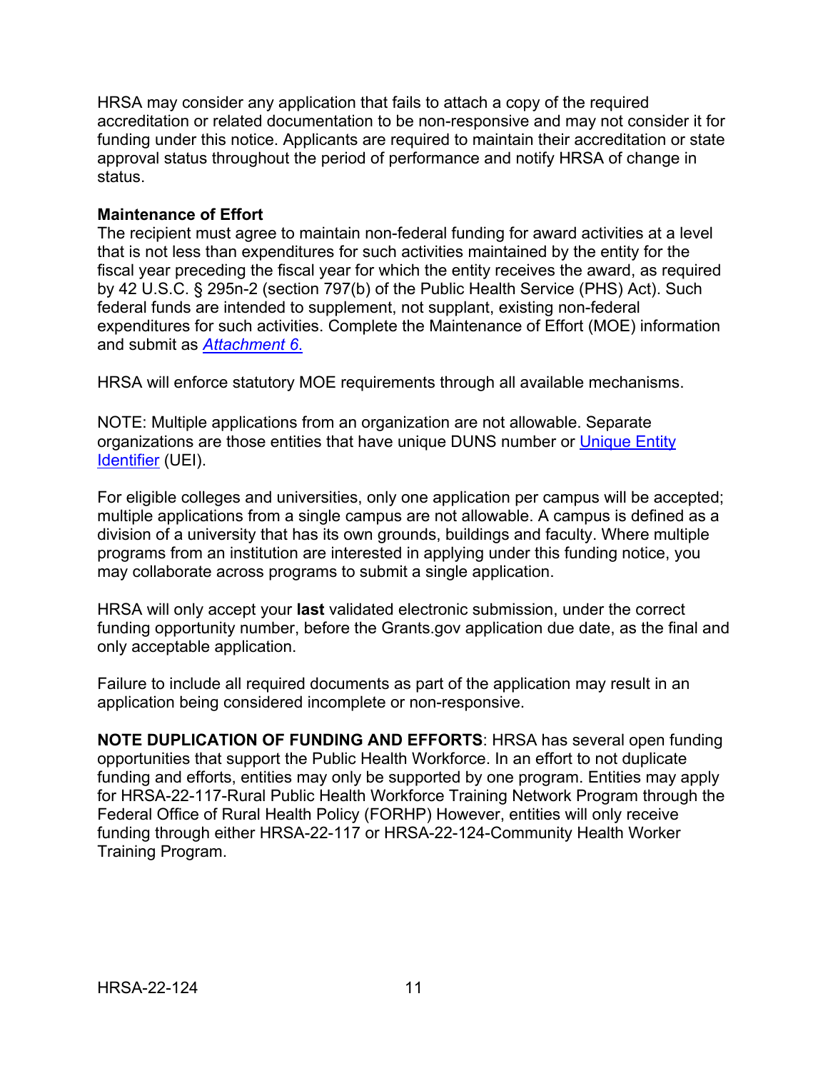HRSA may consider any application that fails to attach a copy of the required accreditation or related documentation to be non-responsive and may not consider it for funding under this notice. Applicants are required to maintain their accreditation or state approval status throughout the period of performance and notify HRSA of change in status.

**Maintenance of Effort**

The recipient must agree to maintain non-federal funding for award activities at a level that is not less than expenditures for such activities maintained by the entity for the fiscal year preceding the fiscal year for which the entity receives the award, as required by 42 U.S.C. § 295n-2 (section 797(b) of the Public Health Service (PHS) Act). Such federal funds are intended to supplement, not supplant, existing non-federal expenditures for such activities. Complete the Maintenance of Effort (MOE) information and submit as *Attachment 6*.

HRSA will enforce statutory MOE requirements through all available mechanisms.

NOTE: Multiple applications from an organization are not allowable. Separate organizations are those entities that have unique DUNS number or Unique Entity Identifier (UEI).

For eligible colleges and universities, only one application per campus will be accepted; multiple applications from a single campus are not allowable. A campus is defined as a division of a university that has its own grounds, buildings and faculty. Where multiple programs from an institution are interested in applying under this funding notice, you may collaborate across programs to submit a single application.

HRSA will only accept your **last** validated electronic submission, under the correct funding opportunity number, before the Grants.gov application due date, as the final and only acceptable application.

Failure to include all required documents as part of the application may result in an application being considered incomplete or non-responsive.

**NOTE DUPLICATION OF FUNDING AND EFFORTS**: HRSA has several open funding opportunities that support the Public Health Workforce. In an effort to not duplicate funding and efforts, entities may only be supported by one program. Entities may apply for HRSA-22-117-Rural Public Health Workforce Training Network Program through the Federal Office of Rural Health Policy (FORHP) However, entities will only receive funding through either HRSA-22-117 or HRSA-22-124-Community Health Worker Training Program.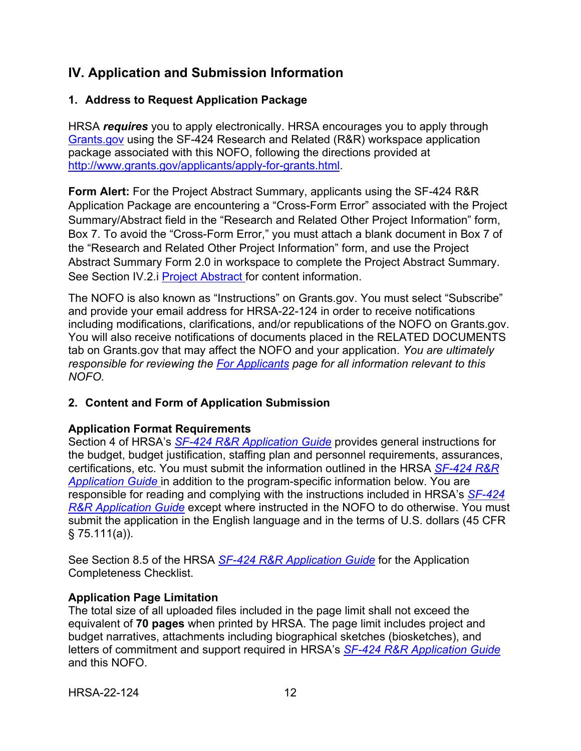## IV. Application and Submission Information

### 1. Address to Request Application Package

HRSA ***requires*** you to apply electronically. HRSA encourages you to apply through Grants.gov using the SF-424 Research and Related (R&R) workspace application package associated with this NOFO, following the directions provided at http://www.grants.gov/applicants/apply-for-grants.html.

**Form Alert:** For the Project Abstract Summary, applicants using the SF-424 R&R Application Package are encountering a "Cross-Form Error" associated with the Project Summary/Abstract field in the "Research and Related Other Project Information" form, Box 7. To avoid the "Cross-Form Error," you must attach a blank document in Box 7 of the "Research and Related Other Project Information" form, and use the Project Abstract Summary Form 2.0 in workspace to complete the Project Abstract Summary. See Section IV.2.i Project Abstract for content information.

The NOFO is also known as "Instructions" on Grants.gov. You must select "Subscribe" and provide your email address for HRSA-22-124 in order to receive notifications including modifications, clarifications, and/or republications of the NOFO on Grants.gov. You will also receive notifications of documents placed in the RELATED DOCUMENTS tab on Grants.gov that may affect the NOFO and your application. *You are ultimately responsible for reviewing the For Applicants page for all information relevant to this NOFO.*

### 2. Content and Form of Application Submission

**Application Format Requirements**
Section 4 of HRSA's *SF-424 R&R Application Guide* provides general instructions for the budget, budget justification, staffing plan and personnel requirements, assurances, certifications, etc. You must submit the information outlined in the HRSA *SF-424 R&R Application Guide* in addition to the program-specific information below. You are responsible for reading and complying with the instructions included in HRSA's *SF-424 R&R Application Guide* except where instructed in the NOFO to do otherwise. You must submit the application in the English language and in the terms of U.S. dollars (45 CFR § 75.111(a)).

See Section 8.5 of the HRSA *SF-424 R&R Application Guide* for the Application Completeness Checklist.

**Application Page Limitation**
The total size of all uploaded files included in the page limit shall not exceed the equivalent of **70 pages** when printed by HRSA. The page limit includes project and budget narratives, attachments including biographical sketches (biosketches), and letters of commitment and support required in HRSA's *SF-424 R&R Application Guide* and this NOFO.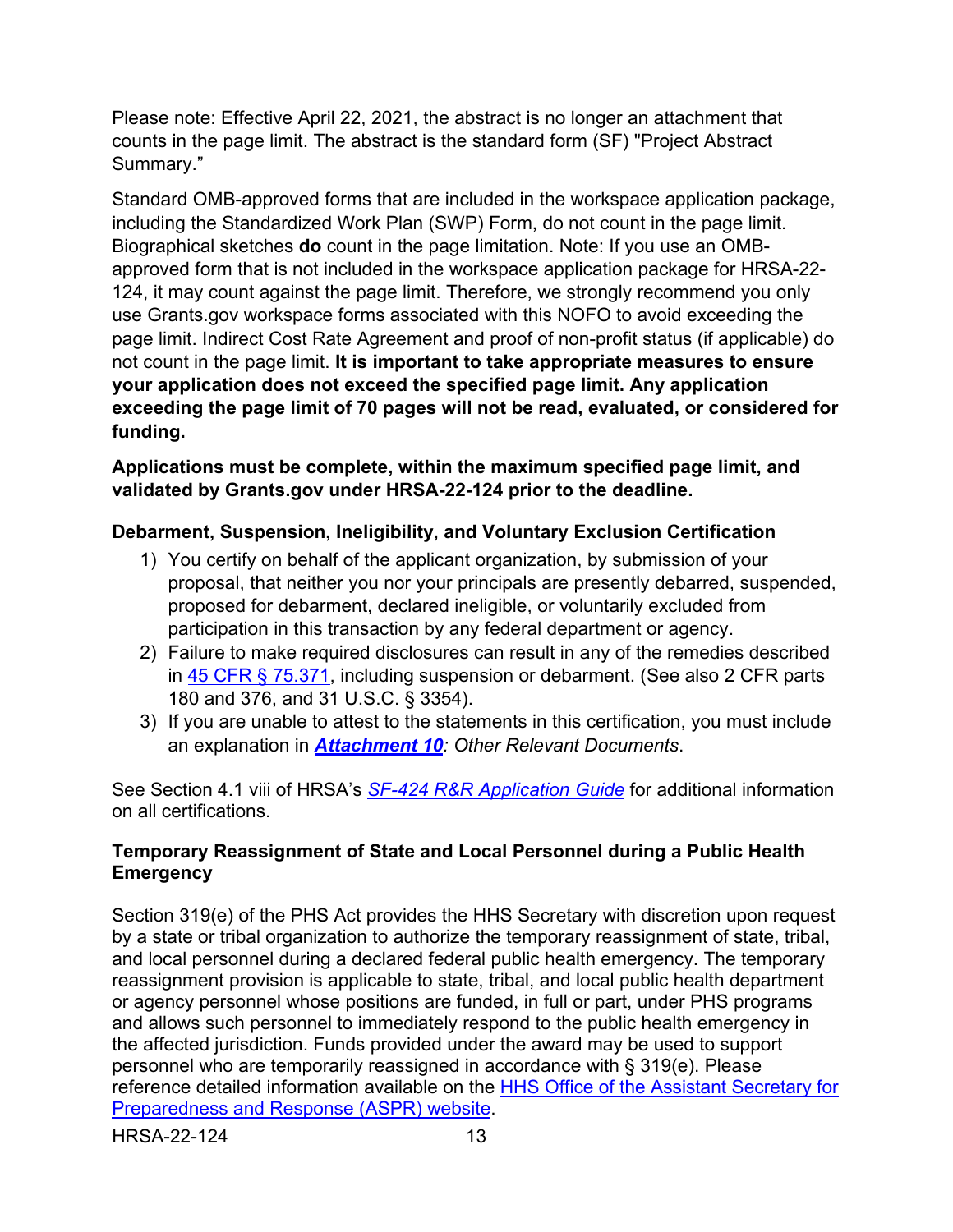Please note: Effective April 22, 2021, the abstract is no longer an attachment that counts in the page limit. The abstract is the standard form (SF) "Project Abstract Summary."

Standard OMB-approved forms that are included in the workspace application package, including the Standardized Work Plan (SWP) Form, do not count in the page limit. Biographical sketches **do** count in the page limitation. Note: If you use an OMB-approved form that is not included in the workspace application package for HRSA-22-124, it may count against the page limit. Therefore, we strongly recommend you only use Grants.gov workspace forms associated with this NOFO to avoid exceeding the page limit. Indirect Cost Rate Agreement and proof of non-profit status (if applicable) do not count in the page limit. **It is important to take appropriate measures to ensure your application does not exceed the specified page limit. Any application exceeding the page limit of 70 pages will not be read, evaluated, or considered for funding.**

**Applications must be complete, within the maximum specified page limit, and validated by Grants.gov under HRSA-22-124 prior to the deadline.**

**Debarment, Suspension, Ineligibility, and Voluntary Exclusion Certification**

1) You certify on behalf of the applicant organization, by submission of your proposal, that neither you nor your principals are presently debarred, suspended, proposed for debarment, declared ineligible, or voluntarily excluded from participation in this transaction by any federal department or agency.
2) Failure to make required disclosures can result in any of the remedies described in 45 CFR § 75.371, including suspension or debarment. (See also 2 CFR parts 180 and 376, and 31 U.S.C. § 3354).
3) If you are unable to attest to the statements in this certification, you must include an explanation in ***Attachment 10****: Other Relevant Documents*.

See Section 4.1 viii of HRSA's *SF-424 R&R Application Guide* for additional information on all certifications.

**Temporary Reassignment of State and Local Personnel during a Public Health Emergency**

Section 319(e) of the PHS Act provides the HHS Secretary with discretion upon request by a state or tribal organization to authorize the temporary reassignment of state, tribal, and local personnel during a declared federal public health emergency. The temporary reassignment provision is applicable to state, tribal, and local public health department or agency personnel whose positions are funded, in full or part, under PHS programs and allows such personnel to immediately respond to the public health emergency in the affected jurisdiction. Funds provided under the award may be used to support personnel who are temporarily reassigned in accordance with § 319(e). Please reference detailed information available on the HHS Office of the Assistant Secretary for Preparedness and Response (ASPR) website.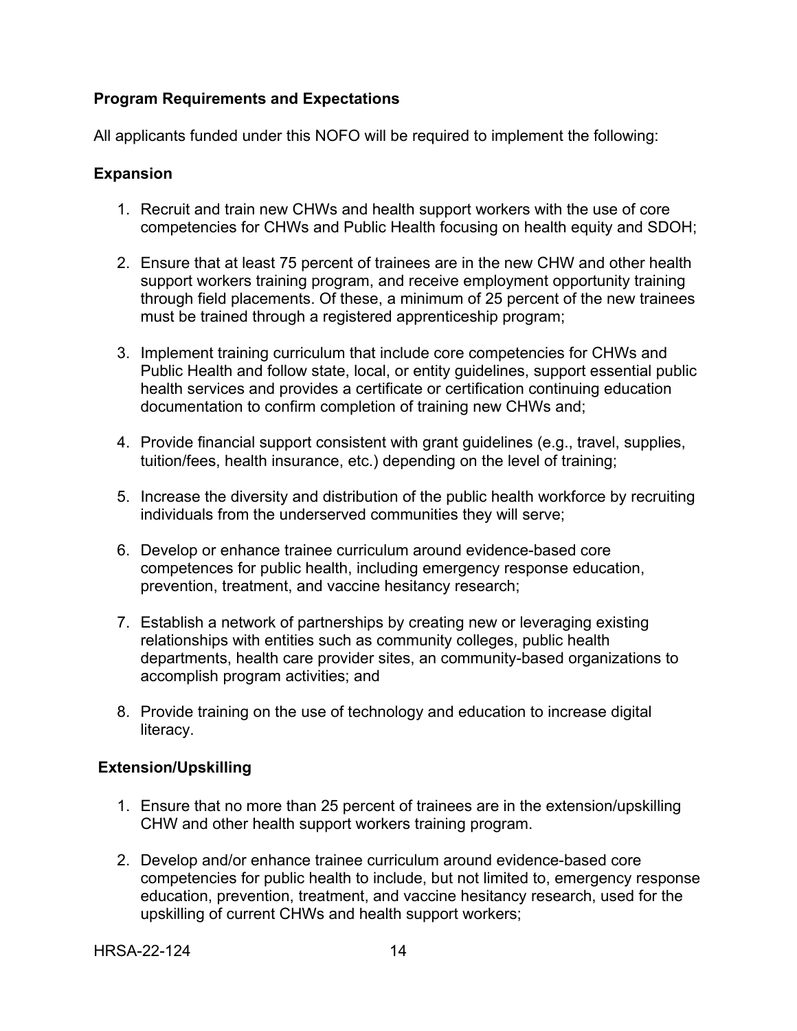**Program Requirements and Expectations**

All applicants funded under this NOFO will be required to implement the following:

**Expansion**

1. Recruit and train new CHWs and health support workers with the use of core competencies for CHWs and Public Health focusing on health equity and SDOH;

2. Ensure that at least 75 percent of trainees are in the new CHW and other health support workers training program, and receive employment opportunity training through field placements. Of these, a minimum of 25 percent of the new trainees must be trained through a registered apprenticeship program;

3. Implement training curriculum that include core competencies for CHWs and Public Health and follow state, local, or entity guidelines, support essential public health services and provides a certificate or certification continuing education documentation to confirm completion of training new CHWs and;

4. Provide financial support consistent with grant guidelines (e.g., travel, supplies, tuition/fees, health insurance, etc.) depending on the level of training;

5. Increase the diversity and distribution of the public health workforce by recruiting individuals from the underserved communities they will serve;

6. Develop or enhance trainee curriculum around evidence-based core competences for public health, including emergency response education, prevention, treatment, and vaccine hesitancy research;

7. Establish a network of partnerships by creating new or leveraging existing relationships with entities such as community colleges, public health departments, health care provider sites, an community-based organizations to accomplish program activities; and

8. Provide training on the use of technology and education to increase digital literacy.

**Extension/Upskilling**

1. Ensure that no more than 25 percent of trainees are in the extension/upskilling CHW and other health support workers training program.

2. Develop and/or enhance trainee curriculum around evidence-based core competencies for public health to include, but not limited to, emergency response education, prevention, treatment, and vaccine hesitancy research, used for the upskilling of current CHWs and health support workers;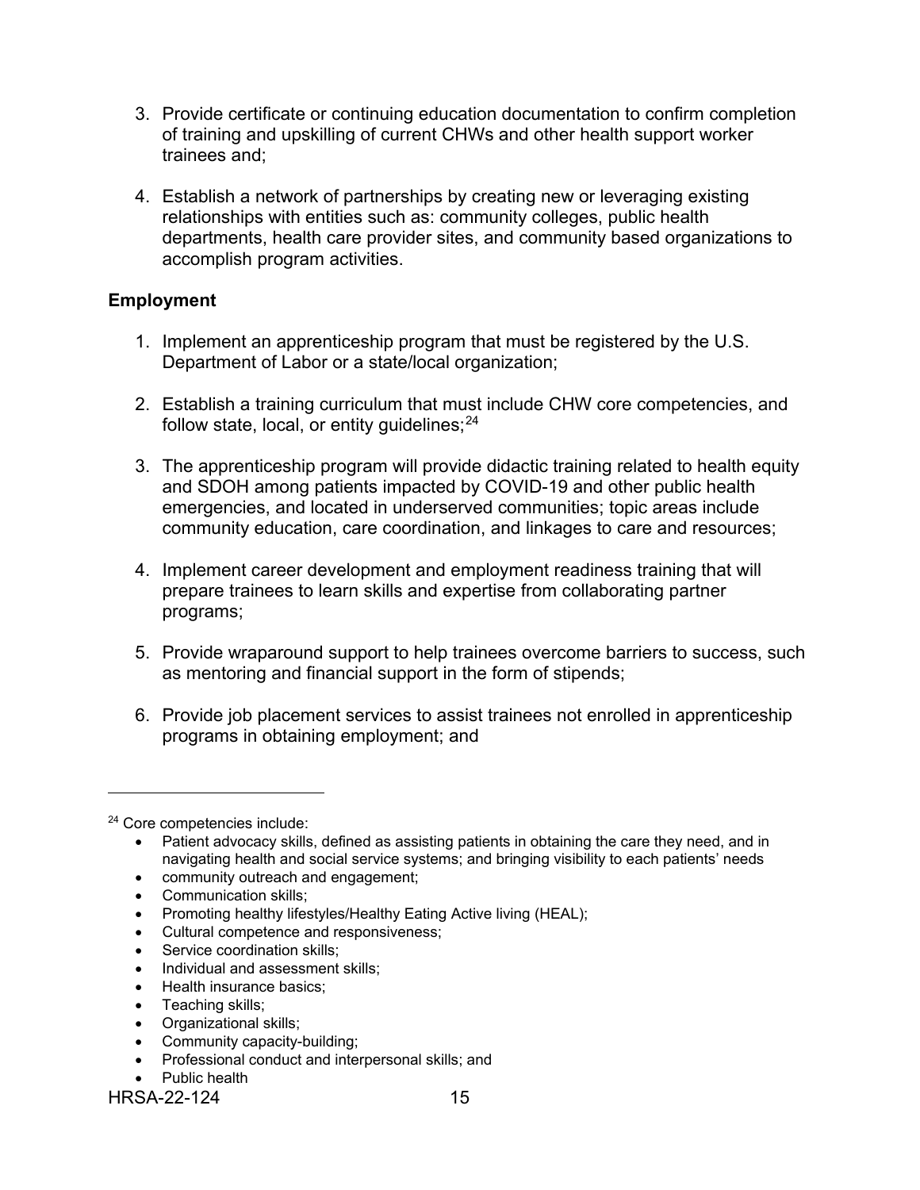3. Provide certificate or continuing education documentation to confirm completion of training and upskilling of current CHWs and other health support worker trainees and;

4. Establish a network of partnerships by creating new or leveraging existing relationships with entities such as: community colleges, public health departments, health care provider sites, and community based organizations to accomplish program activities.

**Employment**

1. Implement an apprenticeship program that must be registered by the U.S. Department of Labor or a state/local organization;

2. Establish a training curriculum that must include CHW core competencies, and follow state, local, or entity guidelines;[24]

3. The apprenticeship program will provide didactic training related to health equity and SDOH among patients impacted by COVID-19 and other public health emergencies, and located in underserved communities; topic areas include community education, care coordination, and linkages to care and resources;

4. Implement career development and employment readiness training that will prepare trainees to learn skills and expertise from collaborating partner programs;

5. Provide wraparound support to help trainees overcome barriers to success, such as mentoring and financial support in the form of stipends;

6. Provide job placement services to assist trainees not enrolled in apprenticeship programs in obtaining employment; and

---

[24] Core competencies include:

- Patient advocacy skills, defined as assisting patients in obtaining the care they need, and in navigating health and social service systems; and bringing visibility to each patients' needs
- community outreach and engagement;
- Communication skills;
- Promoting healthy lifestyles/Healthy Eating Active living (HEAL);
- Cultural competence and responsiveness;
- Service coordination skills;
- Individual and assessment skills;
- Health insurance basics;
- Teaching skills;
- Organizational skills;
- Community capacity-building;
- Professional conduct and interpersonal skills; and
- Public health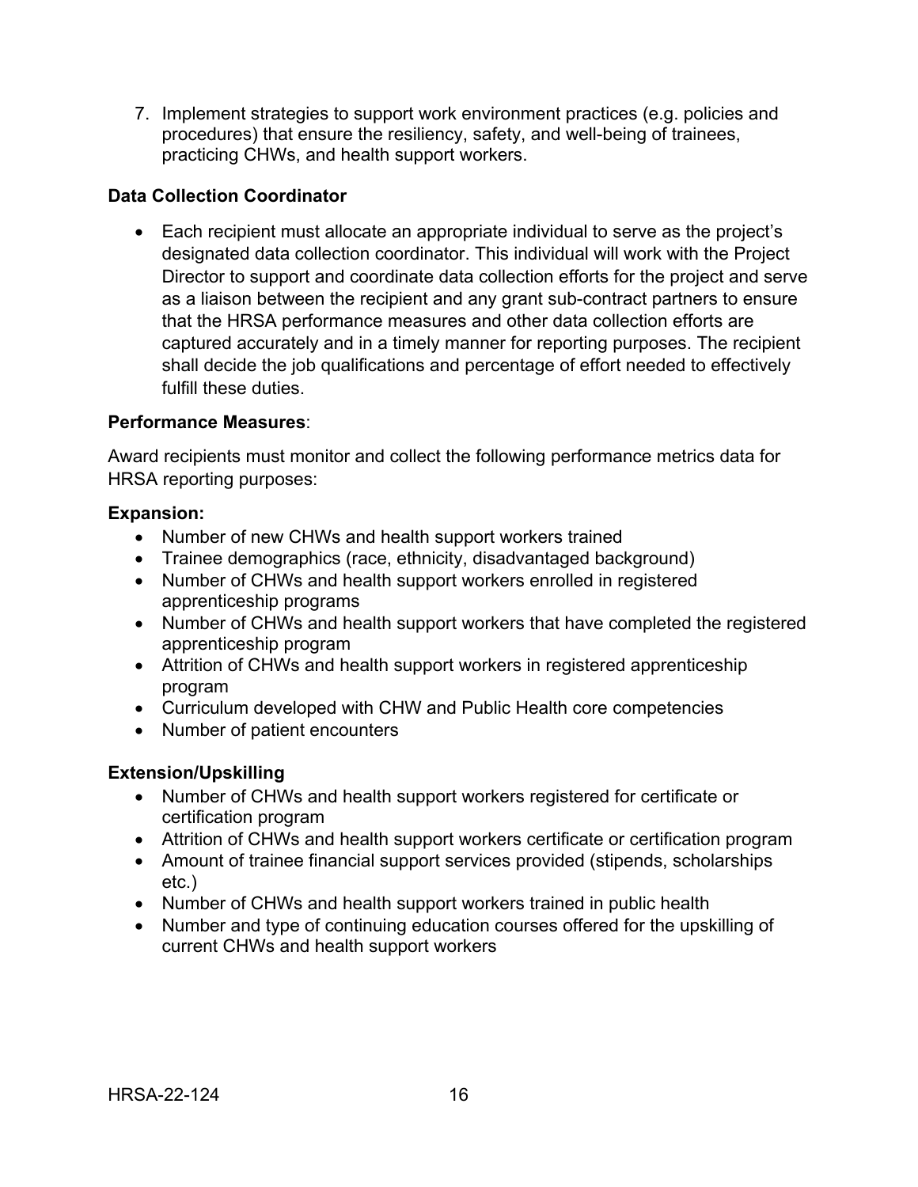7. Implement strategies to support work environment practices (e.g. policies and procedures) that ensure the resiliency, safety, and well-being of trainees, practicing CHWs, and health support workers.

**Data Collection Coordinator**

- Each recipient must allocate an appropriate individual to serve as the project's designated data collection coordinator. This individual will work with the Project Director to support and coordinate data collection efforts for the project and serve as a liaison between the recipient and any grant sub-contract partners to ensure that the HRSA performance measures and other data collection efforts are captured accurately and in a timely manner for reporting purposes. The recipient shall decide the job qualifications and percentage of effort needed to effectively fulfill these duties.

**Performance Measures**:

Award recipients must monitor and collect the following performance metrics data for HRSA reporting purposes:

**Expansion:**

- Number of new CHWs and health support workers trained
- Trainee demographics (race, ethnicity, disadvantaged background)
- Number of CHWs and health support workers enrolled in registered apprenticeship programs
- Number of CHWs and health support workers that have completed the registered apprenticeship program
- Attrition of CHWs and health support workers in registered apprenticeship program
- Curriculum developed with CHW and Public Health core competencies
- Number of patient encounters

**Extension/Upskilling**

- Number of CHWs and health support workers registered for certificate or certification program
- Attrition of CHWs and health support workers certificate or certification program
- Amount of trainee financial support services provided (stipends, scholarships etc.)
- Number of CHWs and health support workers trained in public health
- Number and type of continuing education courses offered for the upskilling of current CHWs and health support workers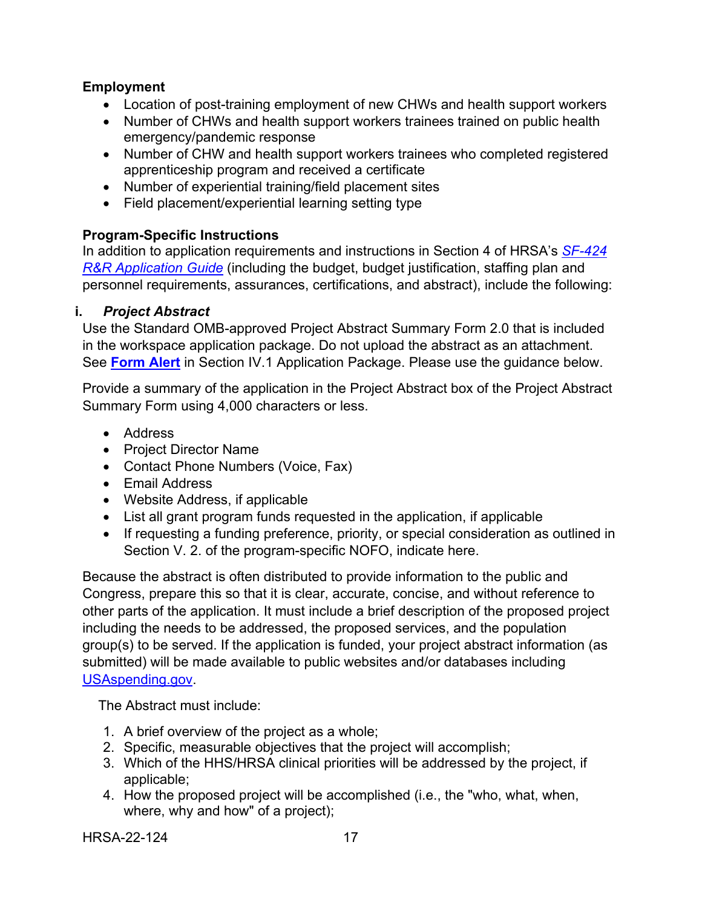**Employment**

- Location of post-training employment of new CHWs and health support workers
- Number of CHWs and health support workers trainees trained on public health emergency/pandemic response
- Number of CHW and health support workers trainees who completed registered apprenticeship program and received a certificate
- Number of experiential training/field placement sites
- Field placement/experiential learning setting type

**Program-Specific Instructions**

In addition to application requirements and instructions in Section 4 of HRSA's *SF-424 R&R Application Guide* (including the budget, budget justification, staffing plan and personnel requirements, assurances, certifications, and abstract), include the following:

**i.** ***Project Abstract***

Use the Standard OMB-approved Project Abstract Summary Form 2.0 that is included in the workspace application package. Do not upload the abstract as an attachment. See **Form Alert** in Section IV.1 Application Package. Please use the guidance below.

Provide a summary of the application in the Project Abstract box of the Project Abstract Summary Form using 4,000 characters or less.

- Address
- Project Director Name
- Contact Phone Numbers (Voice, Fax)
- Email Address
- Website Address, if applicable
- List all grant program funds requested in the application, if applicable
- If requesting a funding preference, priority, or special consideration as outlined in Section V. 2. of the program-specific NOFO, indicate here.

Because the abstract is often distributed to provide information to the public and Congress, prepare this so that it is clear, accurate, concise, and without reference to other parts of the application. It must include a brief description of the proposed project including the needs to be addressed, the proposed services, and the population group(s) to be served. If the application is funded, your project abstract information (as submitted) will be made available to public websites and/or databases including USAspending.gov.

The Abstract must include:

1. A brief overview of the project as a whole;
2. Specific, measurable objectives that the project will accomplish;
3. Which of the HHS/HRSA clinical priorities will be addressed by the project, if applicable;
4. How the proposed project will be accomplished (i.e., the "who, what, when, where, why and how" of a project);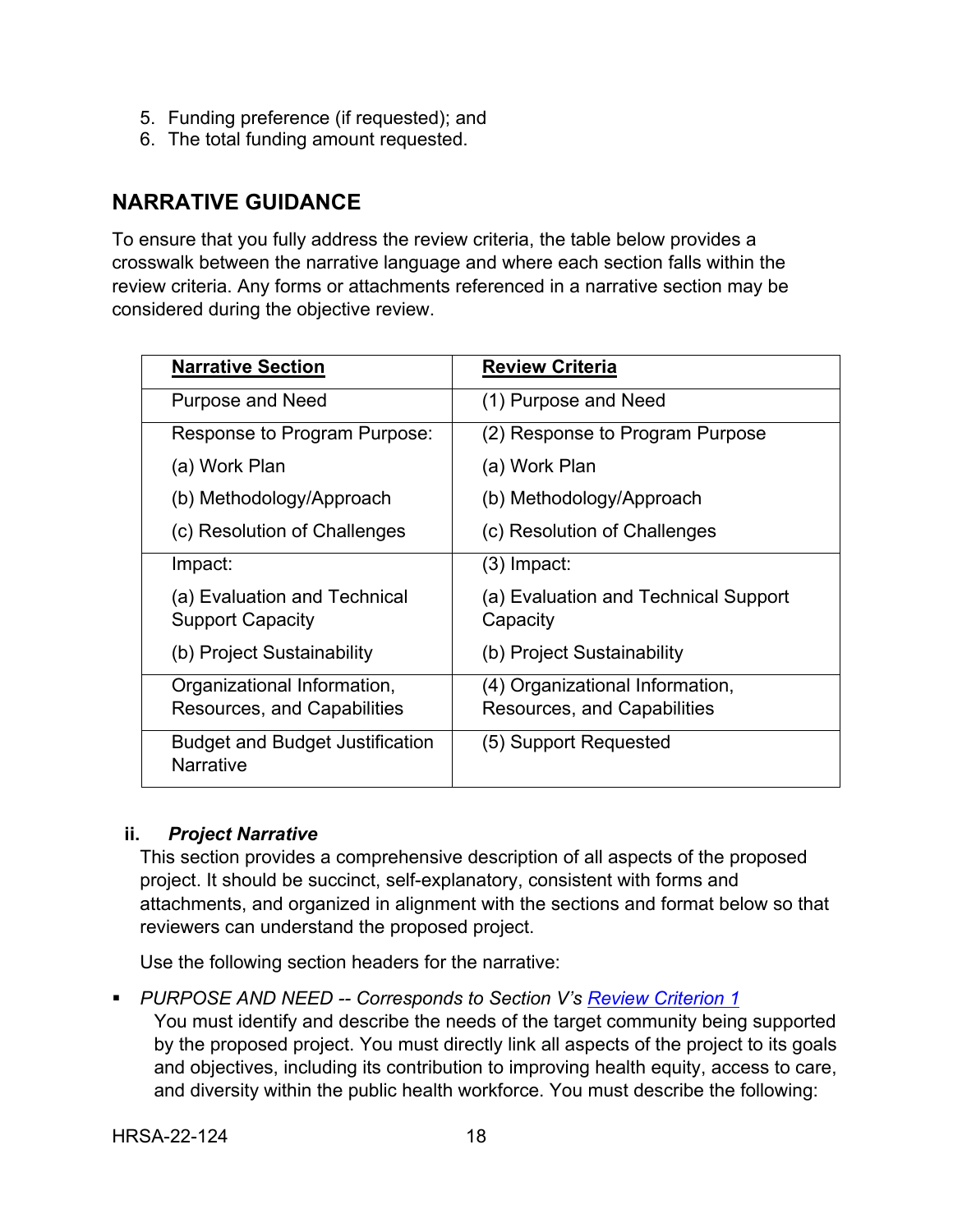5. Funding preference (if requested); and
6. The total funding amount requested.

## NARRATIVE GUIDANCE

To ensure that you fully address the review criteria, the table below provides a crosswalk between the narrative language and where each section falls within the review criteria. Any forms or attachments referenced in a narrative section may be considered during the objective review.

| Narrative Section | Review Criteria |
|---|---|
| Purpose and Need | (1) Purpose and Need |
| Response to Program Purpose:<br>(a) Work Plan<br>(b) Methodology/Approach<br>(c) Resolution of Challenges | (2) Response to Program Purpose<br>(a) Work Plan<br>(b) Methodology/Approach<br>(c) Resolution of Challenges |
| Impact:<br>(a) Evaluation and Technical Support Capacity<br>(b) Project Sustainability | (3) Impact:<br>(a) Evaluation and Technical Support Capacity<br>(b) Project Sustainability |
| Organizational Information, Resources, and Capabilities | (4) Organizational Information, Resources, and Capabilities |
| Budget and Budget Justification Narrative | (5) Support Requested |

### ii. *Project Narrative*

This section provides a comprehensive description of all aspects of the proposed project. It should be succinct, self-explanatory, consistent with forms and attachments, and organized in alignment with the sections and format below so that reviewers can understand the proposed project.

Use the following section headers for the narrative:

- *PURPOSE AND NEED -- Corresponds to Section V's Review Criterion 1*
  You must identify and describe the needs of the target community being supported by the proposed project. You must directly link all aspects of the project to its goals and objectives, including its contribution to improving health equity, access to care, and diversity within the public health workforce. You must describe the following: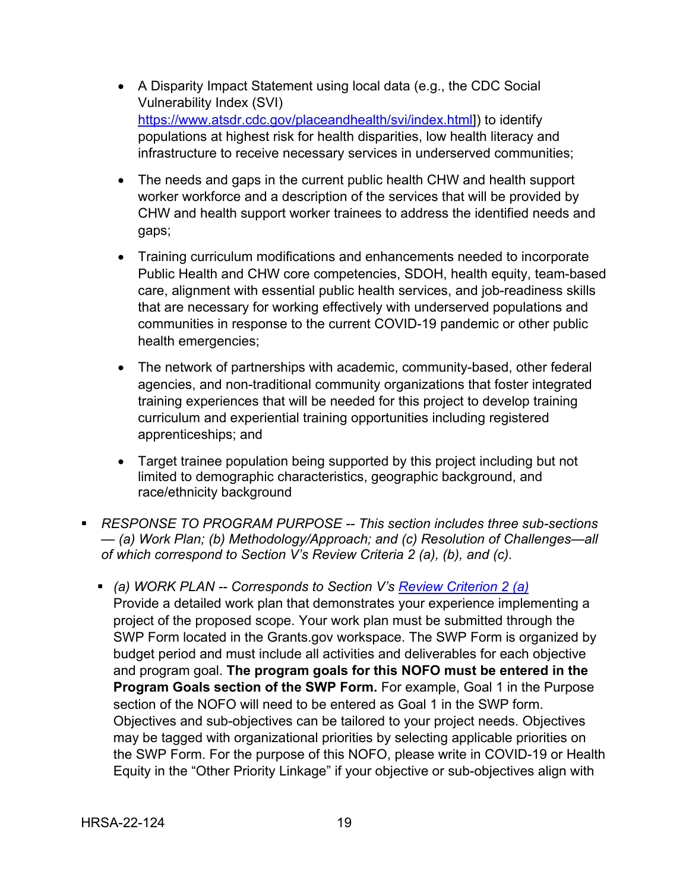- A Disparity Impact Statement using local data (e.g., the CDC Social Vulnerability Index (SVI) [https://www.atsdr.cdc.gov/placeandhealth/svi/index.html]) to identify populations at highest risk for health disparities, low health literacy and infrastructure to receive necessary services in underserved communities;
- The needs and gaps in the current public health CHW and health support worker workforce and a description of the services that will be provided by CHW and health support worker trainees to address the identified needs and gaps;
- Training curriculum modifications and enhancements needed to incorporate Public Health and CHW core competencies, SDOH, health equity, team-based care, alignment with essential public health services, and job-readiness skills that are necessary for working effectively with underserved populations and communities in response to the current COVID-19 pandemic or other public health emergencies;
- The network of partnerships with academic, community-based, other federal agencies, and non-traditional community organizations that foster integrated training experiences that will be needed for this project to develop training curriculum and experiential training opportunities including registered apprenticeships; and
- Target trainee population being supported by this project including but not limited to demographic characteristics, geographic background, and race/ethnicity background

- *RESPONSE TO PROGRAM PURPOSE -- This section includes three sub-sections — (a) Work Plan; (b) Methodology/Approach; and (c) Resolution of Challenges—all of which correspond to Section V's Review Criteria 2 (a), (b), and (c).*

  - *(a) WORK PLAN -- Corresponds to Section V's Review Criterion 2 (a)*
    Provide a detailed work plan that demonstrates your experience implementing a project of the proposed scope. Your work plan must be submitted through the SWP Form located in the Grants.gov workspace. The SWP Form is organized by budget period and must include all activities and deliverables for each objective and program goal. **The program goals for this NOFO must be entered in the Program Goals section of the SWP Form.** For example, Goal 1 in the Purpose section of the NOFO will need to be entered as Goal 1 in the SWP form. Objectives and sub-objectives can be tailored to your project needs. Objectives may be tagged with organizational priorities by selecting applicable priorities on the SWP Form. For the purpose of this NOFO, please write in COVID-19 or Health Equity in the "Other Priority Linkage" if your objective or sub-objectives align with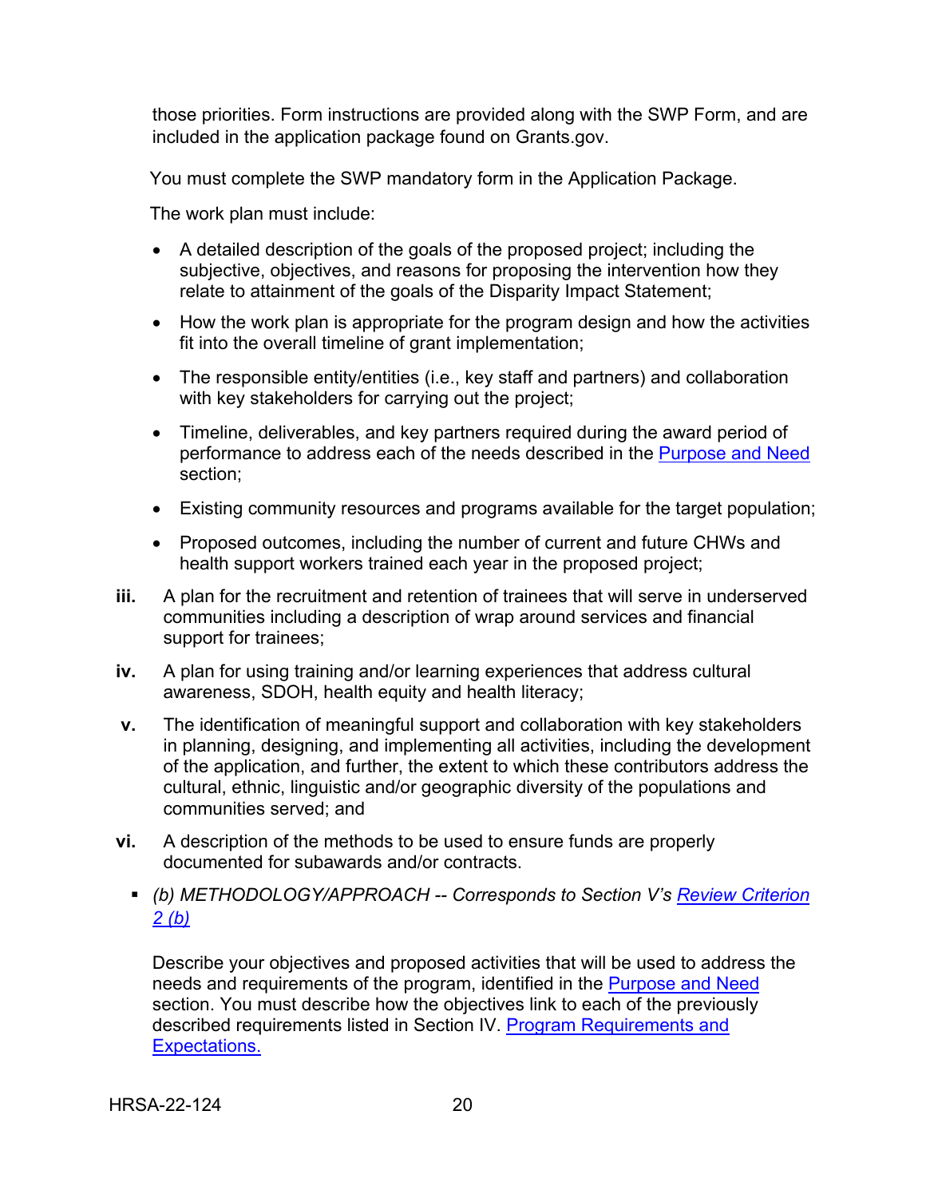those priorities. Form instructions are provided along with the SWP Form, and are included in the application package found on Grants.gov.

You must complete the SWP mandatory form in the Application Package.

The work plan must include:

- A detailed description of the goals of the proposed project; including the subjective, objectives, and reasons for proposing the intervention how they relate to attainment of the goals of the Disparity Impact Statement;
- How the work plan is appropriate for the program design and how the activities fit into the overall timeline of grant implementation;
- The responsible entity/entities (i.e., key staff and partners) and collaboration with key stakeholders for carrying out the project;
- Timeline, deliverables, and key partners required during the award period of performance to address each of the needs described in the Purpose and Need section;
- Existing community resources and programs available for the target population;
- Proposed outcomes, including the number of current and future CHWs and health support workers trained each year in the proposed project;

**iii.** A plan for the recruitment and retention of trainees that will serve in underserved communities including a description of wrap around services and financial support for trainees;

**iv.** A plan for using training and/or learning experiences that address cultural awareness, SDOH, health equity and health literacy;

**v.** The identification of meaningful support and collaboration with key stakeholders in planning, designing, and implementing all activities, including the development of the application, and further, the extent to which these contributors address the cultural, ethnic, linguistic and/or geographic diversity of the populations and communities served; and

**vi.** A description of the methods to be used to ensure funds are properly documented for subawards and/or contracts.

- *(b) METHODOLOGY/APPROACH -- Corresponds to Section V's Review Criterion 2 (b)*

  Describe your objectives and proposed activities that will be used to address the needs and requirements of the program, identified in the Purpose and Need section. You must describe how the objectives link to each of the previously described requirements listed in Section IV. Program Requirements and Expectations.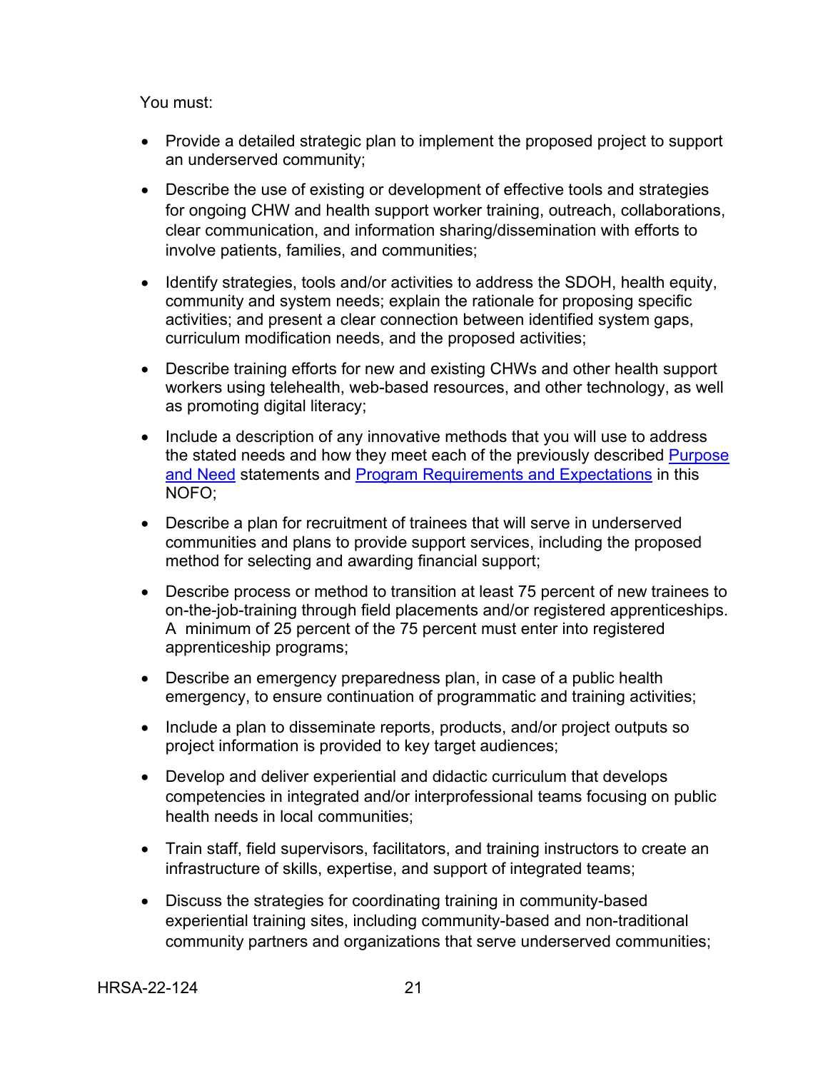You must:

- Provide a detailed strategic plan to implement the proposed project to support an underserved community;
- Describe the use of existing or development of effective tools and strategies for ongoing CHW and health support worker training, outreach, collaborations, clear communication, and information sharing/dissemination with efforts to involve patients, families, and communities;
- Identify strategies, tools and/or activities to address the SDOH, health equity, community and system needs; explain the rationale for proposing specific activities; and present a clear connection between identified system gaps, curriculum modification needs, and the proposed activities;
- Describe training efforts for new and existing CHWs and other health support workers using telehealth, web-based resources, and other technology, as well as promoting digital literacy;
- Include a description of any innovative methods that you will use to address the stated needs and how they meet each of the previously described [Purpose and Need](#) statements and [Program Requirements and Expectations](#) in this NOFO;
- Describe a plan for recruitment of trainees that will serve in underserved communities and plans to provide support services, including the proposed method for selecting and awarding financial support;
- Describe process or method to transition at least 75 percent of new trainees to on-the-job-training through field placements and/or registered apprenticeships. A minimum of 25 percent of the 75 percent must enter into registered apprenticeship programs;
- Describe an emergency preparedness plan, in case of a public health emergency, to ensure continuation of programmatic and training activities;
- Include a plan to disseminate reports, products, and/or project outputs so project information is provided to key target audiences;
- Develop and deliver experiential and didactic curriculum that develops competencies in integrated and/or interprofessional teams focusing on public health needs in local communities;
- Train staff, field supervisors, facilitators, and training instructors to create an infrastructure of skills, expertise, and support of integrated teams;
- Discuss the strategies for coordinating training in community-based experiential training sites, including community-based and non-traditional community partners and organizations that serve underserved communities;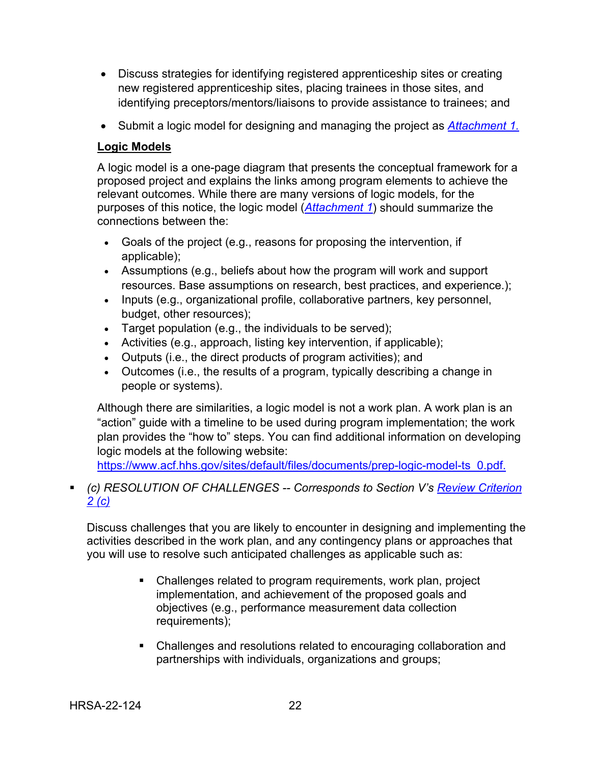- Discuss strategies for identifying registered apprenticeship sites or creating new registered apprenticeship sites, placing trainees in those sites, and identifying preceptors/mentors/liaisons to provide assistance to trainees; and
- Submit a logic model for designing and managing the project as *Attachment 1.*

**Logic Models**

A logic model is a one-page diagram that presents the conceptual framework for a proposed project and explains the links among program elements to achieve the relevant outcomes. While there are many versions of logic models, for the purposes of this notice, the logic model (*Attachment 1*) should summarize the connections between the:

- Goals of the project (e.g., reasons for proposing the intervention, if applicable);
- Assumptions (e.g., beliefs about how the program will work and support resources. Base assumptions on research, best practices, and experience.);
- Inputs (e.g., organizational profile, collaborative partners, key personnel, budget, other resources);
- Target population (e.g., the individuals to be served);
- Activities (e.g., approach, listing key intervention, if applicable);
- Outputs (i.e., the direct products of program activities); and
- Outcomes (i.e., the results of a program, typically describing a change in people or systems).

Although there are similarities, a logic model is not a work plan. A work plan is an “action” guide with a timeline to be used during program implementation; the work plan provides the “how to” steps. You can find additional information on developing logic models at the following website: https://www.acf.hhs.gov/sites/default/files/documents/prep-logic-model-ts_0.pdf.

- *(c) RESOLUTION OF CHALLENGES -- Corresponds to Section V’s Review Criterion 2 (c)*

  Discuss challenges that you are likely to encounter in designing and implementing the activities described in the work plan, and any contingency plans or approaches that you will use to resolve such anticipated challenges as applicable such as:

  - Challenges related to program requirements, work plan, project implementation, and achievement of the proposed goals and objectives (e.g., performance measurement data collection requirements);
  - Challenges and resolutions related to encouraging collaboration and partnerships with individuals, organizations and groups;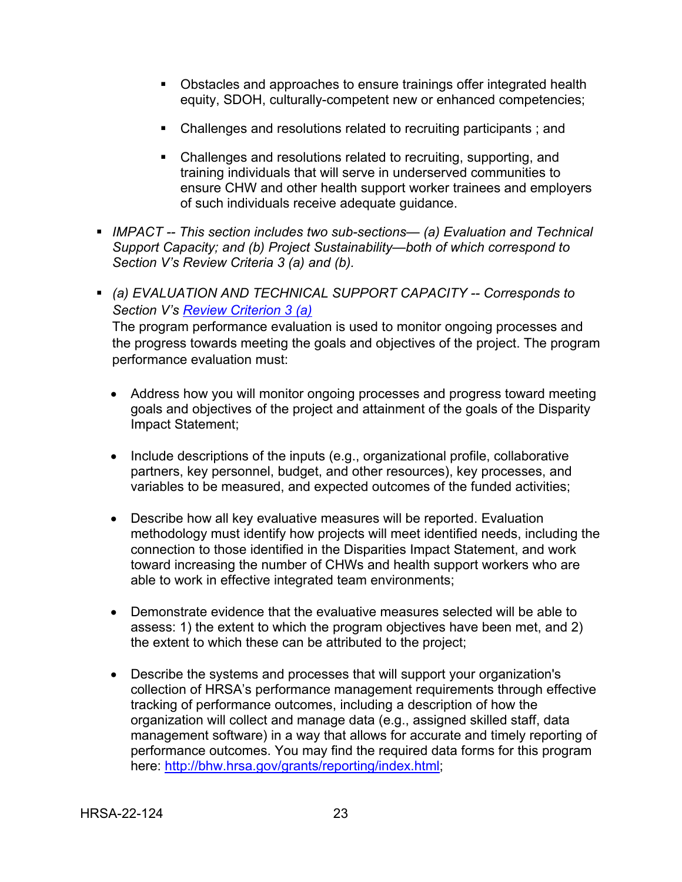- Obstacles and approaches to ensure trainings offer integrated health equity, SDOH, culturally-competent new or enhanced competencies;

  - Challenges and resolutions related to recruiting participants ; and

  - Challenges and resolutions related to recruiting, supporting, and training individuals that will serve in underserved communities to ensure CHW and other health support worker trainees and employers of such individuals receive adequate guidance.

- *IMPACT -- This section includes two sub-sections— (a) Evaluation and Technical Support Capacity; and (b) Project Sustainability—both of which correspond to Section V's Review Criteria 3 (a) and (b).*

- *(a) EVALUATION AND TECHNICAL SUPPORT CAPACITY -- Corresponds to Section V's [Review Criterion 3 (a)]*
  The program performance evaluation is used to monitor ongoing processes and the progress towards meeting the goals and objectives of the project. The program performance evaluation must:

  - Address how you will monitor ongoing processes and progress toward meeting goals and objectives of the project and attainment of the goals of the Disparity Impact Statement;

  - Include descriptions of the inputs (e.g., organizational profile, collaborative partners, key personnel, budget, and other resources), key processes, and variables to be measured, and expected outcomes of the funded activities;

  - Describe how all key evaluative measures will be reported. Evaluation methodology must identify how projects will meet identified needs, including the connection to those identified in the Disparities Impact Statement, and work toward increasing the number of CHWs and health support workers who are able to work in effective integrated team environments;

  - Demonstrate evidence that the evaluative measures selected will be able to assess: 1) the extent to which the program objectives have been met, and 2) the extent to which these can be attributed to the project;

  - Describe the systems and processes that will support your organization's collection of HRSA's performance management requirements through effective tracking of performance outcomes, including a description of how the organization will collect and manage data (e.g., assigned skilled staff, data management software) in a way that allows for accurate and timely reporting of performance outcomes. You may find the required data forms for this program here: http://bhw.hrsa.gov/grants/reporting/index.html;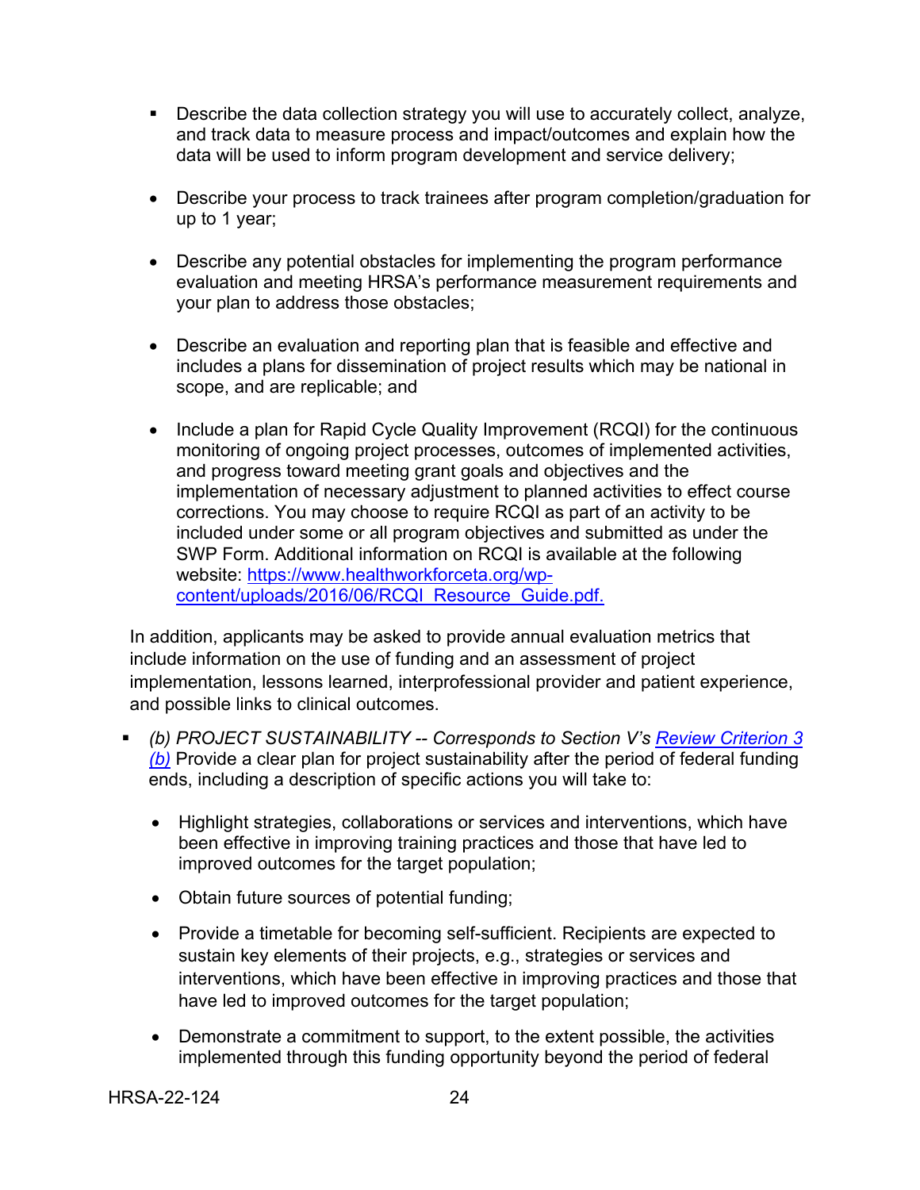- Describe the data collection strategy you will use to accurately collect, analyze, and track data to measure process and impact/outcomes and explain how the data will be used to inform program development and service delivery;

- Describe your process to track trainees after program completion/graduation for up to 1 year;

- Describe any potential obstacles for implementing the program performance evaluation and meeting HRSA's performance measurement requirements and your plan to address those obstacles;

- Describe an evaluation and reporting plan that is feasible and effective and includes a plans for dissemination of project results which may be national in scope, and are replicable; and

- Include a plan for Rapid Cycle Quality Improvement (RCQI) for the continuous monitoring of ongoing project processes, outcomes of implemented activities, and progress toward meeting grant goals and objectives and the implementation of necessary adjustment to planned activities to effect course corrections. You may choose to require RCQI as part of an activity to be included under some or all program objectives and submitted as under the SWP Form. Additional information on RCQI is available at the following website: [https://www.healthworkforceta.org/wp-content/uploads/2016/06/RCQI_Resource_Guide.pdf.](https://www.healthworkforceta.org/wp-content/uploads/2016/06/RCQI_Resource_Guide.pdf)

In addition, applicants may be asked to provide annual evaluation metrics that include information on the use of funding and an assessment of project implementation, lessons learned, interprofessional provider and patient experience, and possible links to clinical outcomes.

- *(b) PROJECT SUSTAINABILITY -- Corresponds to Section V's [Review Criterion 3 (b)](#)* Provide a clear plan for project sustainability after the period of federal funding ends, including a description of specific actions you will take to:

  - Highlight strategies, collaborations or services and interventions, which have been effective in improving training practices and those that have led to improved outcomes for the target population;

  - Obtain future sources of potential funding;

  - Provide a timetable for becoming self-sufficient. Recipients are expected to sustain key elements of their projects, e.g., strategies or services and interventions, which have been effective in improving practices and those that have led to improved outcomes for the target population;

  - Demonstrate a commitment to support, to the extent possible, the activities implemented through this funding opportunity beyond the period of federal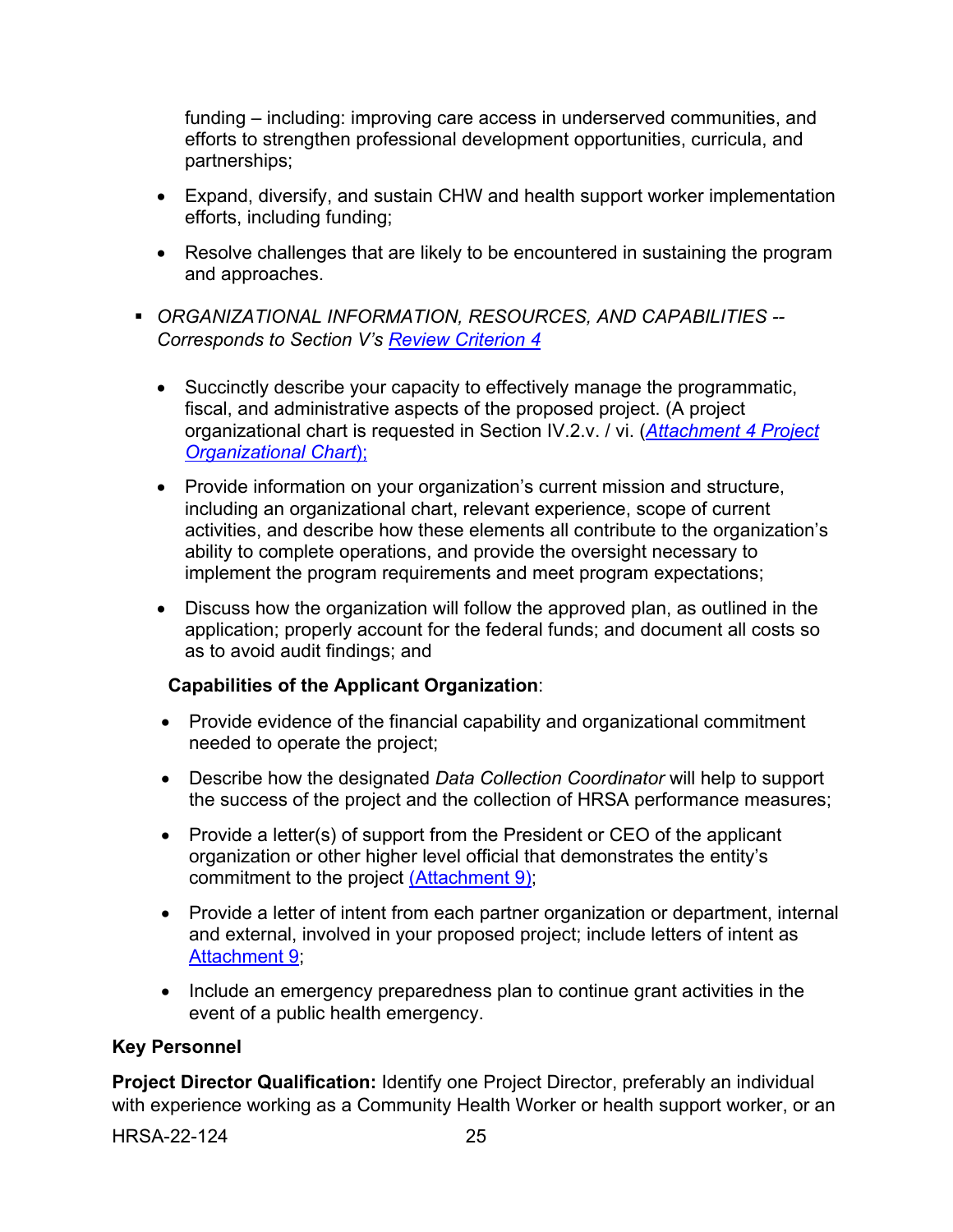funding – including: improving care access in underserved communities, and efforts to strengthen professional development opportunities, curricula, and partnerships;

- Expand, diversify, and sustain CHW and health support worker implementation efforts, including funding;
- Resolve challenges that are likely to be encountered in sustaining the program and approaches.

▪ *ORGANIZATIONAL INFORMATION, RESOURCES, AND CAPABILITIES -- Corresponds to Section V's Review Criterion 4*

- Succinctly describe your capacity to effectively manage the programmatic, fiscal, and administrative aspects of the proposed project. (A project organizational chart is requested in Section IV.2.v. / vi. (*Attachment 4 Project Organizational Chart*);
- Provide information on your organization's current mission and structure, including an organizational chart, relevant experience, scope of current activities, and describe how these elements all contribute to the organization's ability to complete operations, and provide the oversight necessary to implement the program requirements and meet program expectations;
- Discuss how the organization will follow the approved plan, as outlined in the application; properly account for the federal funds; and document all costs so as to avoid audit findings; and

**Capabilities of the Applicant Organization**:

- Provide evidence of the financial capability and organizational commitment needed to operate the project;
- Describe how the designated *Data Collection Coordinator* will help to support the success of the project and the collection of HRSA performance measures;
- Provide a letter(s) of support from the President or CEO of the applicant organization or other higher level official that demonstrates the entity's commitment to the project (Attachment 9);
- Provide a letter of intent from each partner organization or department, internal and external, involved in your proposed project; include letters of intent as Attachment 9;
- Include an emergency preparedness plan to continue grant activities in the event of a public health emergency.

**Key Personnel**

**Project Director Qualification:** Identify one Project Director, preferably an individual with experience working as a Community Health Worker or health support worker, or an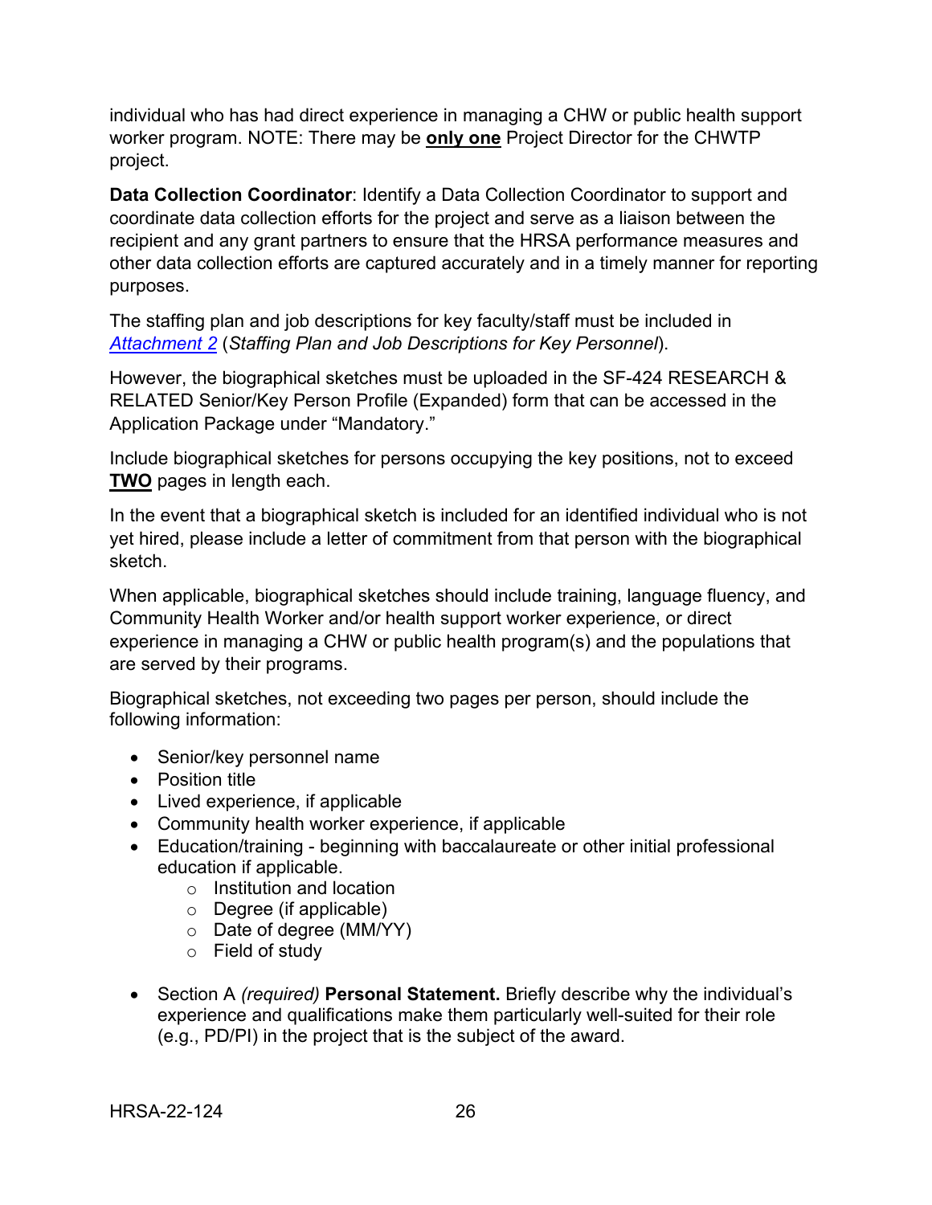individual who has had direct experience in managing a CHW or public health support worker program. NOTE: There may be **only one** Project Director for the CHWTP project.

**Data Collection Coordinator**: Identify a Data Collection Coordinator to support and coordinate data collection efforts for the project and serve as a liaison between the recipient and any grant partners to ensure that the HRSA performance measures and other data collection efforts are captured accurately and in a timely manner for reporting purposes.

The staffing plan and job descriptions for key faculty/staff must be included in Attachment 2 (*Staffing Plan and Job Descriptions for Key Personnel*).

However, the biographical sketches must be uploaded in the SF-424 RESEARCH & RELATED Senior/Key Person Profile (Expanded) form that can be accessed in the Application Package under "Mandatory."

Include biographical sketches for persons occupying the key positions, not to exceed **TWO** pages in length each.

In the event that a biographical sketch is included for an identified individual who is not yet hired, please include a letter of commitment from that person with the biographical sketch.

When applicable, biographical sketches should include training, language fluency, and Community Health Worker and/or health support worker experience, or direct experience in managing a CHW or public health program(s) and the populations that are served by their programs.

Biographical sketches, not exceeding two pages per person, should include the following information:

- Senior/key personnel name
- Position title
- Lived experience, if applicable
- Community health worker experience, if applicable
- Education/training - beginning with baccalaureate or other initial professional education if applicable.
    - Institution and location
    - Degree (if applicable)
    - Date of degree (MM/YY)
    - Field of study
- Section A *(required)* **Personal Statement.** Briefly describe why the individual's experience and qualifications make them particularly well-suited for their role (e.g., PD/PI) in the project that is the subject of the award.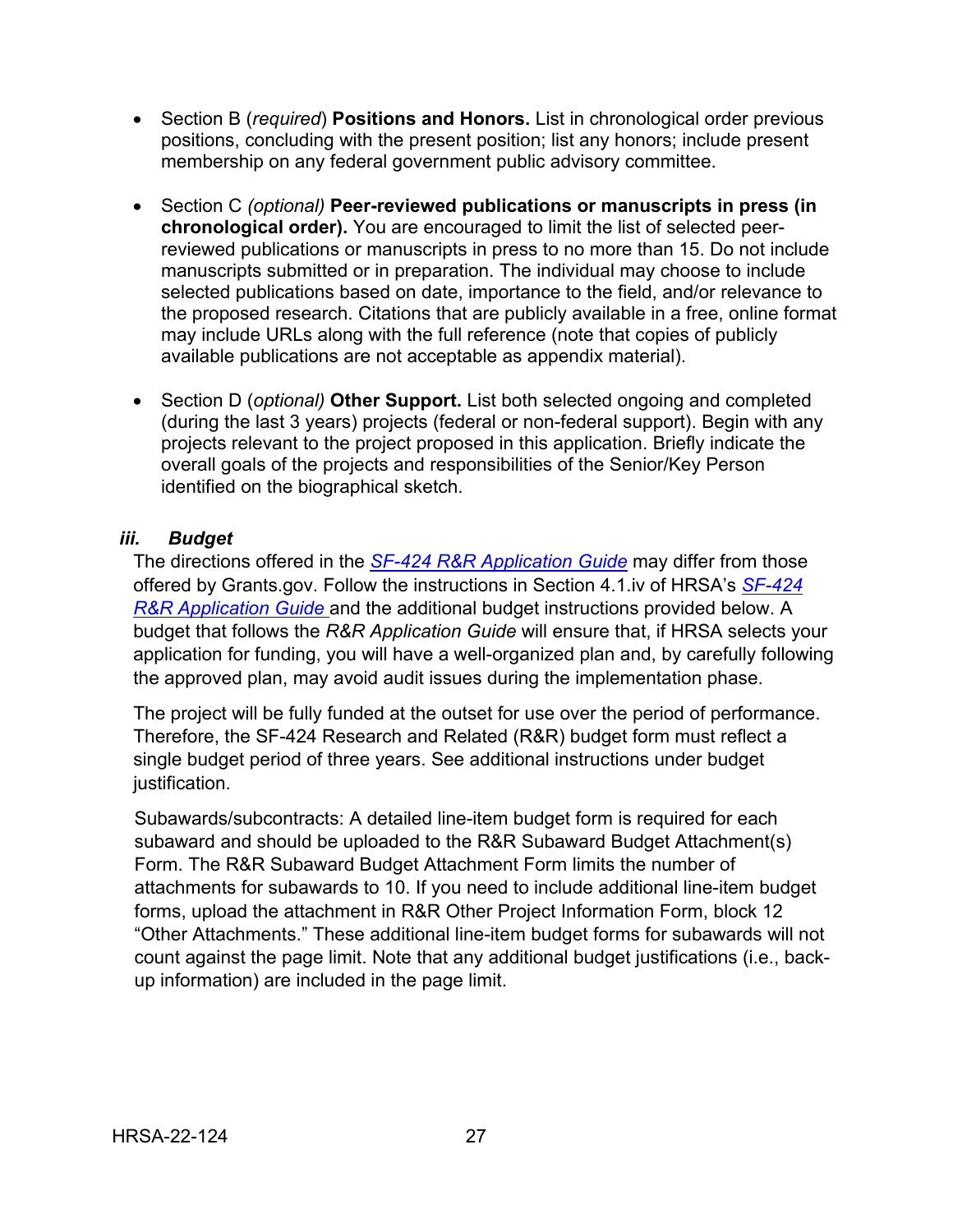- Section B (*required*) **Positions and Honors.** List in chronological order previous positions, concluding with the present position; list any honors; include present membership on any federal government public advisory committee.

- Section C *(optional)* **Peer-reviewed publications or manuscripts in press (in chronological order).** You are encouraged to limit the list of selected peer-reviewed publications or manuscripts in press to no more than 15. Do not include manuscripts submitted or in preparation. The individual may choose to include selected publications based on date, importance to the field, and/or relevance to the proposed research. Citations that are publicly available in a free, online format may include URLs along with the full reference (note that copies of publicly available publications are not acceptable as appendix material).

- Section D (*optional*) **Other Support.** List both selected ongoing and completed (during the last 3 years) projects (federal or non-federal support). Begin with any projects relevant to the project proposed in this application. Briefly indicate the overall goals of the projects and responsibilities of the Senior/Key Person identified on the biographical sketch.

### *iii. Budget*

The directions offered in the *SF-424 R&R Application Guide* may differ from those offered by Grants.gov. Follow the instructions in Section 4.1.iv of HRSA's *SF-424 R&R Application Guide* and the additional budget instructions provided below. A budget that follows the *R&R Application Guide* will ensure that, if HRSA selects your application for funding, you will have a well-organized plan and, by carefully following the approved plan, may avoid audit issues during the implementation phase.

The project will be fully funded at the outset for use over the period of performance. Therefore, the SF-424 Research and Related (R&R) budget form must reflect a single budget period of three years. See additional instructions under budget justification.

Subawards/subcontracts: A detailed line-item budget form is required for each subaward and should be uploaded to the R&R Subaward Budget Attachment(s) Form. The R&R Subaward Budget Attachment Form limits the number of attachments for subawards to 10. If you need to include additional line-item budget forms, upload the attachment in R&R Other Project Information Form, block 12 "Other Attachments." These additional line-item budget forms for subawards will not count against the page limit. Note that any additional budget justifications (i.e., back-up information) are included in the page limit.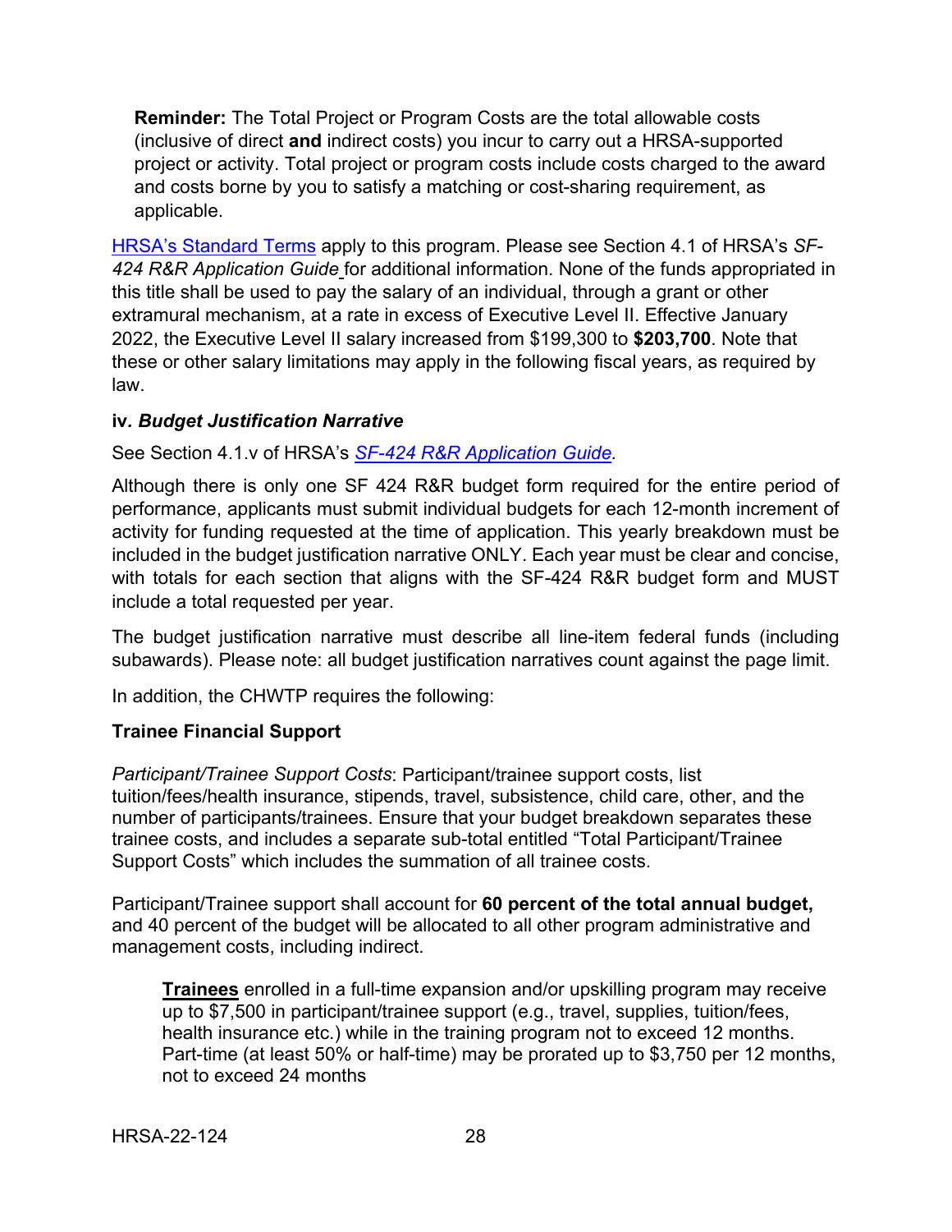**Reminder:** The Total Project or Program Costs are the total allowable costs (inclusive of direct **and** indirect costs) you incur to carry out a HRSA-supported project or activity. Total project or program costs include costs charged to the award and costs borne by you to satisfy a matching or cost-sharing requirement, as applicable.

HRSA's Standard Terms apply to this program. Please see Section 4.1 of HRSA's *SF-424 R&R Application Guide* for additional information. None of the funds appropriated in this title shall be used to pay the salary of an individual, through a grant or other extramural mechanism, at a rate in excess of Executive Level II. Effective January 2022, the Executive Level II salary increased from $199,300 to **$203,700**. Note that these or other salary limitations may apply in the following fiscal years, as required by law.

#### iv. *Budget Justification Narrative*

See Section 4.1.v of HRSA's *SF-424 R&R Application Guide*.

Although there is only one SF 424 R&R budget form required for the entire period of performance, applicants must submit individual budgets for each 12-month increment of activity for funding requested at the time of application. This yearly breakdown must be included in the budget justification narrative ONLY. Each year must be clear and concise, with totals for each section that aligns with the SF-424 R&R budget form and MUST include a total requested per year.

The budget justification narrative must describe all line-item federal funds (including subawards). Please note: all budget justification narratives count against the page limit.

In addition, the CHWTP requires the following:

**Trainee Financial Support**

*Participant/Trainee Support Costs*: Participant/trainee support costs, list tuition/fees/health insurance, stipends, travel, subsistence, child care, other, and the number of participants/trainees. Ensure that your budget breakdown separates these trainee costs, and includes a separate sub-total entitled "Total Participant/Trainee Support Costs" which includes the summation of all trainee costs.

Participant/Trainee support shall account for **60 percent of the total annual budget,** and 40 percent of the budget will be allocated to all other program administrative and management costs, including indirect.

> **Trainees** enrolled in a full-time expansion and/or upskilling program may receive up to $7,500 in participant/trainee support (e.g., travel, supplies, tuition/fees, health insurance etc.) while in the training program not to exceed 12 months. Part-time (at least 50% or half-time) may be prorated up to $3,750 per 12 months, not to exceed 24 months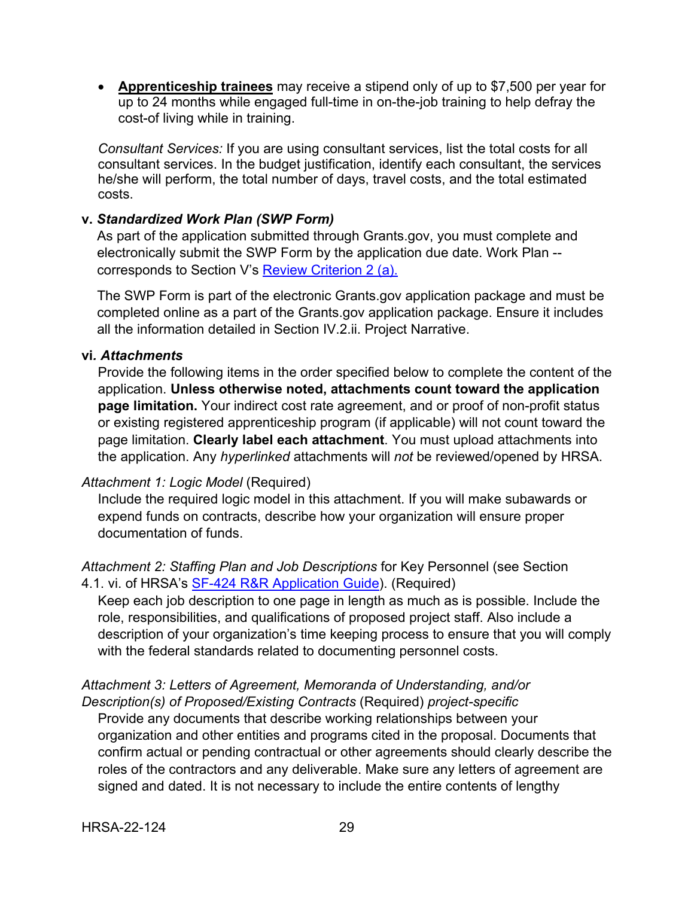- **Apprenticeship trainees** may receive a stipend only of up to $7,500 per year for up to 24 months while engaged full-time in on-the-job training to help defray the cost-of living while in training.

*Consultant Services:* If you are using consultant services, list the total costs for all consultant services. In the budget justification, identify each consultant, the services he/she will perform, the total number of days, travel costs, and the total estimated costs.

**v. *Standardized Work Plan (SWP Form)***

As part of the application submitted through Grants.gov, you must complete and electronically submit the SWP Form by the application due date. Work Plan -- corresponds to Section V's [Review Criterion 2 (a).](#)

The SWP Form is part of the electronic Grants.gov application package and must be completed online as a part of the Grants.gov application package. Ensure it includes all the information detailed in Section IV.2.ii. Project Narrative.

**vi*. Attachments***

Provide the following items in the order specified below to complete the content of the application. **Unless otherwise noted, attachments count toward the application page limitation.** Your indirect cost rate agreement, and or proof of non-profit status or existing registered apprenticeship program (if applicable) will not count toward the page limitation. **Clearly label each attachment**. You must upload attachments into the application. Any *hyperlinked* attachments will *not* be reviewed/opened by HRSA.

*Attachment 1: Logic Model* (Required)

Include the required logic model in this attachment. If you will make subawards or expend funds on contracts, describe how your organization will ensure proper documentation of funds.

*Attachment 2: Staffing Plan and Job Descriptions* for Key Personnel (see Section 4.1. vi. of HRSA's [SF-424 R&R Application Guide](#)). (Required)

Keep each job description to one page in length as much as is possible. Include the role, responsibilities, and qualifications of proposed project staff. Also include a description of your organization's time keeping process to ensure that you will comply with the federal standards related to documenting personnel costs.

*Attachment 3: Letters of Agreement, Memoranda of Understanding, and/or Description(s) of Proposed/Existing Contracts* (Required) *project-specific*

Provide any documents that describe working relationships between your organization and other entities and programs cited in the proposal. Documents that confirm actual or pending contractual or other agreements should clearly describe the roles of the contractors and any deliverable. Make sure any letters of agreement are signed and dated. It is not necessary to include the entire contents of lengthy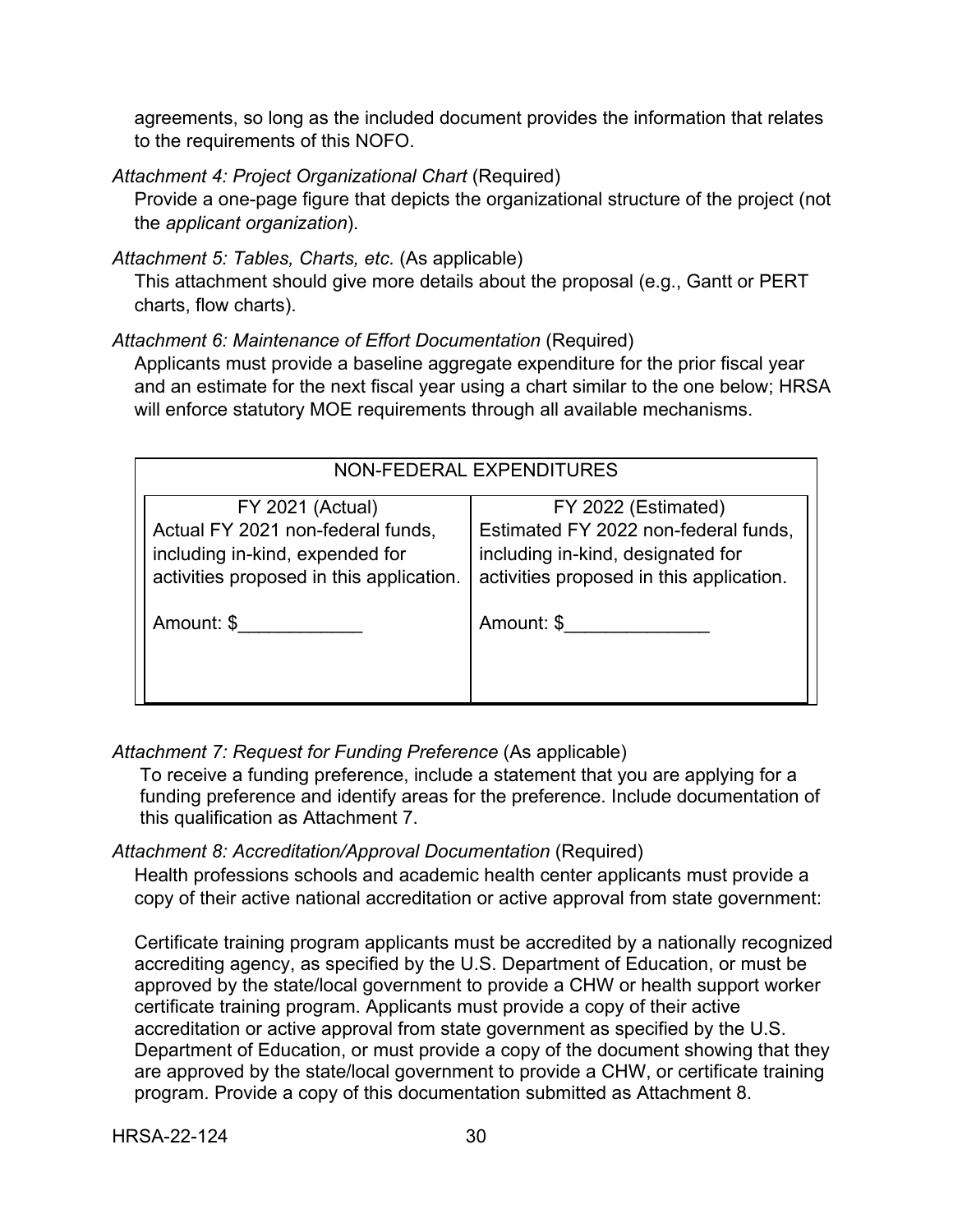agreements, so long as the included document provides the information that relates to the requirements of this NOFO.

*Attachment 4: Project Organizational Chart* (Required)

Provide a one-page figure that depicts the organizational structure of the project (not the *applicant organization*).

*Attachment 5: Tables, Charts, etc.* (As applicable)

This attachment should give more details about the proposal (e.g., Gantt or PERT charts, flow charts).

*Attachment 6: Maintenance of Effort Documentation* (Required)

Applicants must provide a baseline aggregate expenditure for the prior fiscal year and an estimate for the next fiscal year using a chart similar to the one below; HRSA will enforce statutory MOE requirements through all available mechanisms.

| NON-FEDERAL EXPENDITURES | |
|---|---|
| FY 2021 (Actual)<br>Actual FY 2021 non-federal funds, including in-kind, expended for activities proposed in this application.<br><br>Amount: $____________ | FY 2022 (Estimated)<br>Estimated FY 2022 non-federal funds, including in-kind, designated for activities proposed in this application.<br><br>Amount: $______________ |

*Attachment 7: Request for Funding Preference* (As applicable)

To receive a funding preference, include a statement that you are applying for a funding preference and identify areas for the preference. Include documentation of this qualification as Attachment 7.

*Attachment 8: Accreditation/Approval Documentation* (Required)

Health professions schools and academic health center applicants must provide a copy of their active national accreditation or active approval from state government:

Certificate training program applicants must be accredited by a nationally recognized accrediting agency, as specified by the U.S. Department of Education, or must be approved by the state/local government to provide a CHW or health support worker certificate training program. Applicants must provide a copy of their active accreditation or active approval from state government as specified by the U.S. Department of Education, or must provide a copy of the document showing that they are approved by the state/local government to provide a CHW, or certificate training program. Provide a copy of this documentation submitted as Attachment 8.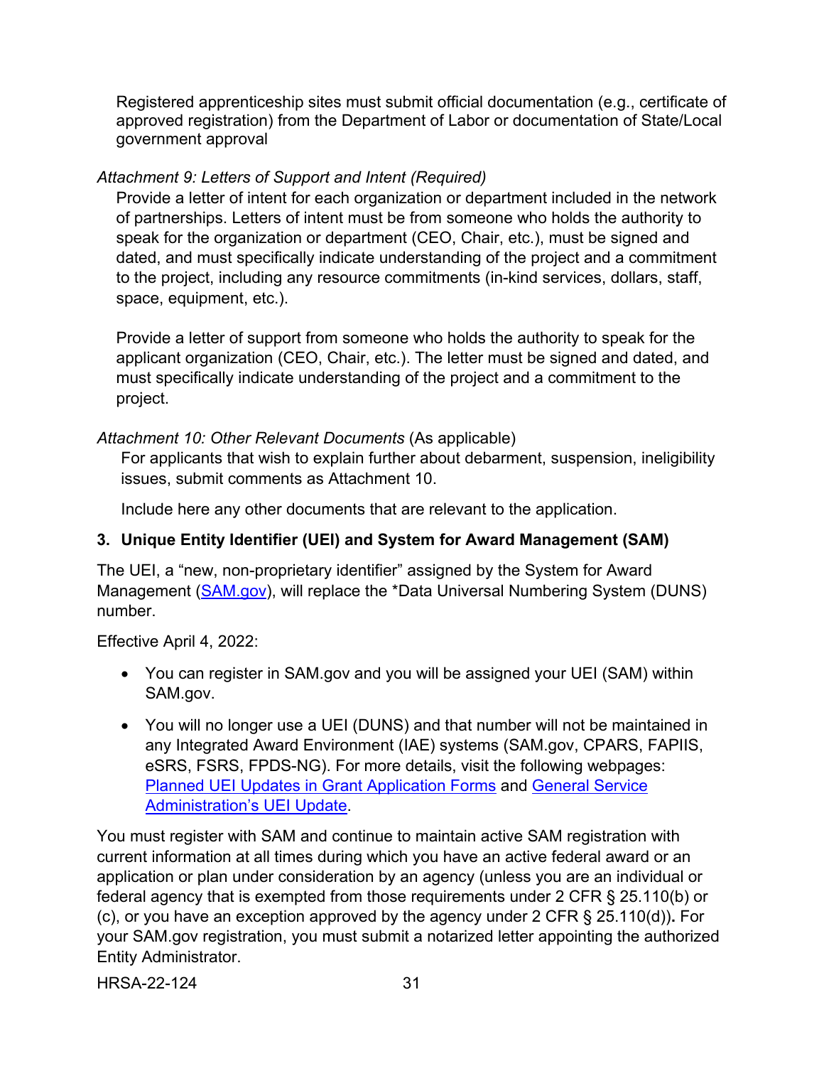Registered apprenticeship sites must submit official documentation (e.g., certificate of approved registration) from the Department of Labor or documentation of State/Local government approval

*Attachment 9: Letters of Support and Intent (Required)*

Provide a letter of intent for each organization or department included in the network of partnerships. Letters of intent must be from someone who holds the authority to speak for the organization or department (CEO, Chair, etc.), must be signed and dated, and must specifically indicate understanding of the project and a commitment to the project, including any resource commitments (in-kind services, dollars, staff, space, equipment, etc.).

Provide a letter of support from someone who holds the authority to speak for the applicant organization (CEO, Chair, etc.). The letter must be signed and dated, and must specifically indicate understanding of the project and a commitment to the project.

*Attachment 10: Other Relevant Documents* (As applicable)

For applicants that wish to explain further about debarment, suspension, ineligibility issues, submit comments as Attachment 10.

Include here any other documents that are relevant to the application.

### 3. Unique Entity Identifier (UEI) and System for Award Management (SAM)

The UEI, a "new, non-proprietary identifier" assigned by the System for Award Management ([SAM.gov](SAM.gov)), will replace the *Data Universal Numbering System (DUNS) number.

Effective April 4, 2022:

- You can register in SAM.gov and you will be assigned your UEI (SAM) within SAM.gov.
- You will no longer use a UEI (DUNS) and that number will not be maintained in any Integrated Award Environment (IAE) systems (SAM.gov, CPARS, FAPIIS, eSRS, FSRS, FPDS-NG). For more details, visit the following webpages: Planned UEI Updates in Grant Application Forms and General Service Administration's UEI Update.

You must register with SAM and continue to maintain active SAM registration with current information at all times during which you have an active federal award or an application or plan under consideration by an agency (unless you are an individual or federal agency that is exempted from those requirements under 2 CFR § 25.110(b) or (c), or you have an exception approved by the agency under 2 CFR § 25.110(d))**.** For your SAM.gov registration, you must submit a notarized letter appointing the authorized Entity Administrator.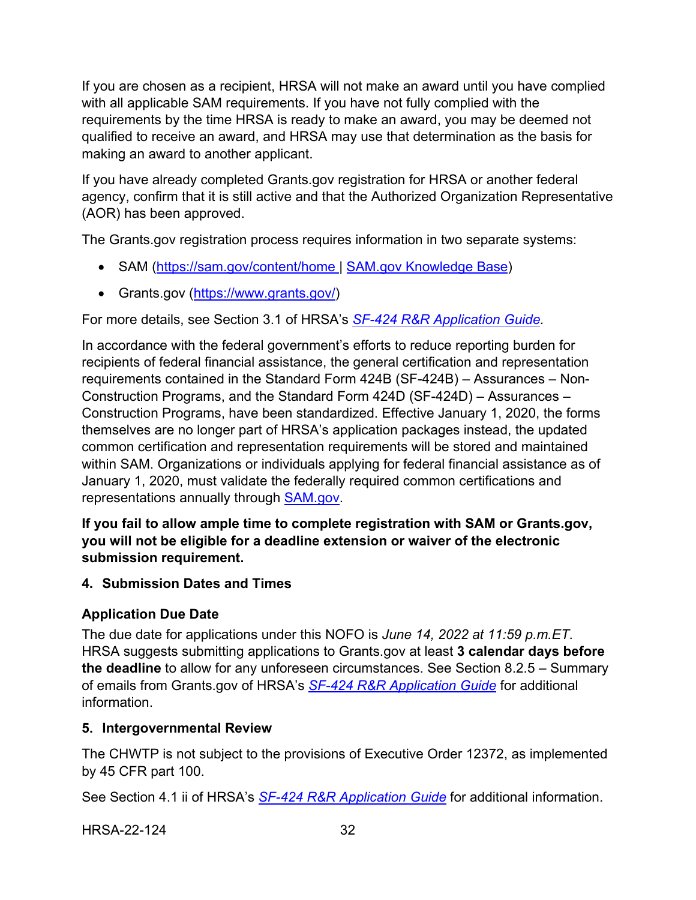If you are chosen as a recipient, HRSA will not make an award until you have complied with all applicable SAM requirements. If you have not fully complied with the requirements by the time HRSA is ready to make an award, you may be deemed not qualified to receive an award, and HRSA may use that determination as the basis for making an award to another applicant.

If you have already completed Grants.gov registration for HRSA or another federal agency, confirm that it is still active and that the Authorized Organization Representative (AOR) has been approved.

The Grants.gov registration process requires information in two separate systems:

- SAM (https://sam.gov/content/home | SAM.gov Knowledge Base)
- Grants.gov (https://www.grants.gov/)

For more details, see Section 3.1 of HRSA's *SF-424 R&R Application Guide*.

In accordance with the federal government's efforts to reduce reporting burden for recipients of federal financial assistance, the general certification and representation requirements contained in the Standard Form 424B (SF-424B) – Assurances – Non-Construction Programs, and the Standard Form 424D (SF-424D) – Assurances – Construction Programs, have been standardized. Effective January 1, 2020, the forms themselves are no longer part of HRSA's application packages instead, the updated common certification and representation requirements will be stored and maintained within SAM. Organizations or individuals applying for federal financial assistance as of January 1, 2020, must validate the federally required common certifications and representations annually through SAM.gov.

**If you fail to allow ample time to complete registration with SAM or Grants.gov, you will not be eligible for a deadline extension or waiver of the electronic submission requirement.**

### 4. Submission Dates and Times

#### Application Due Date

The due date for applications under this NOFO is *June 14, 2022 at 11:59 p.m.ET*. HRSA suggests submitting applications to Grants.gov at least **3 calendar days before the deadline** to allow for any unforeseen circumstances. See Section 8.2.5 – Summary of emails from Grants.gov of HRSA's *SF-424 R&R Application Guide* for additional information.

### 5. Intergovernmental Review

The CHWTP is not subject to the provisions of Executive Order 12372, as implemented by 45 CFR part 100.

See Section 4.1 ii of HRSA's *SF-424 R&R Application Guide* for additional information.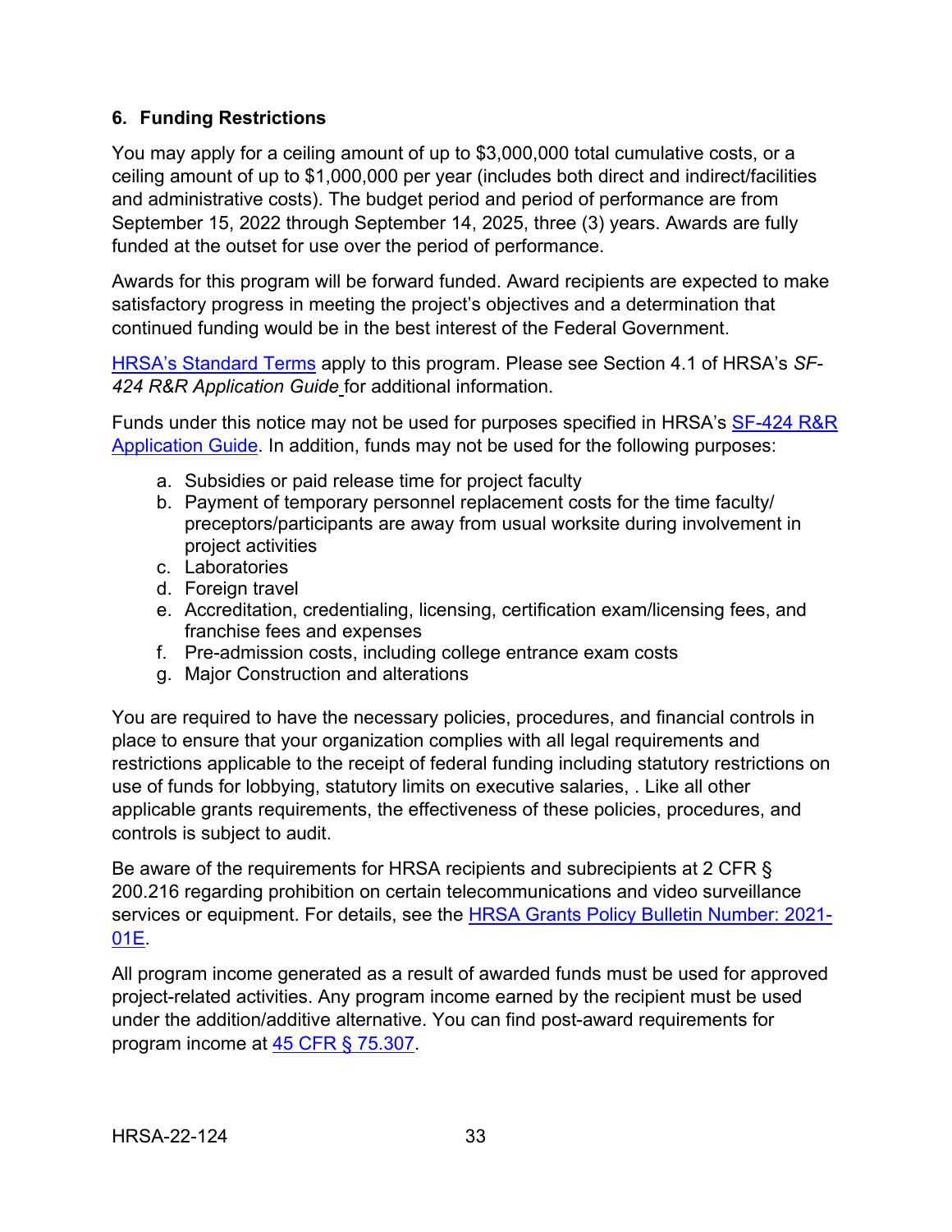### 6. Funding Restrictions

You may apply for a ceiling amount of up to $3,000,000 total cumulative costs, or a ceiling amount of up to $1,000,000 per year (includes both direct and indirect/facilities and administrative costs). The budget period and period of performance are from September 15, 2022 through September 14, 2025, three (3) years. Awards are fully funded at the outset for use over the period of performance.

Awards for this program will be forward funded. Award recipients are expected to make satisfactory progress in meeting the project's objectives and a determination that continued funding would be in the best interest of the Federal Government.

HRSA's Standard Terms apply to this program. Please see Section 4.1 of HRSA's *SF-424 R&R Application Guide* for additional information.

Funds under this notice may not be used for purposes specified in HRSA's SF-424 R&R Application Guide. In addition, funds may not be used for the following purposes:

a. Subsidies or paid release time for project faculty
b. Payment of temporary personnel replacement costs for the time faculty/ preceptors/participants are away from usual worksite during involvement in project activities
c. Laboratories
d. Foreign travel
e. Accreditation, credentialing, licensing, certification exam/licensing fees, and franchise fees and expenses
f. Pre-admission costs, including college entrance exam costs
g. Major Construction and alterations

You are required to have the necessary policies, procedures, and financial controls in place to ensure that your organization complies with all legal requirements and restrictions applicable to the receipt of federal funding including statutory restrictions on use of funds for lobbying, statutory limits on executive salaries, . Like all other applicable grants requirements, the effectiveness of these policies, procedures, and controls is subject to audit.

Be aware of the requirements for HRSA recipients and subrecipients at 2 CFR § 200.216 regarding prohibition on certain telecommunications and video surveillance services or equipment. For details, see the HRSA Grants Policy Bulletin Number: 2021-01E.

All program income generated as a result of awarded funds must be used for approved project-related activities. Any program income earned by the recipient must be used under the addition/additive alternative. You can find post-award requirements for program income at 45 CFR § 75.307.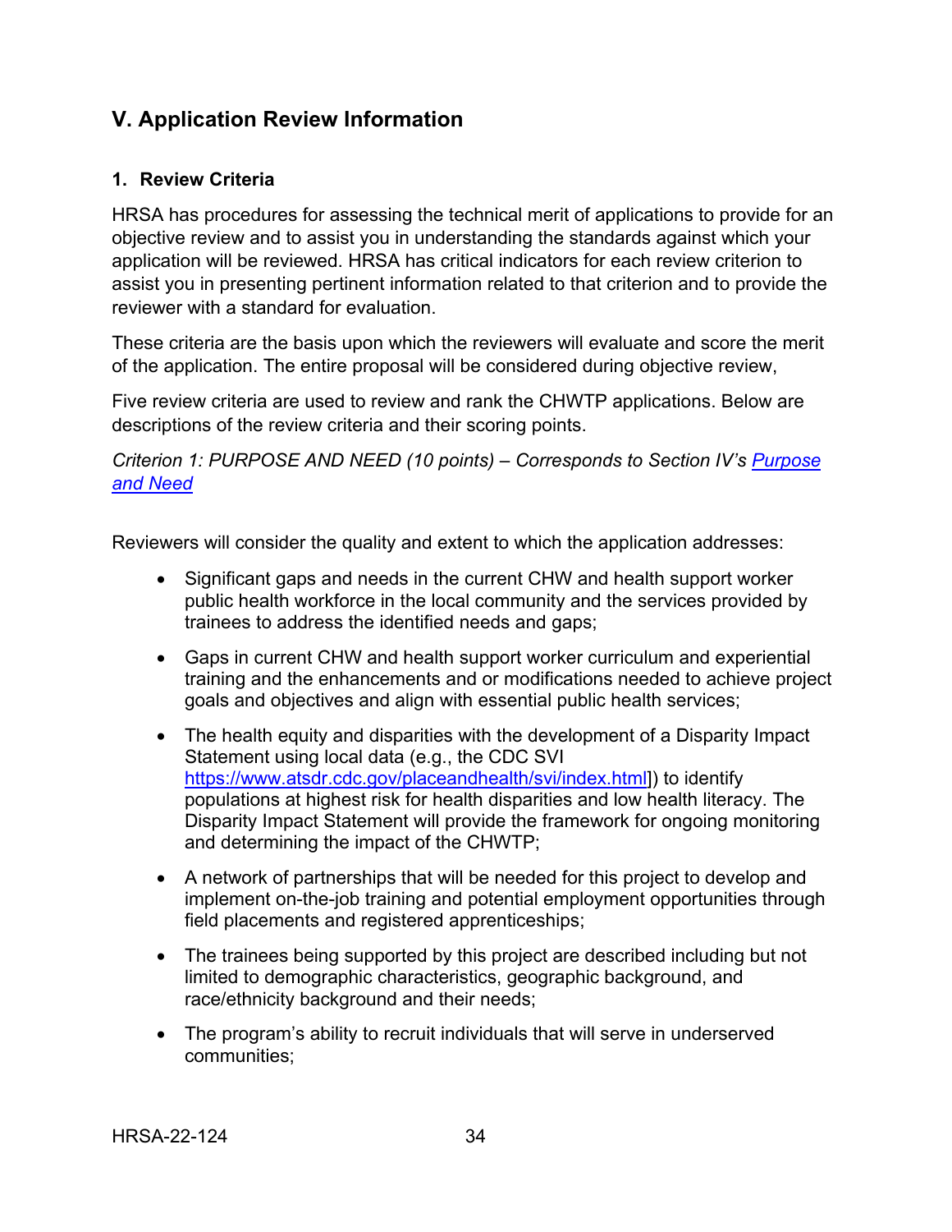## V. Application Review Information

### 1. Review Criteria

HRSA has procedures for assessing the technical merit of applications to provide for an objective review and to assist you in understanding the standards against which your application will be reviewed. HRSA has critical indicators for each review criterion to assist you in presenting pertinent information related to that criterion and to provide the reviewer with a standard for evaluation.

These criteria are the basis upon which the reviewers will evaluate and score the merit of the application. The entire proposal will be considered during objective review,

Five review criteria are used to review and rank the CHWTP applications. Below are descriptions of the review criteria and their scoring points.

*Criterion 1: PURPOSE AND NEED (10 points) – Corresponds to Section IV's [Purpose and Need](#)*

Reviewers will consider the quality and extent to which the application addresses:

- Significant gaps and needs in the current CHW and health support worker public health workforce in the local community and the services provided by trainees to address the identified needs and gaps;
- Gaps in current CHW and health support worker curriculum and experiential training and the enhancements and or modifications needed to achieve project goals and objectives and align with essential public health services;
- The health equity and disparities with the development of a Disparity Impact Statement using local data (e.g., the CDC SVI [https://www.atsdr.cdc.gov/placeandhealth/svi/index.html](https://www.atsdr.cdc.gov/placeandhealth/svi/index.html)]) to identify populations at highest risk for health disparities and low health literacy. The Disparity Impact Statement will provide the framework for ongoing monitoring and determining the impact of the CHWTP;
- A network of partnerships that will be needed for this project to develop and implement on-the-job training and potential employment opportunities through field placements and registered apprenticeships;
- The trainees being supported by this project are described including but not limited to demographic characteristics, geographic background, and race/ethnicity background and their needs;
- The program's ability to recruit individuals that will serve in underserved communities;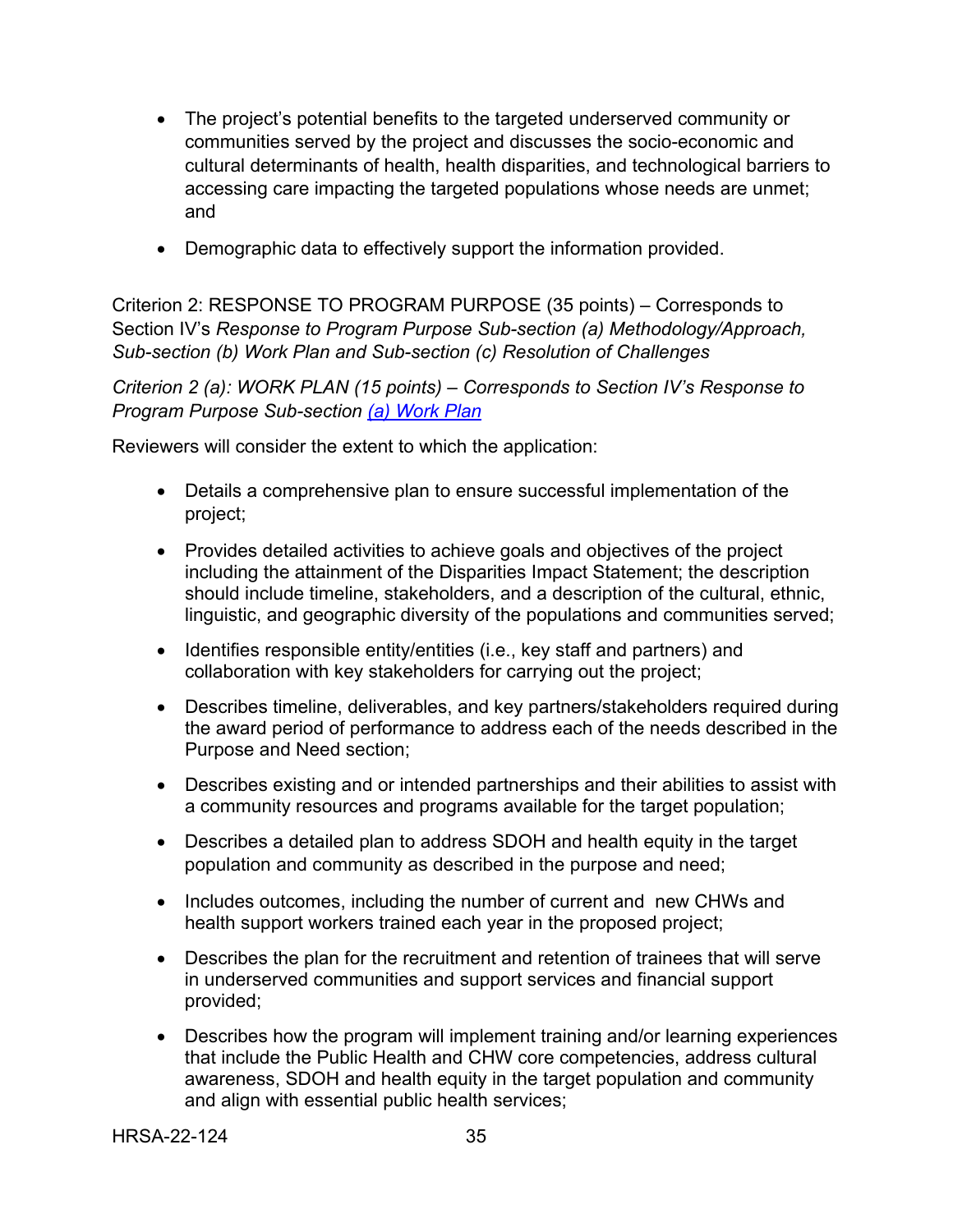- The project's potential benefits to the targeted underserved community or communities served by the project and discusses the socio-economic and cultural determinants of health, health disparities, and technological barriers to accessing care impacting the targeted populations whose needs are unmet; and
- Demographic data to effectively support the information provided.

Criterion 2: RESPONSE TO PROGRAM PURPOSE (35 points) – Corresponds to Section IV's *Response to Program Purpose Sub-section (a) Methodology/Approach, Sub-section (b) Work Plan and Sub-section (c) Resolution of Challenges*

*Criterion 2 (a): WORK PLAN (15 points) – Corresponds to Section IV's Response to Program Purpose Sub-section [(a) Work Plan]()*

Reviewers will consider the extent to which the application:

- Details a comprehensive plan to ensure successful implementation of the project;
- Provides detailed activities to achieve goals and objectives of the project including the attainment of the Disparities Impact Statement; the description should include timeline, stakeholders, and a description of the cultural, ethnic, linguistic, and geographic diversity of the populations and communities served;
- Identifies responsible entity/entities (i.e., key staff and partners) and collaboration with key stakeholders for carrying out the project;
- Describes timeline, deliverables, and key partners/stakeholders required during the award period of performance to address each of the needs described in the Purpose and Need section;
- Describes existing and or intended partnerships and their abilities to assist with a community resources and programs available for the target population;
- Describes a detailed plan to address SDOH and health equity in the target population and community as described in the purpose and need;
- Includes outcomes, including the number of current and new CHWs and health support workers trained each year in the proposed project;
- Describes the plan for the recruitment and retention of trainees that will serve in underserved communities and support services and financial support provided;
- Describes how the program will implement training and/or learning experiences that include the Public Health and CHW core competencies, address cultural awareness, SDOH and health equity in the target population and community and align with essential public health services;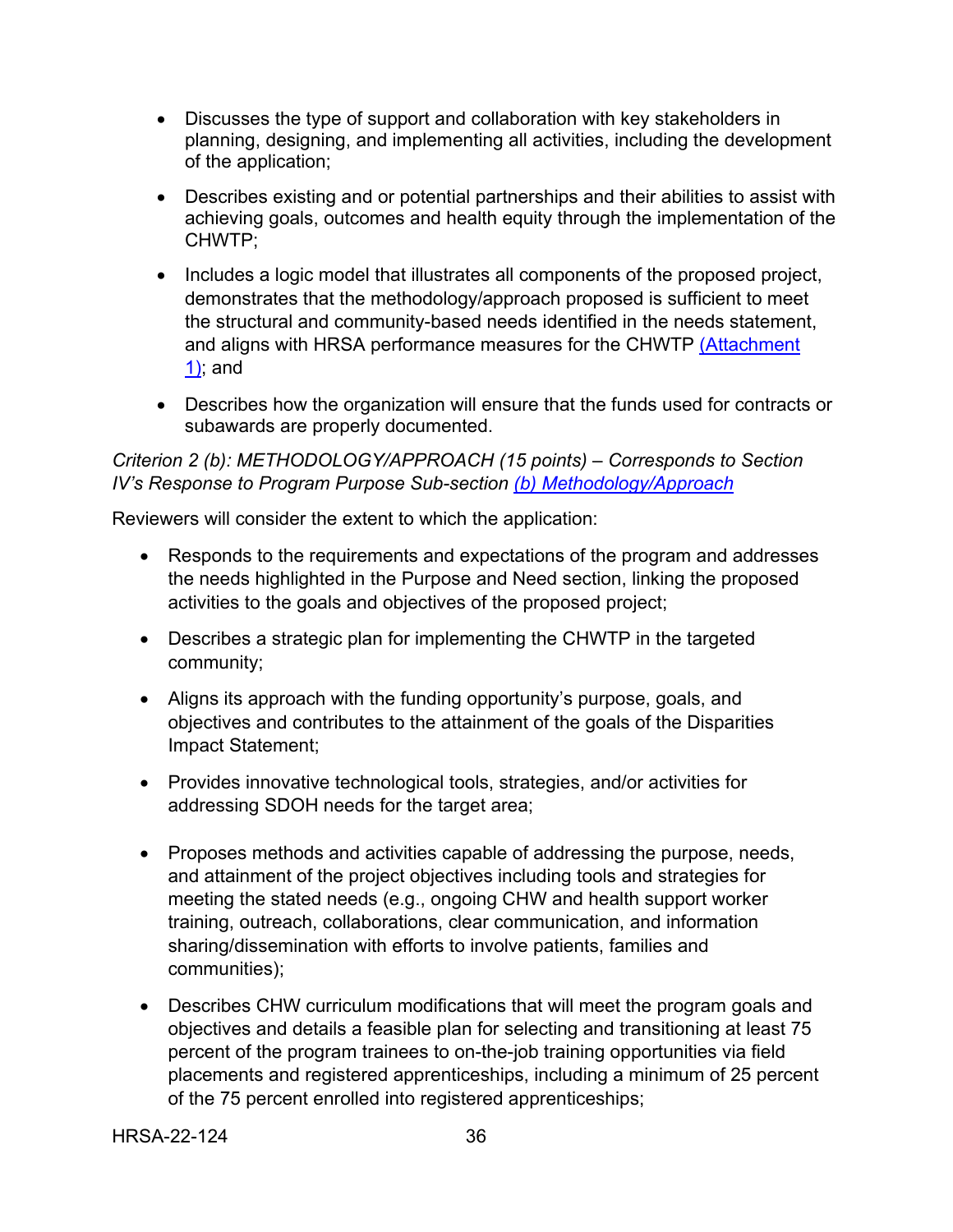- Discusses the type of support and collaboration with key stakeholders in planning, designing, and implementing all activities, including the development of the application;
- Describes existing and or potential partnerships and their abilities to assist with achieving goals, outcomes and health equity through the implementation of the CHWTP;
- Includes a logic model that illustrates all components of the proposed project, demonstrates that the methodology/approach proposed is sufficient to meet the structural and community-based needs identified in the needs statement, and aligns with HRSA performance measures for the CHWTP (Attachment 1); and
- Describes how the organization will ensure that the funds used for contracts or subawards are properly documented.

*Criterion 2 (b): METHODOLOGY/APPROACH (15 points) – Corresponds to Section IV's Response to Program Purpose Sub-section (b) Methodology/Approach*

Reviewers will consider the extent to which the application:

- Responds to the requirements and expectations of the program and addresses the needs highlighted in the Purpose and Need section, linking the proposed activities to the goals and objectives of the proposed project;
- Describes a strategic plan for implementing the CHWTP in the targeted community;
- Aligns its approach with the funding opportunity's purpose, goals, and objectives and contributes to the attainment of the goals of the Disparities Impact Statement;
- Provides innovative technological tools, strategies, and/or activities for addressing SDOH needs for the target area;
- Proposes methods and activities capable of addressing the purpose, needs, and attainment of the project objectives including tools and strategies for meeting the stated needs (e.g., ongoing CHW and health support worker training, outreach, collaborations, clear communication, and information sharing/dissemination with efforts to involve patients, families and communities);
- Describes CHW curriculum modifications that will meet the program goals and objectives and details a feasible plan for selecting and transitioning at least 75 percent of the program trainees to on-the-job training opportunities via field placements and registered apprenticeships, including a minimum of 25 percent of the 75 percent enrolled into registered apprenticeships;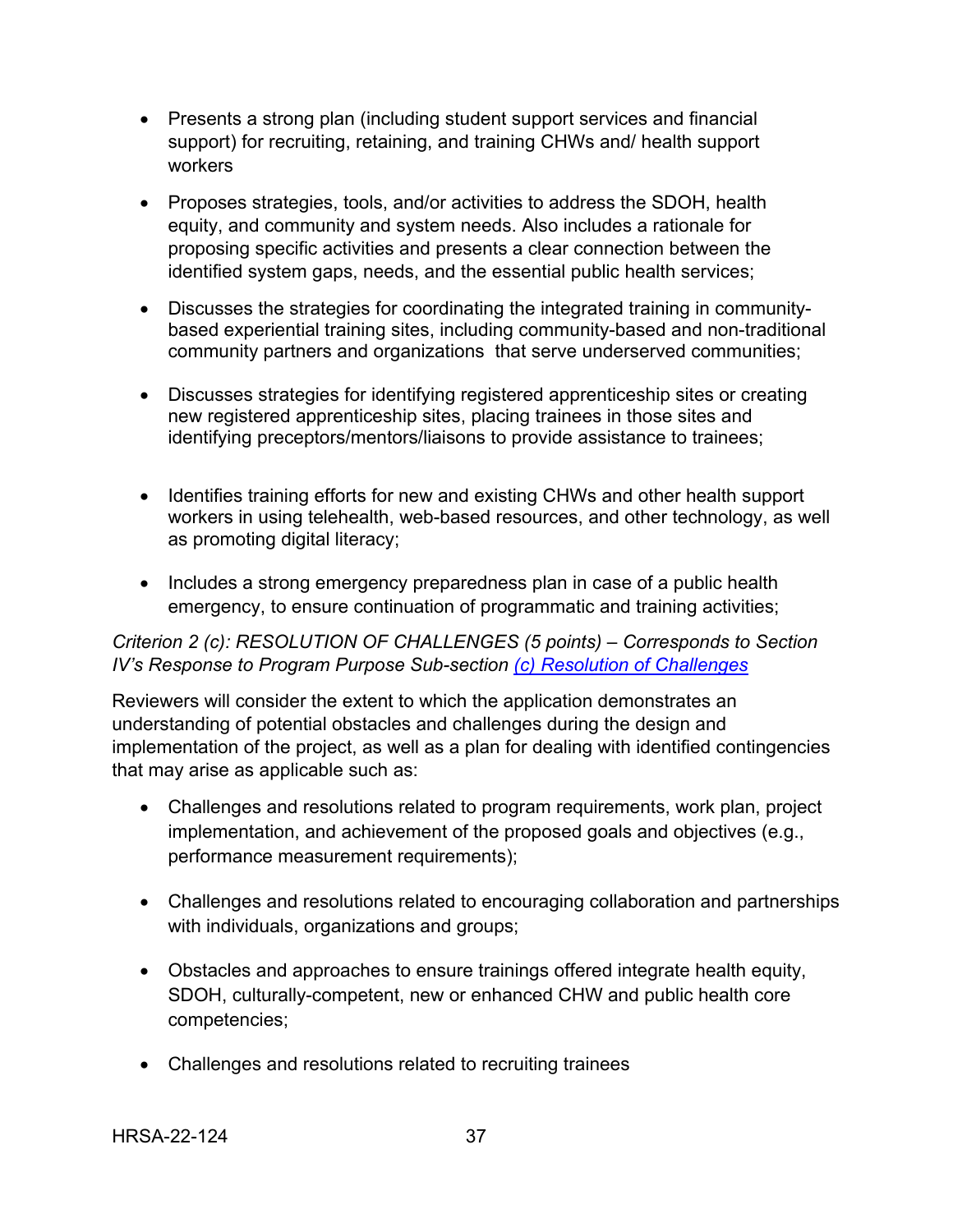- Presents a strong plan (including student support services and financial support) for recruiting, retaining, and training CHWs and/ health support workers
- Proposes strategies, tools, and/or activities to address the SDOH, health equity, and community and system needs. Also includes a rationale for proposing specific activities and presents a clear connection between the identified system gaps, needs, and the essential public health services;
- Discusses the strategies for coordinating the integrated training in community-based experiential training sites, including community-based and non-traditional community partners and organizations that serve underserved communities;
- Discusses strategies for identifying registered apprenticeship sites or creating new registered apprenticeship sites, placing trainees in those sites and identifying preceptors/mentors/liaisons to provide assistance to trainees;
- Identifies training efforts for new and existing CHWs and other health support workers in using telehealth, web-based resources, and other technology, as well as promoting digital literacy;
- Includes a strong emergency preparedness plan in case of a public health emergency, to ensure continuation of programmatic and training activities;

*Criterion 2 (c): RESOLUTION OF CHALLENGES (5 points) – Corresponds to Section IV's Response to Program Purpose Sub-section (c) Resolution of Challenges*

Reviewers will consider the extent to which the application demonstrates an understanding of potential obstacles and challenges during the design and implementation of the project, as well as a plan for dealing with identified contingencies that may arise as applicable such as:

- Challenges and resolutions related to program requirements, work plan, project implementation, and achievement of the proposed goals and objectives (e.g., performance measurement requirements);
- Challenges and resolutions related to encouraging collaboration and partnerships with individuals, organizations and groups;
- Obstacles and approaches to ensure trainings offered integrate health equity, SDOH, culturally-competent, new or enhanced CHW and public health core competencies;
- Challenges and resolutions related to recruiting trainees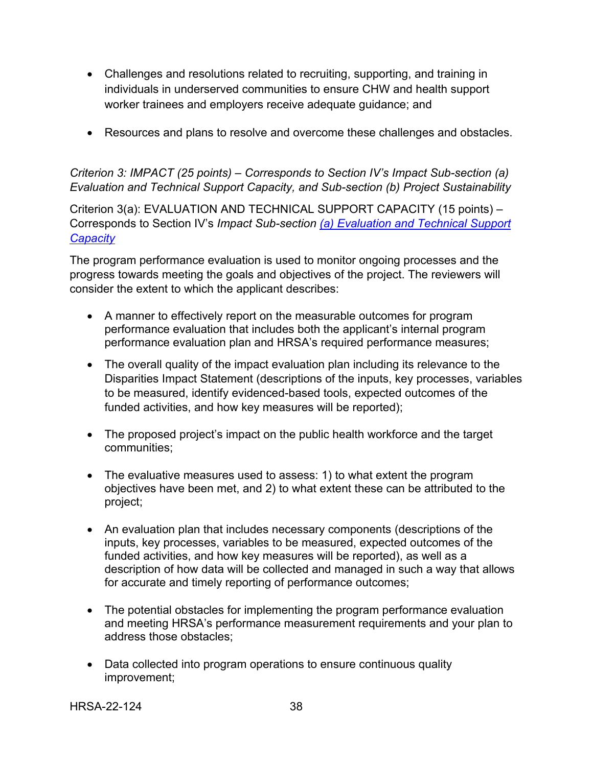- Challenges and resolutions related to recruiting, supporting, and training in individuals in underserved communities to ensure CHW and health support worker trainees and employers receive adequate guidance; and

- Resources and plans to resolve and overcome these challenges and obstacles.

*Criterion 3: IMPACT (25 points) – Corresponds to Section IV's Impact Sub-section (a) Evaluation and Technical Support Capacity, and Sub-section (b) Project Sustainability*

Criterion 3(a): EVALUATION AND TECHNICAL SUPPORT CAPACITY (15 points) – Corresponds to Section IV's *Impact Sub-section* *(a) Evaluation and Technical Support Capacity*

The program performance evaluation is used to monitor ongoing processes and the progress towards meeting the goals and objectives of the project. The reviewers will consider the extent to which the applicant describes:

- A manner to effectively report on the measurable outcomes for program performance evaluation that includes both the applicant's internal program performance evaluation plan and HRSA's required performance measures;

- The overall quality of the impact evaluation plan including its relevance to the Disparities Impact Statement (descriptions of the inputs, key processes, variables to be measured, identify evidenced-based tools, expected outcomes of the funded activities, and how key measures will be reported);

- The proposed project's impact on the public health workforce and the target communities;

- The evaluative measures used to assess: 1) to what extent the program objectives have been met, and 2) to what extent these can be attributed to the project;

- An evaluation plan that includes necessary components (descriptions of the inputs, key processes, variables to be measured, expected outcomes of the funded activities, and how key measures will be reported), as well as a description of how data will be collected and managed in such a way that allows for accurate and timely reporting of performance outcomes;

- The potential obstacles for implementing the program performance evaluation and meeting HRSA's performance measurement requirements and your plan to address those obstacles;

- Data collected into program operations to ensure continuous quality improvement;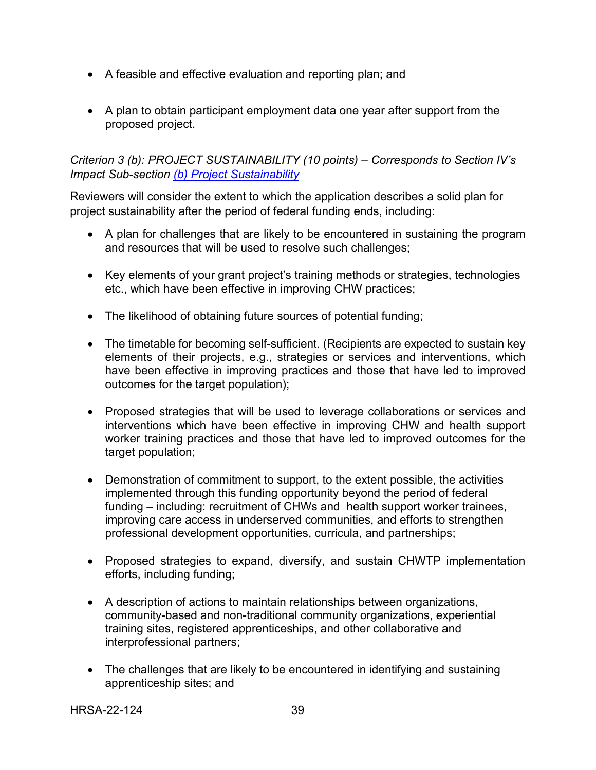- A feasible and effective evaluation and reporting plan; and
- A plan to obtain participant employment data one year after support from the proposed project.

*Criterion 3 (b): PROJECT SUSTAINABILITY (10 points) – Corresponds to Section IV's Impact Sub-section [(b) Project Sustainability]*

Reviewers will consider the extent to which the application describes a solid plan for project sustainability after the period of federal funding ends, including:

- A plan for challenges that are likely to be encountered in sustaining the program and resources that will be used to resolve such challenges;
- Key elements of your grant project's training methods or strategies, technologies etc., which have been effective in improving CHW practices;
- The likelihood of obtaining future sources of potential funding;
- The timetable for becoming self-sufficient. (Recipients are expected to sustain key elements of their projects, e.g., strategies or services and interventions, which have been effective in improving practices and those that have led to improved outcomes for the target population);
- Proposed strategies that will be used to leverage collaborations or services and interventions which have been effective in improving CHW and health support worker training practices and those that have led to improved outcomes for the target population;
- Demonstration of commitment to support, to the extent possible, the activities implemented through this funding opportunity beyond the period of federal funding – including: recruitment of CHWs and health support worker trainees, improving care access in underserved communities, and efforts to strengthen professional development opportunities, curricula, and partnerships;
- Proposed strategies to expand, diversify, and sustain CHWTP implementation efforts, including funding;
- A description of actions to maintain relationships between organizations, community-based and non-traditional community organizations, experiential training sites, registered apprenticeships, and other collaborative and interprofessional partners;
- The challenges that are likely to be encountered in identifying and sustaining apprenticeship sites; and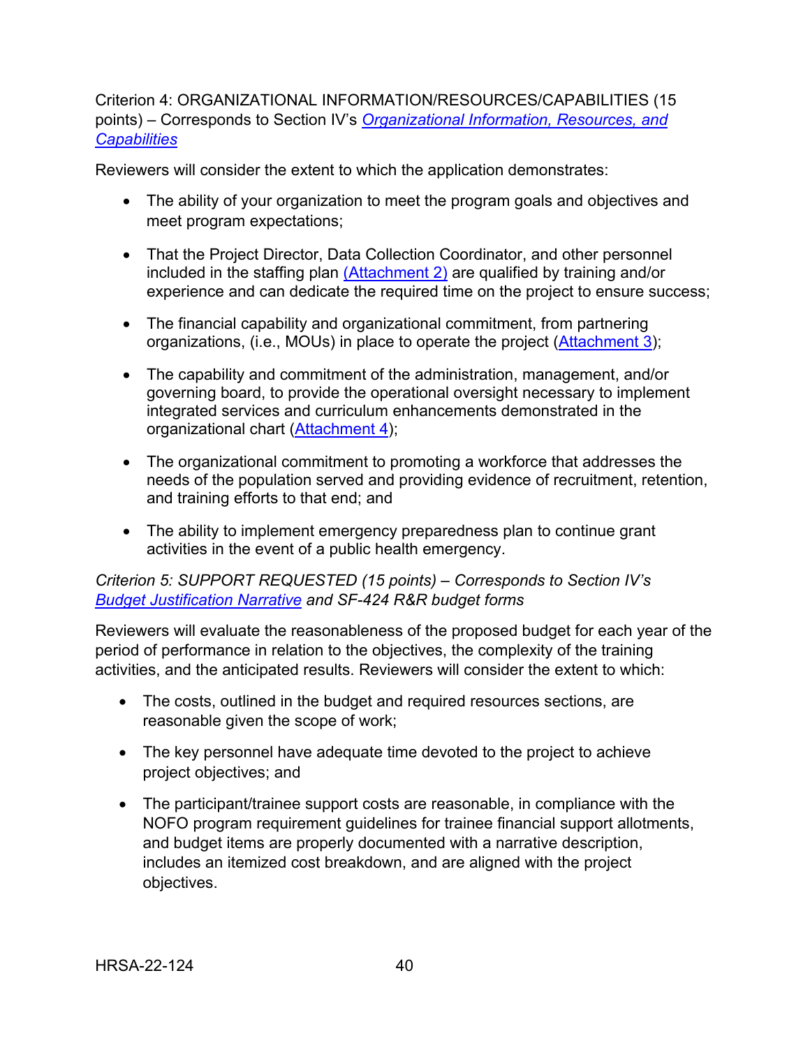Criterion 4: ORGANIZATIONAL INFORMATION/RESOURCES/CAPABILITIES (15 points) – Corresponds to Section IV's *Organizational Information, Resources, and Capabilities*

Reviewers will consider the extent to which the application demonstrates:

- The ability of your organization to meet the program goals and objectives and meet program expectations;
- That the Project Director, Data Collection Coordinator, and other personnel included in the staffing plan (Attachment 2) are qualified by training and/or experience and can dedicate the required time on the project to ensure success;
- The financial capability and organizational commitment, from partnering organizations, (i.e., MOUs) in place to operate the project (Attachment 3);
- The capability and commitment of the administration, management, and/or governing board, to provide the operational oversight necessary to implement integrated services and curriculum enhancements demonstrated in the organizational chart (Attachment 4);
- The organizational commitment to promoting a workforce that addresses the needs of the population served and providing evidence of recruitment, retention, and training efforts to that end; and
- The ability to implement emergency preparedness plan to continue grant activities in the event of a public health emergency.

*Criterion 5: SUPPORT REQUESTED (15 points) – Corresponds to Section IV's Budget Justification Narrative and SF-424 R&R budget forms*

Reviewers will evaluate the reasonableness of the proposed budget for each year of the period of performance in relation to the objectives, the complexity of the training activities, and the anticipated results. Reviewers will consider the extent to which:

- The costs, outlined in the budget and required resources sections, are reasonable given the scope of work;
- The key personnel have adequate time devoted to the project to achieve project objectives; and
- The participant/trainee support costs are reasonable, in compliance with the NOFO program requirement guidelines for trainee financial support allotments, and budget items are properly documented with a narrative description, includes an itemized cost breakdown, and are aligned with the project objectives.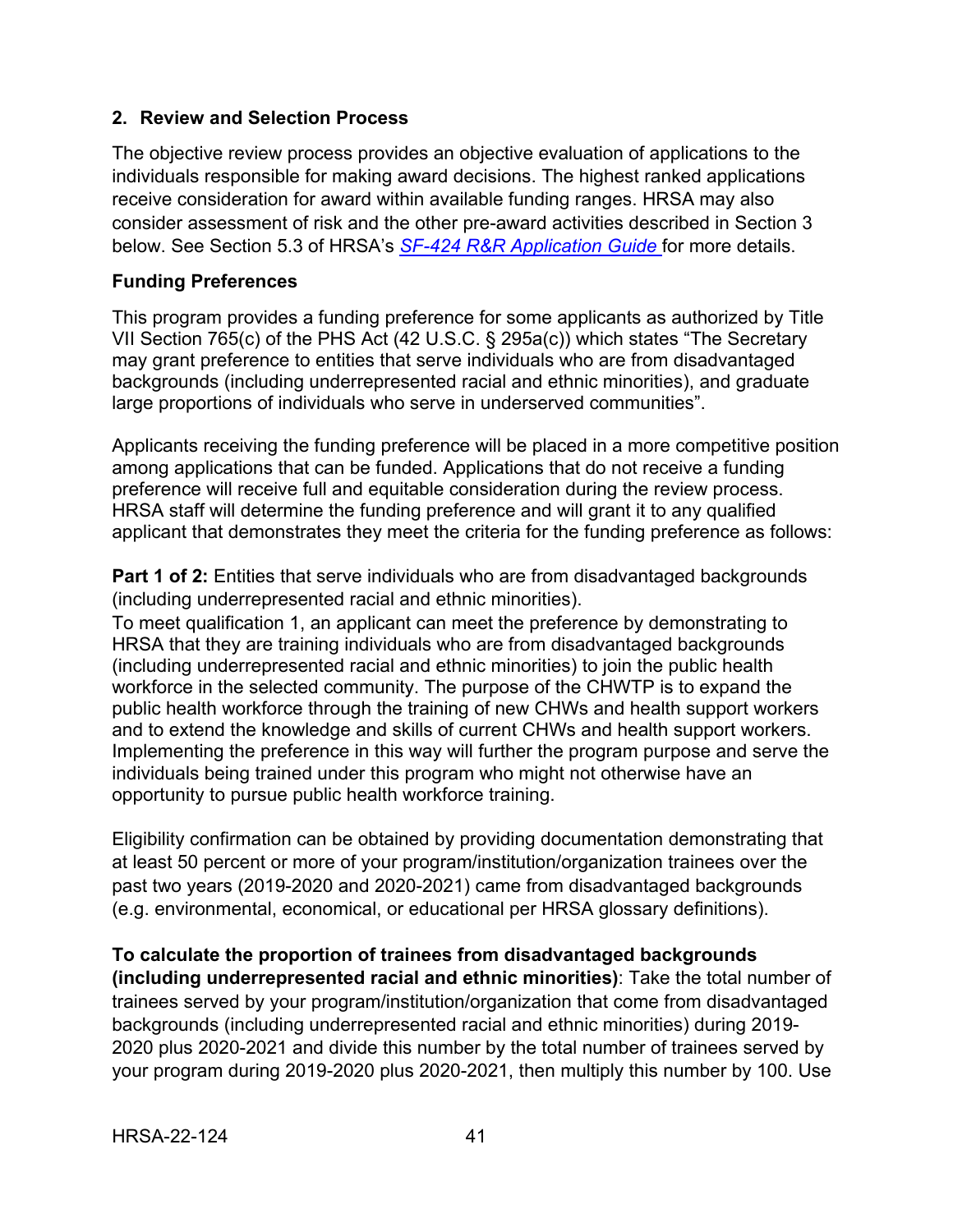## 2. Review and Selection Process

The objective review process provides an objective evaluation of applications to the individuals responsible for making award decisions. The highest ranked applications receive consideration for award within available funding ranges. HRSA may also consider assessment of risk and the other pre-award activities described in Section 3 below. See Section 5.3 of HRSA's *SF-424 R&R Application Guide* for more details.

### Funding Preferences

This program provides a funding preference for some applicants as authorized by Title VII Section 765(c) of the PHS Act (42 U.S.C. § 295a(c)) which states "The Secretary may grant preference to entities that serve individuals who are from disadvantaged backgrounds (including underrepresented racial and ethnic minorities), and graduate large proportions of individuals who serve in underserved communities".

Applicants receiving the funding preference will be placed in a more competitive position among applications that can be funded. Applications that do not receive a funding preference will receive full and equitable consideration during the review process. HRSA staff will determine the funding preference and will grant it to any qualified applicant that demonstrates they meet the criteria for the funding preference as follows:

**Part 1 of 2:** Entities that serve individuals who are from disadvantaged backgrounds (including underrepresented racial and ethnic minorities).
To meet qualification 1, an applicant can meet the preference by demonstrating to HRSA that they are training individuals who are from disadvantaged backgrounds (including underrepresented racial and ethnic minorities) to join the public health workforce in the selected community. The purpose of the CHWTP is to expand the public health workforce through the training of new CHWs and health support workers and to extend the knowledge and skills of current CHWs and health support workers. Implementing the preference in this way will further the program purpose and serve the individuals being trained under this program who might not otherwise have an opportunity to pursue public health workforce training.

Eligibility confirmation can be obtained by providing documentation demonstrating that at least 50 percent or more of your program/institution/organization trainees over the past two years (2019-2020 and 2020-2021) came from disadvantaged backgrounds (e.g. environmental, economical, or educational per HRSA glossary definitions).

**To calculate the proportion of trainees from disadvantaged backgrounds (including underrepresented racial and ethnic minorities)**: Take the total number of trainees served by your program/institution/organization that come from disadvantaged backgrounds (including underrepresented racial and ethnic minorities) during 2019-2020 plus 2020-2021 and divide this number by the total number of trainees served by your program during 2019-2020 plus 2020-2021, then multiply this number by 100. Use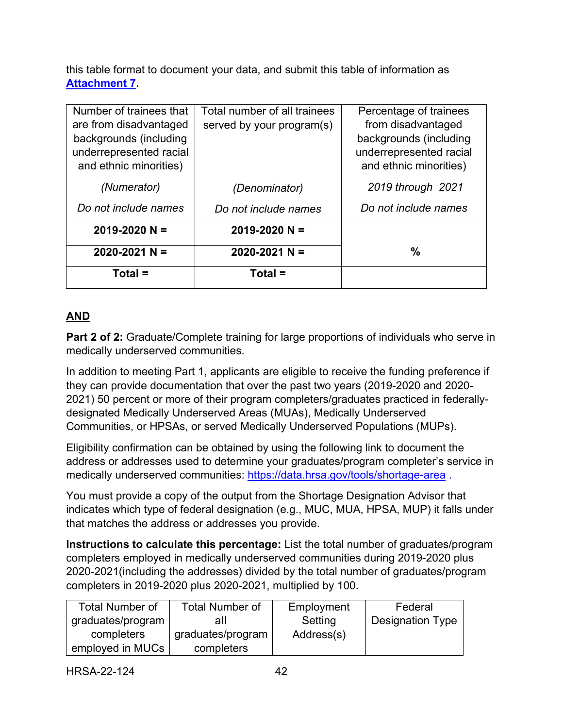this table format to document your data, and submit this table of information as **[Attachment 7](#)**.

| Number of trainees that are from disadvantaged backgrounds (including underrepresented racial and ethnic minorities)<br><br>*(Numerator)*<br><br>*Do not include names* | Total number of all trainees served by your program(s)<br><br>*(Denominator)*<br><br>*Do not include names* | Percentage of trainees from disadvantaged backgrounds (including underrepresented racial and ethnic minorities)<br><br>*2019 through 2021*<br><br>*Do not include names* |
|---|---|---|
| **2019-2020 N =** | **2019-2020 N =** | **%** |
| **2020-2021 N =** | **2020-2021 N =** | |
| **Total =** | **Total =** | |

**AND**

**Part 2 of 2:** Graduate/Complete training for large proportions of individuals who serve in medically underserved communities.

In addition to meeting Part 1, applicants are eligible to receive the funding preference if they can provide documentation that over the past two years (2019-2020 and 2020-2021) 50 percent or more of their program completers/graduates practiced in federally-designated Medically Underserved Areas (MUAs), Medically Underserved Communities, or HPSAs, or served Medically Underserved Populations (MUPs).

Eligibility confirmation can be obtained by using the following link to document the address or addresses used to determine your graduates/program completer's service in medically underserved communities: [https://data.hrsa.gov/tools/shortage-area](https://data.hrsa.gov/tools/shortage-area) .

You must provide a copy of the output from the Shortage Designation Advisor that indicates which type of federal designation (e.g., MUC, MUA, HPSA, MUP) it falls under that matches the address or addresses you provide.

**Instructions to calculate this percentage:** List the total number of graduates/program completers employed in medically underserved communities during 2019-2020 plus 2020-2021(including the addresses) divided by the total number of graduates/program completers in 2019-2020 plus 2020-2021, multiplied by 100.

| Total Number of graduates/program completers employed in MUCs | Total Number of all graduates/program completers | Employment Setting Address(s) | Federal Designation Type |
|---|---|---|---|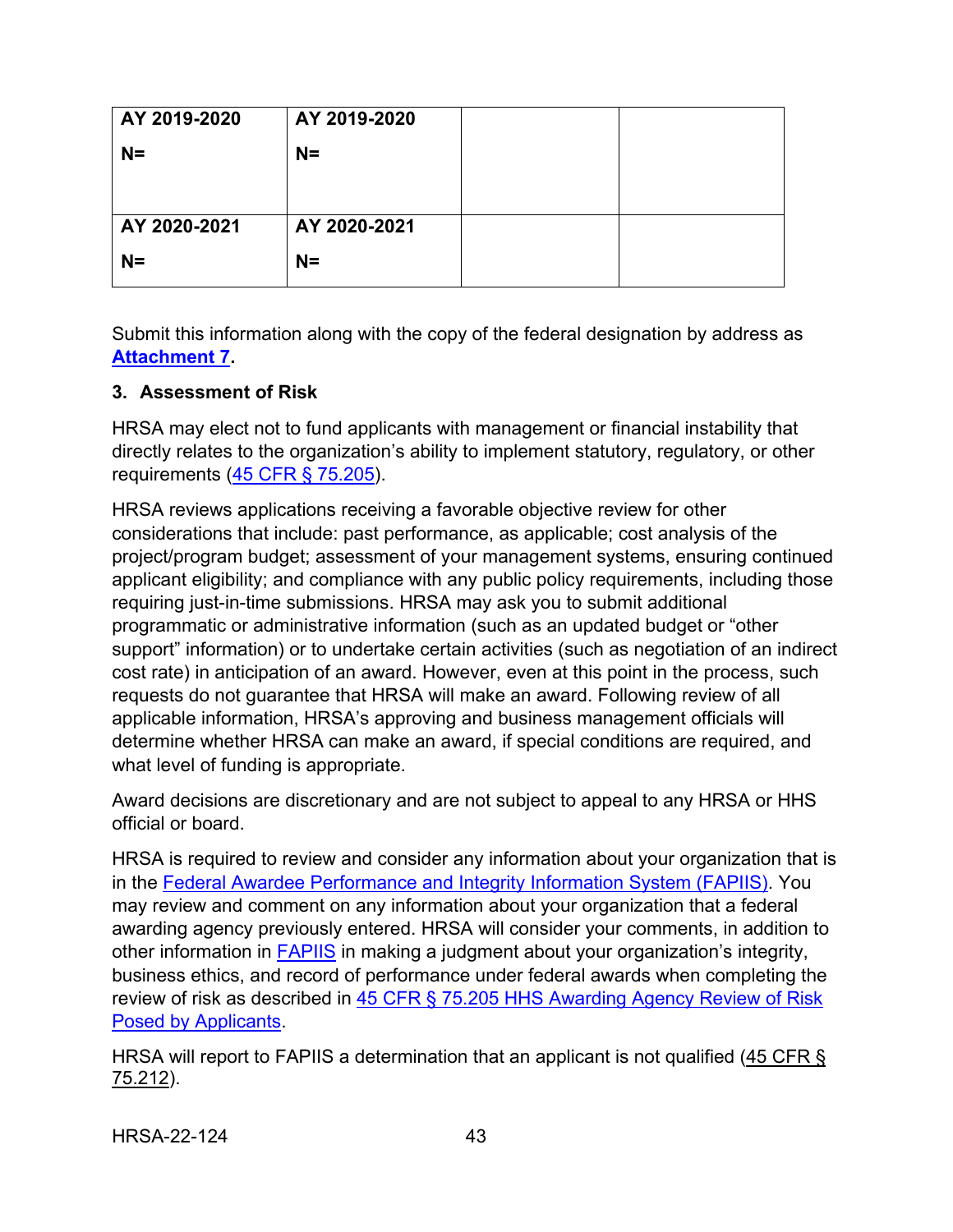| AY 2019-2020<br><br>N= | AY 2019-2020<br><br>N= | | |
|---|---|---|---|
| AY 2020-2021<br><br>N= | AY 2020-2021<br><br>N= | | |

Submit this information along with the copy of the federal designation by address as **Attachment 7.**

### 3. Assessment of Risk

HRSA may elect not to fund applicants with management or financial instability that directly relates to the organization's ability to implement statutory, regulatory, or other requirements (45 CFR § 75.205).

HRSA reviews applications receiving a favorable objective review for other considerations that include: past performance, as applicable; cost analysis of the project/program budget; assessment of your management systems, ensuring continued applicant eligibility; and compliance with any public policy requirements, including those requiring just-in-time submissions. HRSA may ask you to submit additional programmatic or administrative information (such as an updated budget or "other support" information) or to undertake certain activities (such as negotiation of an indirect cost rate) in anticipation of an award. However, even at this point in the process, such requests do not guarantee that HRSA will make an award. Following review of all applicable information, HRSA's approving and business management officials will determine whether HRSA can make an award, if special conditions are required, and what level of funding is appropriate.

Award decisions are discretionary and are not subject to appeal to any HRSA or HHS official or board.

HRSA is required to review and consider any information about your organization that is in the Federal Awardee Performance and Integrity Information System (FAPIIS). You may review and comment on any information about your organization that a federal awarding agency previously entered. HRSA will consider your comments, in addition to other information in FAPIIS in making a judgment about your organization's integrity, business ethics, and record of performance under federal awards when completing the review of risk as described in 45 CFR § 75.205 HHS Awarding Agency Review of Risk Posed by Applicants.

HRSA will report to FAPIIS a determination that an applicant is not qualified (45 CFR § 75.212).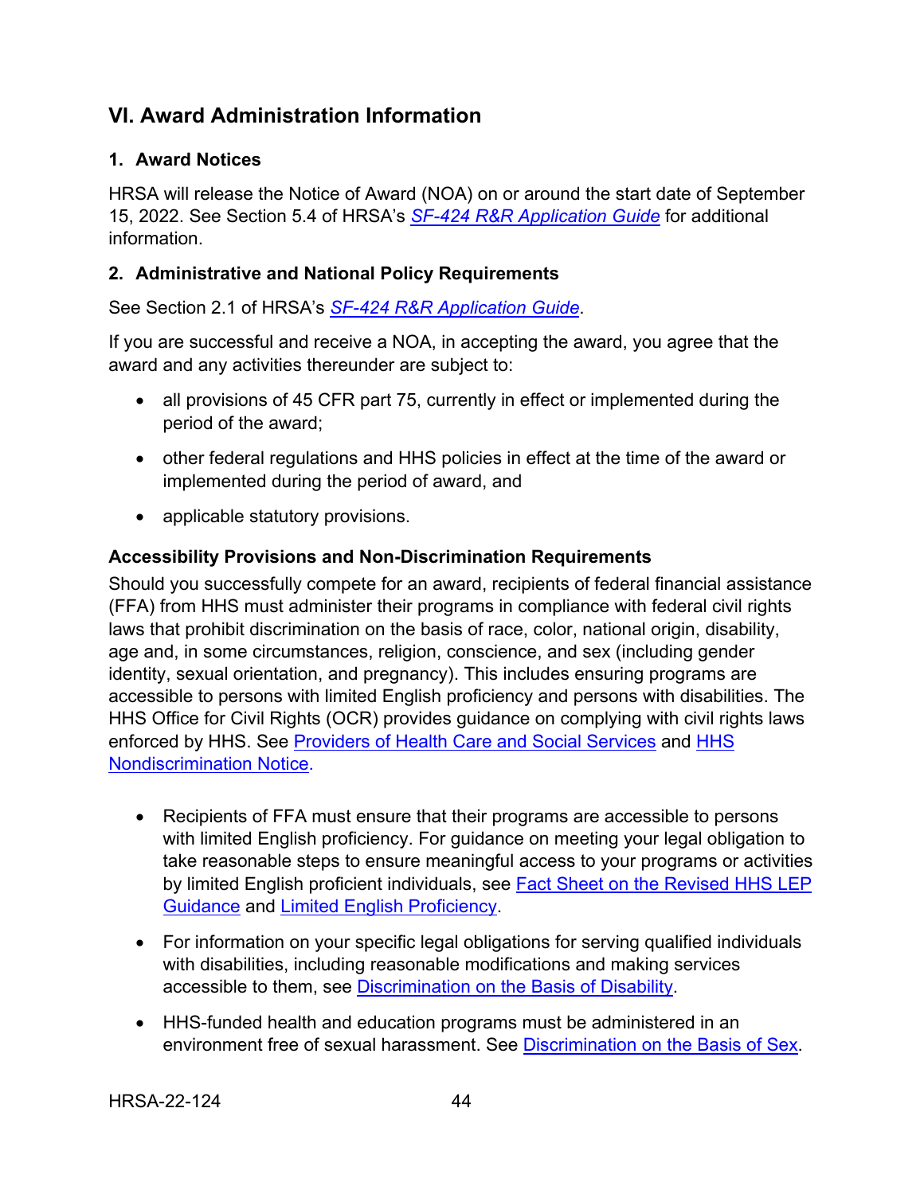## VI. Award Administration Information

### 1. Award Notices

HRSA will release the Notice of Award (NOA) on or around the start date of September 15, 2022. See Section 5.4 of HRSA's [*SF-424 R&R Application Guide*] for additional information.

### 2. Administrative and National Policy Requirements

See Section 2.1 of HRSA's [*SF-424 R&R Application Guide*].

If you are successful and receive a NOA, in accepting the award, you agree that the award and any activities thereunder are subject to:

- all provisions of 45 CFR part 75, currently in effect or implemented during the period of the award;
- other federal regulations and HHS policies in effect at the time of the award or implemented during the period of award, and
- applicable statutory provisions.

**Accessibility Provisions and Non-Discrimination Requirements**

Should you successfully compete for an award, recipients of federal financial assistance (FFA) from HHS must administer their programs in compliance with federal civil rights laws that prohibit discrimination on the basis of race, color, national origin, disability, age and, in some circumstances, religion, conscience, and sex (including gender identity, sexual orientation, and pregnancy). This includes ensuring programs are accessible to persons with limited English proficiency and persons with disabilities. The HHS Office for Civil Rights (OCR) provides guidance on complying with civil rights laws enforced by HHS. See [Providers of Health Care and Social Services] and [HHS Nondiscrimination Notice].

- Recipients of FFA must ensure that their programs are accessible to persons with limited English proficiency. For guidance on meeting your legal obligation to take reasonable steps to ensure meaningful access to your programs or activities by limited English proficient individuals, see [Fact Sheet on the Revised HHS LEP Guidance] and [Limited English Proficiency].
- For information on your specific legal obligations for serving qualified individuals with disabilities, including reasonable modifications and making services accessible to them, see [Discrimination on the Basis of Disability].
- HHS-funded health and education programs must be administered in an environment free of sexual harassment. See [Discrimination on the Basis of Sex].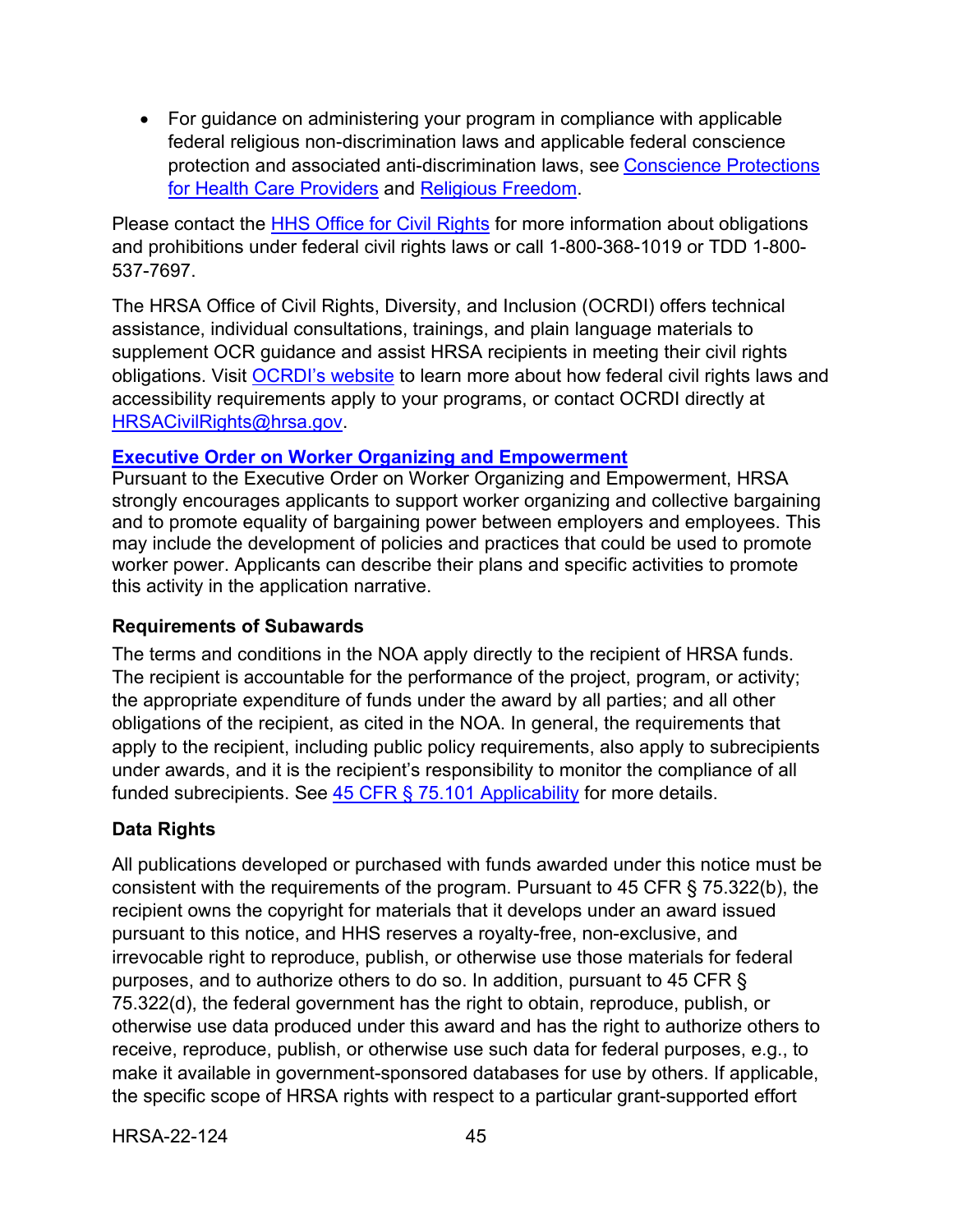- For guidance on administering your program in compliance with applicable federal religious non-discrimination laws and applicable federal conscience protection and associated anti-discrimination laws, see Conscience Protections for Health Care Providers and Religious Freedom.

Please contact the HHS Office for Civil Rights for more information about obligations and prohibitions under federal civil rights laws or call 1-800-368-1019 or TDD 1-800-537-7697.

The HRSA Office of Civil Rights, Diversity, and Inclusion (OCRDI) offers technical assistance, individual consultations, trainings, and plain language materials to supplement OCR guidance and assist HRSA recipients in meeting their civil rights obligations. Visit OCRDI's website to learn more about how federal civil rights laws and accessibility requirements apply to your programs, or contact OCRDI directly at HRSACivilRights@hrsa.gov.

**Executive Order on Worker Organizing and Empowerment**

Pursuant to the Executive Order on Worker Organizing and Empowerment, HRSA strongly encourages applicants to support worker organizing and collective bargaining and to promote equality of bargaining power between employers and employees. This may include the development of policies and practices that could be used to promote worker power. Applicants can describe their plans and specific activities to promote this activity in the application narrative.

**Requirements of Subawards**

The terms and conditions in the NOA apply directly to the recipient of HRSA funds. The recipient is accountable for the performance of the project, program, or activity; the appropriate expenditure of funds under the award by all parties; and all other obligations of the recipient, as cited in the NOA. In general, the requirements that apply to the recipient, including public policy requirements, also apply to subrecipients under awards, and it is the recipient's responsibility to monitor the compliance of all funded subrecipients. See 45 CFR § 75.101 Applicability for more details.

**Data Rights**

All publications developed or purchased with funds awarded under this notice must be consistent with the requirements of the program. Pursuant to 45 CFR § 75.322(b), the recipient owns the copyright for materials that it develops under an award issued pursuant to this notice, and HHS reserves a royalty-free, non-exclusive, and irrevocable right to reproduce, publish, or otherwise use those materials for federal purposes, and to authorize others to do so. In addition, pursuant to 45 CFR § 75.322(d), the federal government has the right to obtain, reproduce, publish, or otherwise use data produced under this award and has the right to authorize others to receive, reproduce, publish, or otherwise use such data for federal purposes, e.g., to make it available in government-sponsored databases for use by others. If applicable, the specific scope of HRSA rights with respect to a particular grant-supported effort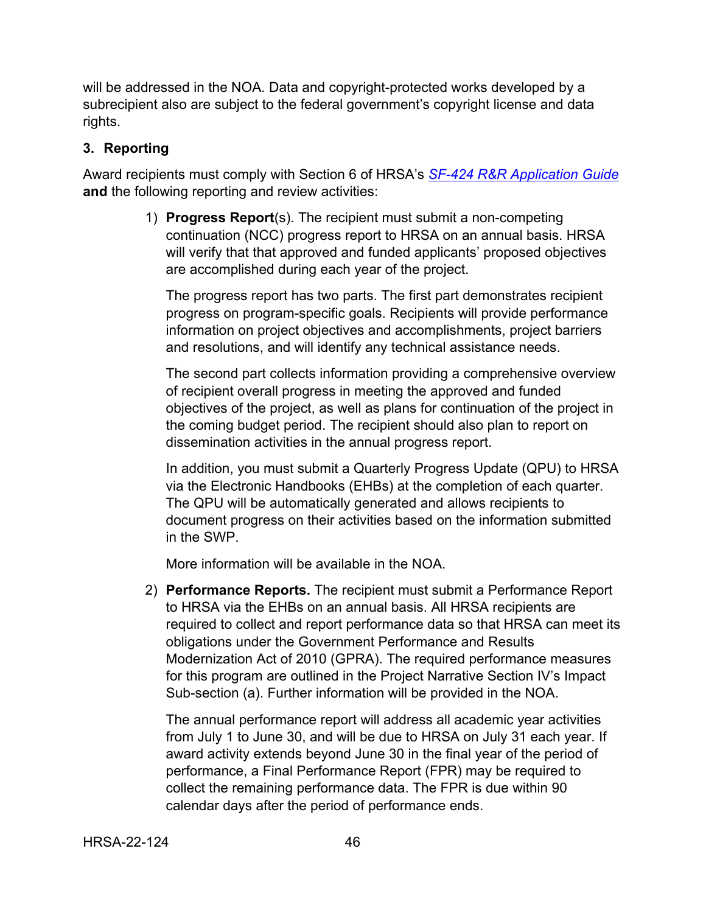will be addressed in the NOA. Data and copyright-protected works developed by a subrecipient also are subject to the federal government's copyright license and data rights.

### 3. Reporting

Award recipients must comply with Section 6 of HRSA's *SF-424 R&R Application Guide* **and** the following reporting and review activities:

1) **Progress Report**(s). The recipient must submit a non-competing continuation (NCC) progress report to HRSA on an annual basis. HRSA will verify that that approved and funded applicants' proposed objectives are accomplished during each year of the project.

   The progress report has two parts. The first part demonstrates recipient progress on program-specific goals. Recipients will provide performance information on project objectives and accomplishments, project barriers and resolutions, and will identify any technical assistance needs.

   The second part collects information providing a comprehensive overview of recipient overall progress in meeting the approved and funded objectives of the project, as well as plans for continuation of the project in the coming budget period. The recipient should also plan to report on dissemination activities in the annual progress report.

   In addition, you must submit a Quarterly Progress Update (QPU) to HRSA via the Electronic Handbooks (EHBs) at the completion of each quarter. The QPU will be automatically generated and allows recipients to document progress on their activities based on the information submitted in the SWP.

   More information will be available in the NOA.

2) **Performance Reports.** The recipient must submit a Performance Report to HRSA via the EHBs on an annual basis. All HRSA recipients are required to collect and report performance data so that HRSA can meet its obligations under the Government Performance and Results Modernization Act of 2010 (GPRA). The required performance measures for this program are outlined in the Project Narrative Section IV's Impact Sub-section (a). Further information will be provided in the NOA.

   The annual performance report will address all academic year activities from July 1 to June 30, and will be due to HRSA on July 31 each year. If award activity extends beyond June 30 in the final year of the period of performance, a Final Performance Report (FPR) may be required to collect the remaining performance data. The FPR is due within 90 calendar days after the period of performance ends.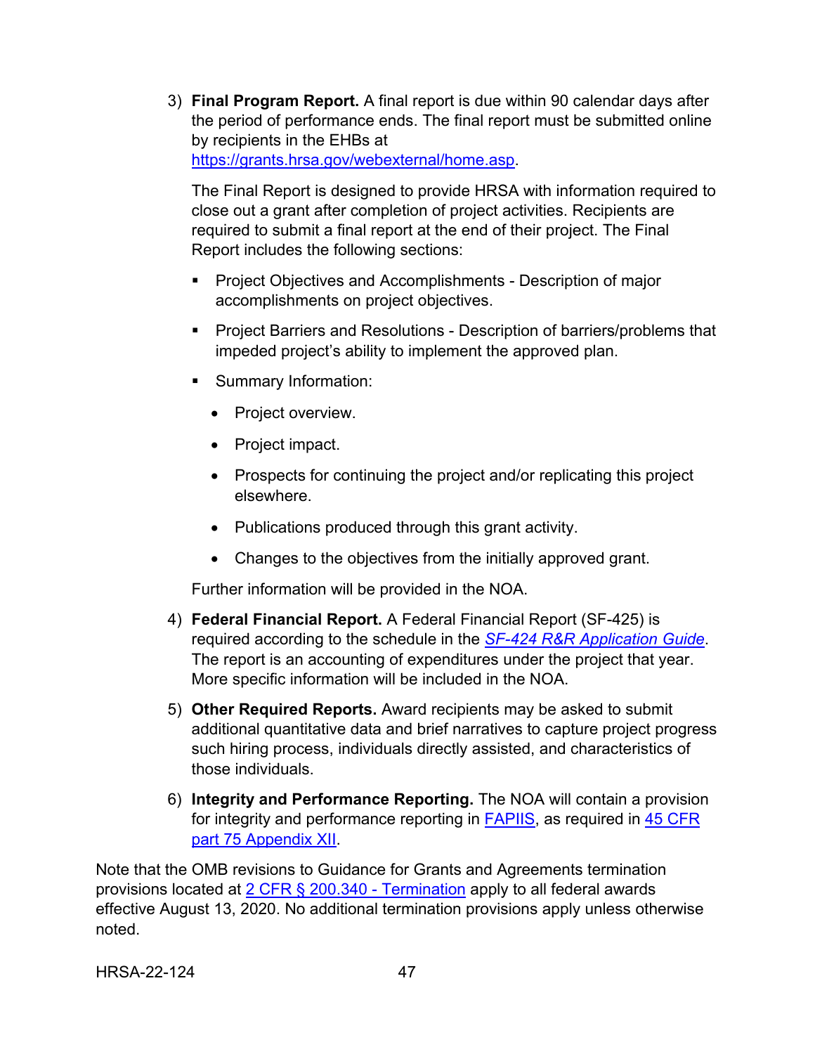3) **Final Program Report.** A final report is due within 90 calendar days after the period of performance ends. The final report must be submitted online by recipients in the EHBs at [https://grants.hrsa.gov/webexternal/home.asp](https://grants.hrsa.gov/webexternal/home.asp).

   The Final Report is designed to provide HRSA with information required to close out a grant after completion of project activities. Recipients are required to submit a final report at the end of their project. The Final Report includes the following sections:

   - Project Objectives and Accomplishments - Description of major accomplishments on project objectives.
   - Project Barriers and Resolutions - Description of barriers/problems that impeded project's ability to implement the approved plan.
   - Summary Information:
     - Project overview.
     - Project impact.
     - Prospects for continuing the project and/or replicating this project elsewhere.
     - Publications produced through this grant activity.
     - Changes to the objectives from the initially approved grant.

   Further information will be provided in the NOA.

4) **Federal Financial Report.** A Federal Financial Report (SF-425) is required according to the schedule in the [*SF-424 R&R Application Guide*](). The report is an accounting of expenditures under the project that year. More specific information will be included in the NOA.

5) **Other Required Reports.** Award recipients may be asked to submit additional quantitative data and brief narratives to capture project progress such hiring process, individuals directly assisted, and characteristics of those individuals.

6) **Integrity and Performance Reporting.** The NOA will contain a provision for integrity and performance reporting in [FAPIIS](), as required in [45 CFR part 75 Appendix XII]().

Note that the OMB revisions to Guidance for Grants and Agreements termination provisions located at [2 CFR § 200.340 - Termination]() apply to all federal awards effective August 13, 2020. No additional termination provisions apply unless otherwise noted.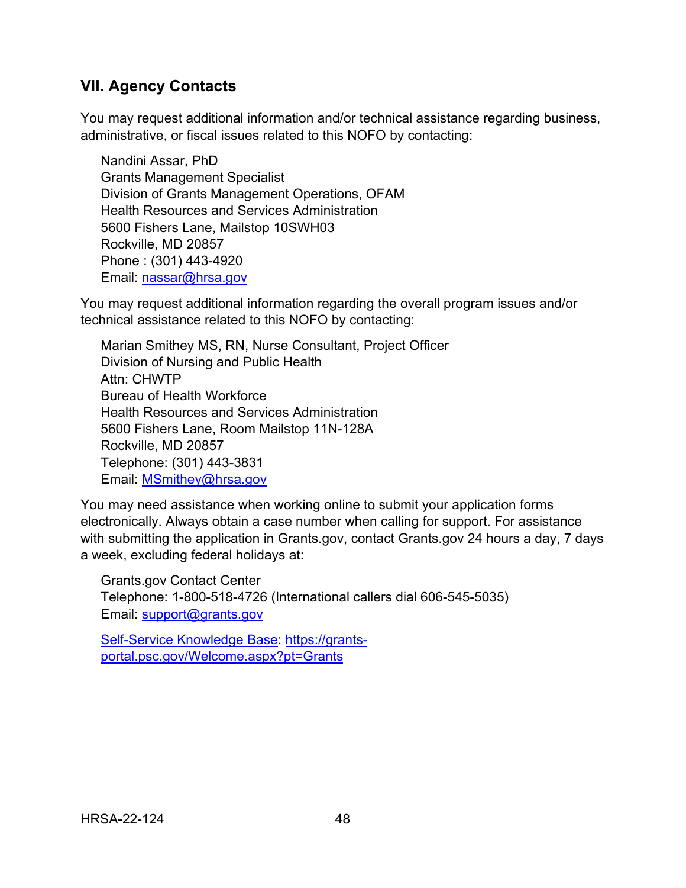## VII. Agency Contacts

You may request additional information and/or technical assistance regarding business, administrative, or fiscal issues related to this NOFO by contacting:

Nandini Assar, PhD
Grants Management Specialist
Division of Grants Management Operations, OFAM
Health Resources and Services Administration
5600 Fishers Lane, Mailstop 10SWH03
Rockville, MD 20857
Phone : (301) 443-4920
Email: nassar@hrsa.gov

You may request additional information regarding the overall program issues and/or technical assistance related to this NOFO by contacting:

Marian Smithey MS, RN, Nurse Consultant, Project Officer
Division of Nursing and Public Health
Attn: CHWTP
Bureau of Health Workforce
Health Resources and Services Administration
5600 Fishers Lane, Room Mailstop 11N-128A
Rockville, MD 20857
Telephone: (301) 443-3831
Email: MSmithey@hrsa.gov

You may need assistance when working online to submit your application forms electronically. Always obtain a case number when calling for support. For assistance with submitting the application in Grants.gov, contact Grants.gov 24 hours a day, 7 days a week, excluding federal holidays at:

Grants.gov Contact Center
Telephone: 1-800-518-4726 (International callers dial 606-545-5035)
Email: support@grants.gov

Self-Service Knowledge Base: https://grants-portal.psc.gov/Welcome.aspx?pt=Grants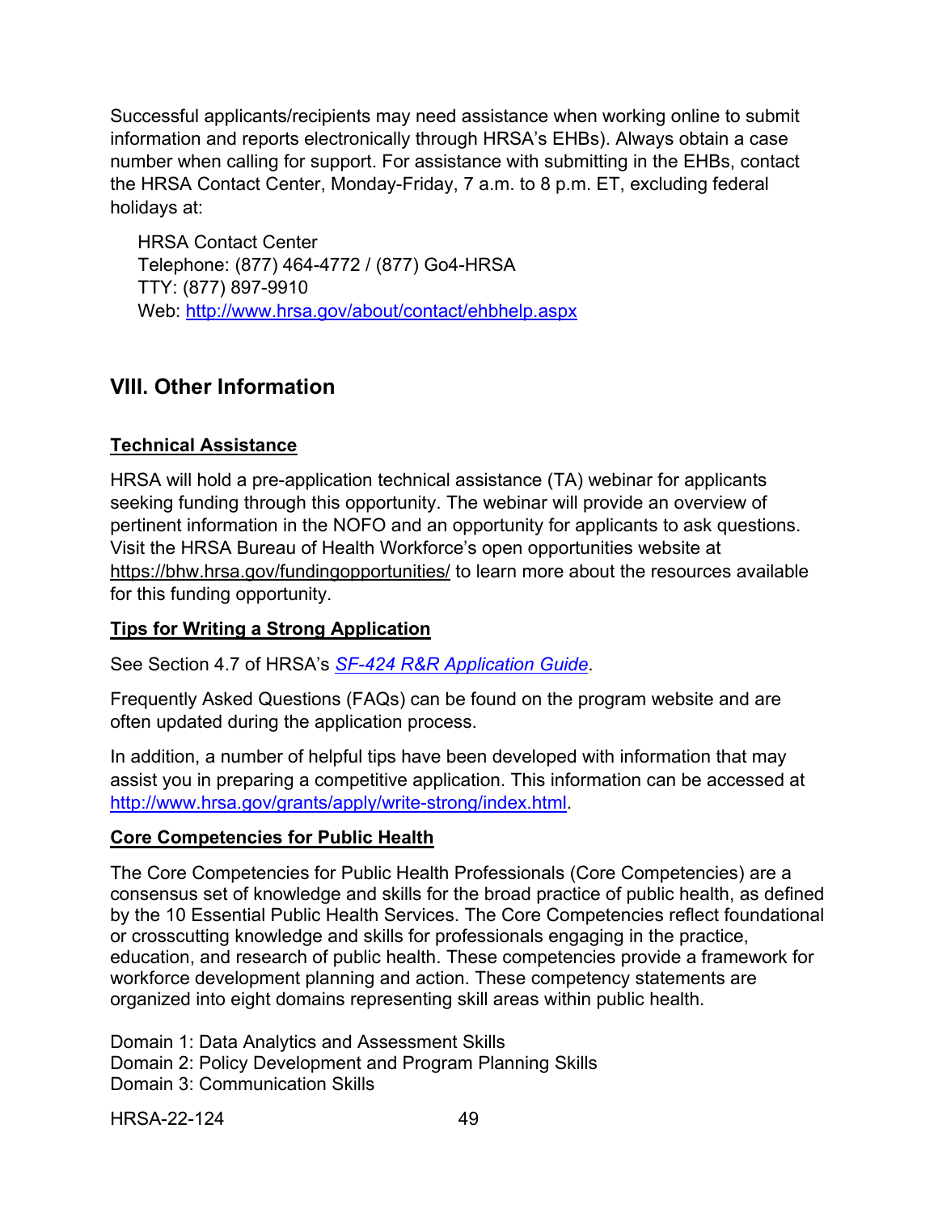Successful applicants/recipients may need assistance when working online to submit information and reports electronically through HRSA's EHBs). Always obtain a case number when calling for support. For assistance with submitting in the EHBs, contact the HRSA Contact Center, Monday-Friday, 7 a.m. to 8 p.m. ET, excluding federal holidays at:

HRSA Contact Center
Telephone: (877) 464-4772 / (877) Go4-HRSA
TTY: (877) 897-9910
Web: [http://www.hrsa.gov/about/contact/ehbhelp.aspx](http://www.hrsa.gov/about/contact/ehbhelp.aspx)

## VIII. Other Information

**Technical Assistance**

HRSA will hold a pre-application technical assistance (TA) webinar for applicants seeking funding through this opportunity. The webinar will provide an overview of pertinent information in the NOFO and an opportunity for applicants to ask questions. Visit the HRSA Bureau of Health Workforce's open opportunities website at https://bhw.hrsa.gov/fundingopportunities/ to learn more about the resources available for this funding opportunity.

**Tips for Writing a Strong Application**

See Section 4.7 of HRSA's *SF-424 R&R Application Guide*.

Frequently Asked Questions (FAQs) can be found on the program website and are often updated during the application process.

In addition, a number of helpful tips have been developed with information that may assist you in preparing a competitive application. This information can be accessed at [http://www.hrsa.gov/grants/apply/write-strong/index.html](http://www.hrsa.gov/grants/apply/write-strong/index.html).

**Core Competencies for Public Health**

The Core Competencies for Public Health Professionals (Core Competencies) are a consensus set of knowledge and skills for the broad practice of public health, as defined by the 10 Essential Public Health Services. The Core Competencies reflect foundational or crosscutting knowledge and skills for professionals engaging in the practice, education, and research of public health. These competencies provide a framework for workforce development planning and action. These competency statements are organized into eight domains representing skill areas within public health.

Domain 1: Data Analytics and Assessment Skills
Domain 2: Policy Development and Program Planning Skills
Domain 3: Communication Skills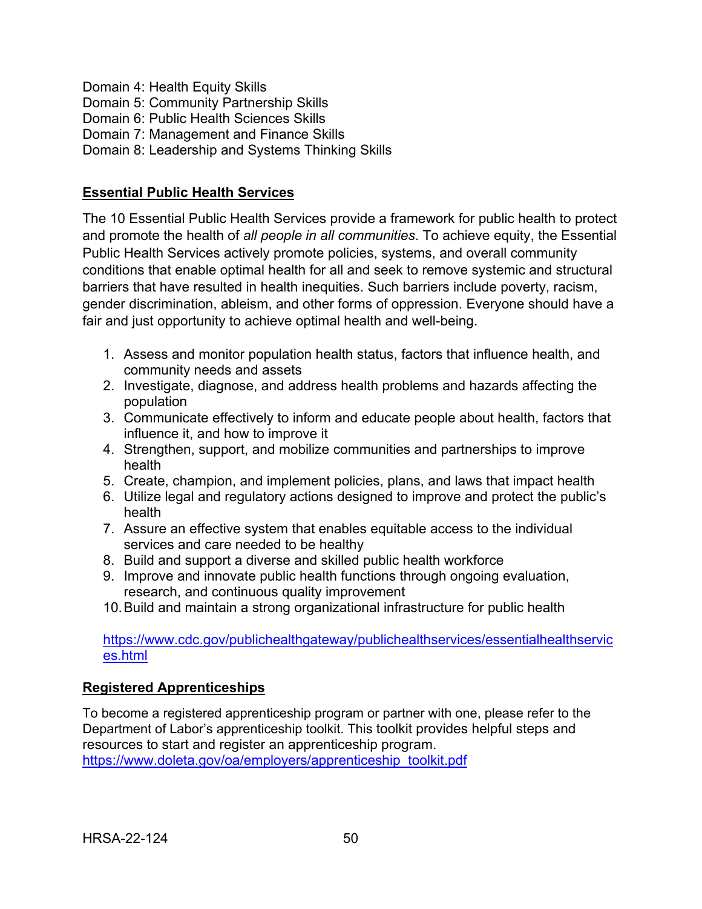Domain 4: Health Equity Skills
Domain 5: Community Partnership Skills
Domain 6: Public Health Sciences Skills
Domain 7: Management and Finance Skills
Domain 8: Leadership and Systems Thinking Skills

## Essential Public Health Services

The 10 Essential Public Health Services provide a framework for public health to protect and promote the health of *all people in all communities*. To achieve equity, the Essential Public Health Services actively promote policies, systems, and overall community conditions that enable optimal health for all and seek to remove systemic and structural barriers that have resulted in health inequities. Such barriers include poverty, racism, gender discrimination, ableism, and other forms of oppression. Everyone should have a fair and just opportunity to achieve optimal health and well-being.

1. Assess and monitor population health status, factors that influence health, and community needs and assets
2. Investigate, diagnose, and address health problems and hazards affecting the population
3. Communicate effectively to inform and educate people about health, factors that influence it, and how to improve it
4. Strengthen, support, and mobilize communities and partnerships to improve health
5. Create, champion, and implement policies, plans, and laws that impact health
6. Utilize legal and regulatory actions designed to improve and protect the public's health
7. Assure an effective system that enables equitable access to the individual services and care needed to be healthy
8. Build and support a diverse and skilled public health workforce
9. Improve and innovate public health functions through ongoing evaluation, research, and continuous quality improvement
10. Build and maintain a strong organizational infrastructure for public health

https://www.cdc.gov/publichealthgateway/publichealthservices/essentialhealthservices.html

## Registered Apprenticeships

To become a registered apprenticeship program or partner with one, please refer to the Department of Labor's apprenticeship toolkit. This toolkit provides helpful steps and resources to start and register an apprenticeship program.
https://www.doleta.gov/oa/employers/apprenticeship_toolkit.pdf